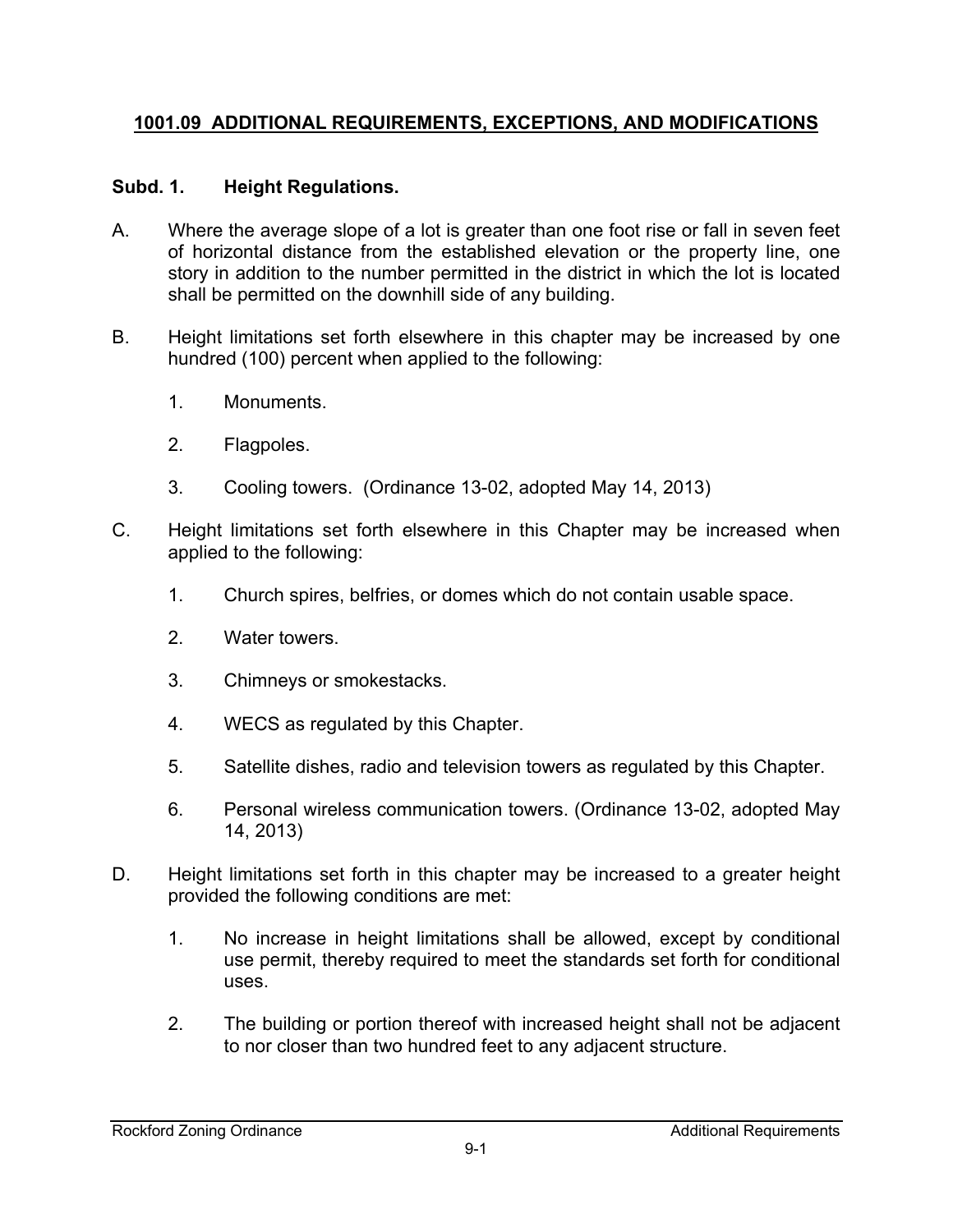## 1001.09 ADDITIONAL REQUIREMENTS, EXCEPTIONS, AND MODIFICATIONS

### Subd. 1. Height Regulations.

A. Where the average slope of a lot is greater than one foot rise or fall in seven feet of horizontal distance from the established elevation or the property line, one story in addition to the number permitted in the district in which the lot is located shall be permitted on the downhill side of any building.

B. Height limitations set forth elsewhere in this chapter may be increased by one hundred (100) percent when applied to the following:

1. Monuments.

2. Flagpoles.

3. Cooling towers. (Ordinance 13-02, adopted May 14, 2013)

C. Height limitations set forth elsewhere in this Chapter may be increased when applied to the following:

1. Church spires, belfries, or domes which do not contain usable space.

2. Water towers.

3. Chimneys or smokestacks.

4. WECS as regulated by this Chapter.

5. Satellite dishes, radio and television towers as regulated by this Chapter.

6. Personal wireless communication towers. (Ordinance 13-02, adopted May 14, 2013)

D. Height limitations set forth in this chapter may be increased to a greater height provided the following conditions are met:

1. No increase in height limitations shall be allowed, except by conditional use permit, thereby required to meet the standards set forth for conditional uses.

2. The building or portion thereof with increased height shall not be adjacent to nor closer than two hundred feet to any adjacent structure.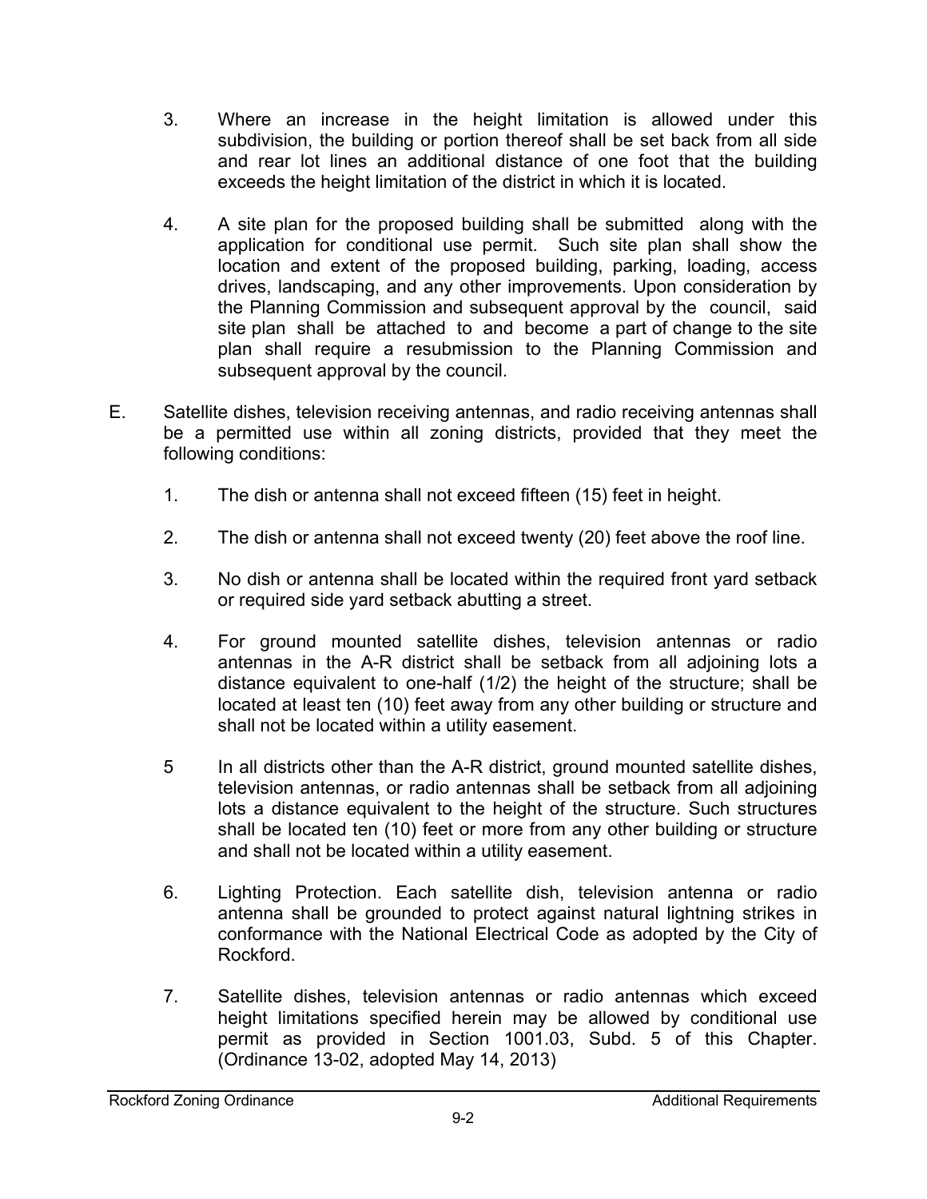3. Where an increase in the height limitation is allowed under this subdivision, the building or portion thereof shall be set back from all side and rear lot lines an additional distance of one foot that the building exceeds the height limitation of the district in which it is located.

4. A site plan for the proposed building shall be submitted along with the application for conditional use permit. Such site plan shall show the location and extent of the proposed building, parking, loading, access drives, landscaping, and any other improvements. Upon consideration by the Planning Commission and subsequent approval by the council, said site plan shall be attached to and become a part of change to the site plan shall require a resubmission to the Planning Commission and subsequent approval by the council.

E. Satellite dishes, television receiving antennas, and radio receiving antennas shall be a permitted use within all zoning districts, provided that they meet the following conditions:

1. The dish or antenna shall not exceed fifteen (15) feet in height.

2. The dish or antenna shall not exceed twenty (20) feet above the roof line.

3. No dish or antenna shall be located within the required front yard setback or required side yard setback abutting a street.

4. For ground mounted satellite dishes, television antennas or radio antennas in the A-R district shall be setback from all adjoining lots a distance equivalent to one-half (1/2) the height of the structure; shall be located at least ten (10) feet away from any other building or structure and shall not be located within a utility easement.

5 In all districts other than the A-R district, ground mounted satellite dishes, television antennas, or radio antennas shall be setback from all adjoining lots a distance equivalent to the height of the structure. Such structures shall be located ten (10) feet or more from any other building or structure and shall not be located within a utility easement.

6. Lighting Protection. Each satellite dish, television antenna or radio antenna shall be grounded to protect against natural lightning strikes in conformance with the National Electrical Code as adopted by the City of Rockford.

7. Satellite dishes, television antennas or radio antennas which exceed height limitations specified herein may be allowed by conditional use permit as provided in Section 1001.03, Subd. 5 of this Chapter. (Ordinance 13-02, adopted May 14, 2013)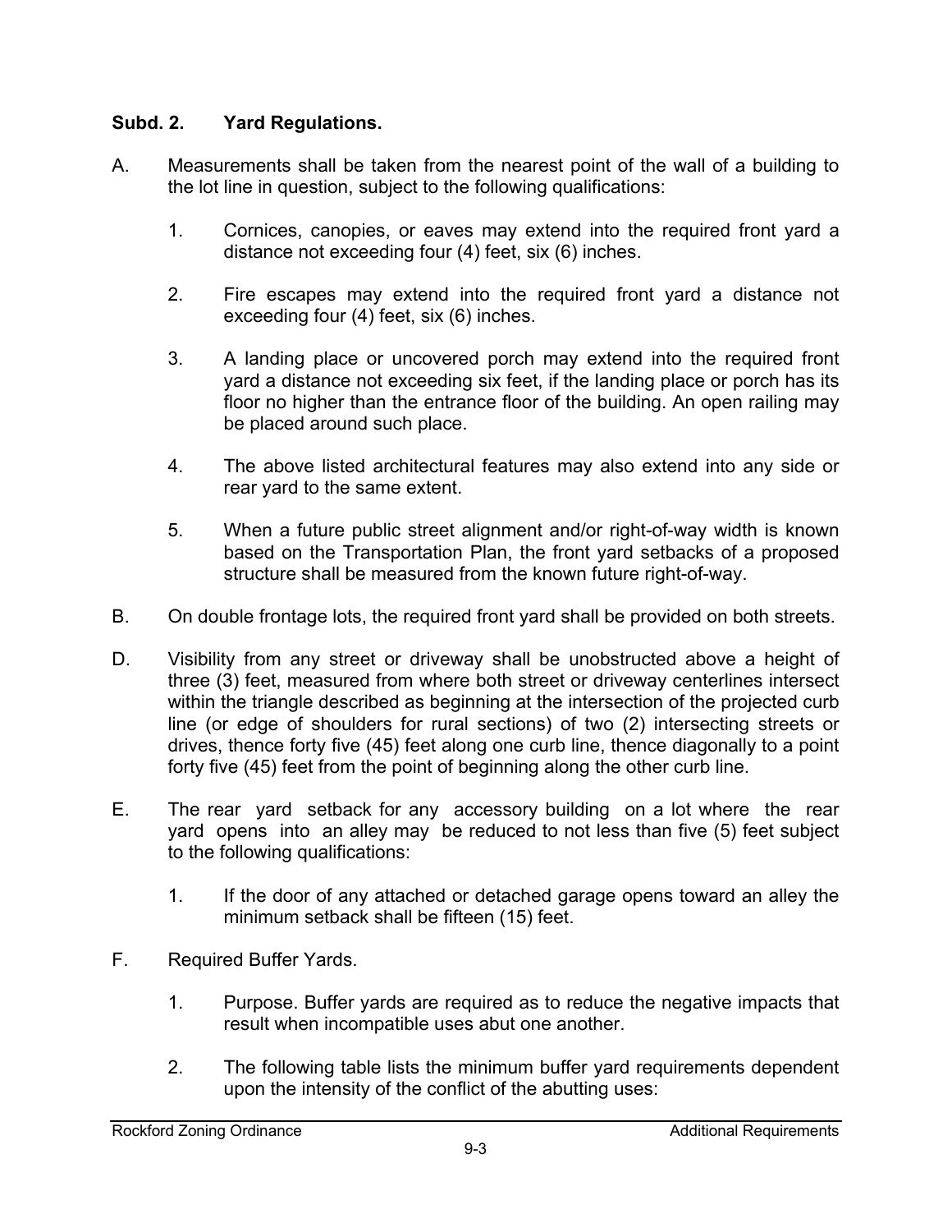**Subd. 2. Yard Regulations.**

A. Measurements shall be taken from the nearest point of the wall of a building to the lot line in question, subject to the following qualifications:

1. Cornices, canopies, or eaves may extend into the required front yard a distance not exceeding four (4) feet, six (6) inches.

2. Fire escapes may extend into the required front yard a distance not exceeding four (4) feet, six (6) inches.

3. A landing place or uncovered porch may extend into the required front yard a distance not exceeding six feet, if the landing place or porch has its floor no higher than the entrance floor of the building. An open railing may be placed around such place.

4. The above listed architectural features may also extend into any side or rear yard to the same extent.

5. When a future public street alignment and/or right-of-way width is known based on the Transportation Plan, the front yard setbacks of a proposed structure shall be measured from the known future right-of-way.

B. On double frontage lots, the required front yard shall be provided on both streets.

D. Visibility from any street or driveway shall be unobstructed above a height of three (3) feet, measured from where both street or driveway centerlines intersect within the triangle described as beginning at the intersection of the projected curb line (or edge of shoulders for rural sections) of two (2) intersecting streets or drives, thence forty five (45) feet along one curb line, thence diagonally to a point forty five (45) feet from the point of beginning along the other curb line.

E. The rear yard setback for any accessory building on a lot where the rear yard opens into an alley may be reduced to not less than five (5) feet subject to the following qualifications:

1. If the door of any attached or detached garage opens toward an alley the minimum setback shall be fifteen (15) feet.

F. Required Buffer Yards.

1. Purpose. Buffer yards are required as to reduce the negative impacts that result when incompatible uses abut one another.

2. The following table lists the minimum buffer yard requirements dependent upon the intensity of the conflict of the abutting uses: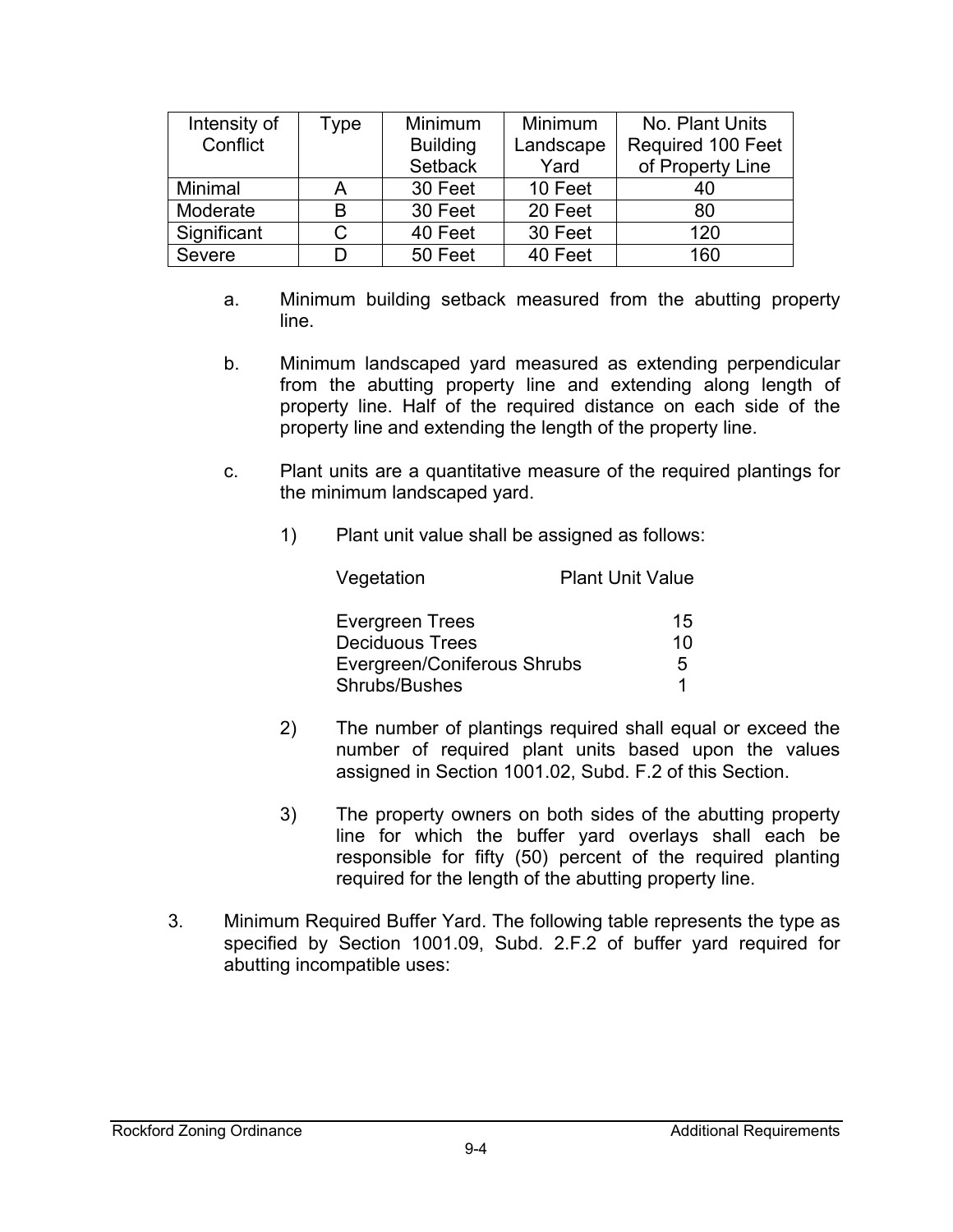| Intensity of Conflict | Type | Minimum Building Setback | Minimum Landscape Yard | No. Plant Units Required 100 Feet of Property Line |
|---|---|---|---|---|
| Minimal | A | 30 Feet | 10 Feet | 40 |
| Moderate | B | 30 Feet | 20 Feet | 80 |
| Significant | C | 40 Feet | 30 Feet | 120 |
| Severe | D | 50 Feet | 40 Feet | 160 |

a. Minimum building setback measured from the abutting property line.

b. Minimum landscaped yard measured as extending perpendicular from the abutting property line and extending along length of property line. Half of the required distance on each side of the property line and extending the length of the property line.

c. Plant units are a quantitative measure of the required plantings for the minimum landscaped yard.

1) Plant unit value shall be assigned as follows:

| Vegetation | Plant Unit Value |
|---|---|
| Evergreen Trees | 15 |
| Deciduous Trees | 10 |
| Evergreen/Coniferous Shrubs | 5 |
| Shrubs/Bushes | 1 |

2) The number of plantings required shall equal or exceed the number of required plant units based upon the values assigned in Section 1001.02, Subd. F.2 of this Section.

3) The property owners on both sides of the abutting property line for which the buffer yard overlays shall each be responsible for fifty (50) percent of the required planting required for the length of the abutting property line.

3. Minimum Required Buffer Yard. The following table represents the type as specified by Section 1001.09, Subd. 2.F.2 of buffer yard required for abutting incompatible uses: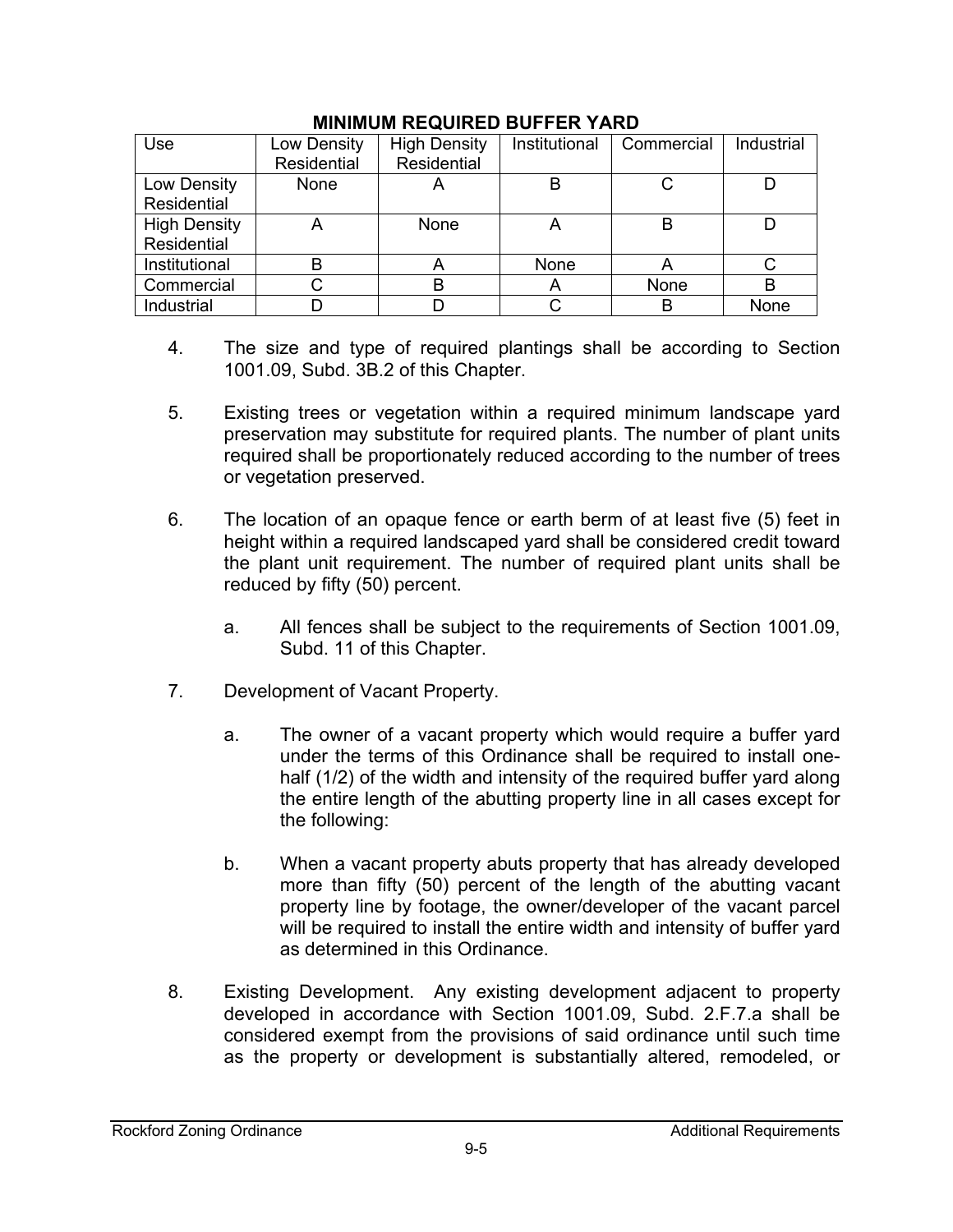**MINIMUM REQUIRED BUFFER YARD**

| Use | Low Density Residential | High Density Residential | Institutional | Commercial | Industrial |
| --- | --- | --- | --- | --- | --- |
| Low Density Residential | None | A | B | C | D |
| High Density Residential | A | None | A | B | D |
| Institutional | B | A | None | A | C |
| Commercial | C | B | A | None | B |
| Industrial | D | D | C | B | None |

4. The size and type of required plantings shall be according to Section 1001.09, Subd. 3B.2 of this Chapter.

5. Existing trees or vegetation within a required minimum landscape yard preservation may substitute for required plants. The number of plant units required shall be proportionately reduced according to the number of trees or vegetation preserved.

6. The location of an opaque fence or earth berm of at least five (5) feet in height within a required landscaped yard shall be considered credit toward the plant unit requirement. The number of required plant units shall be reduced by fifty (50) percent.

   a. All fences shall be subject to the requirements of Section 1001.09, Subd. 11 of this Chapter.

7. Development of Vacant Property.

   a. The owner of a vacant property which would require a buffer yard under the terms of this Ordinance shall be required to install one-half (1/2) of the width and intensity of the required buffer yard along the entire length of the abutting property line in all cases except for the following:

   b. When a vacant property abuts property that has already developed more than fifty (50) percent of the length of the abutting vacant property line by footage, the owner/developer of the vacant parcel will be required to install the entire width and intensity of buffer yard as determined in this Ordinance.

8. Existing Development. Any existing development adjacent to property developed in accordance with Section 1001.09, Subd. 2.F.7.a shall be considered exempt from the provisions of said ordinance until such time as the property or development is substantially altered, remodeled, or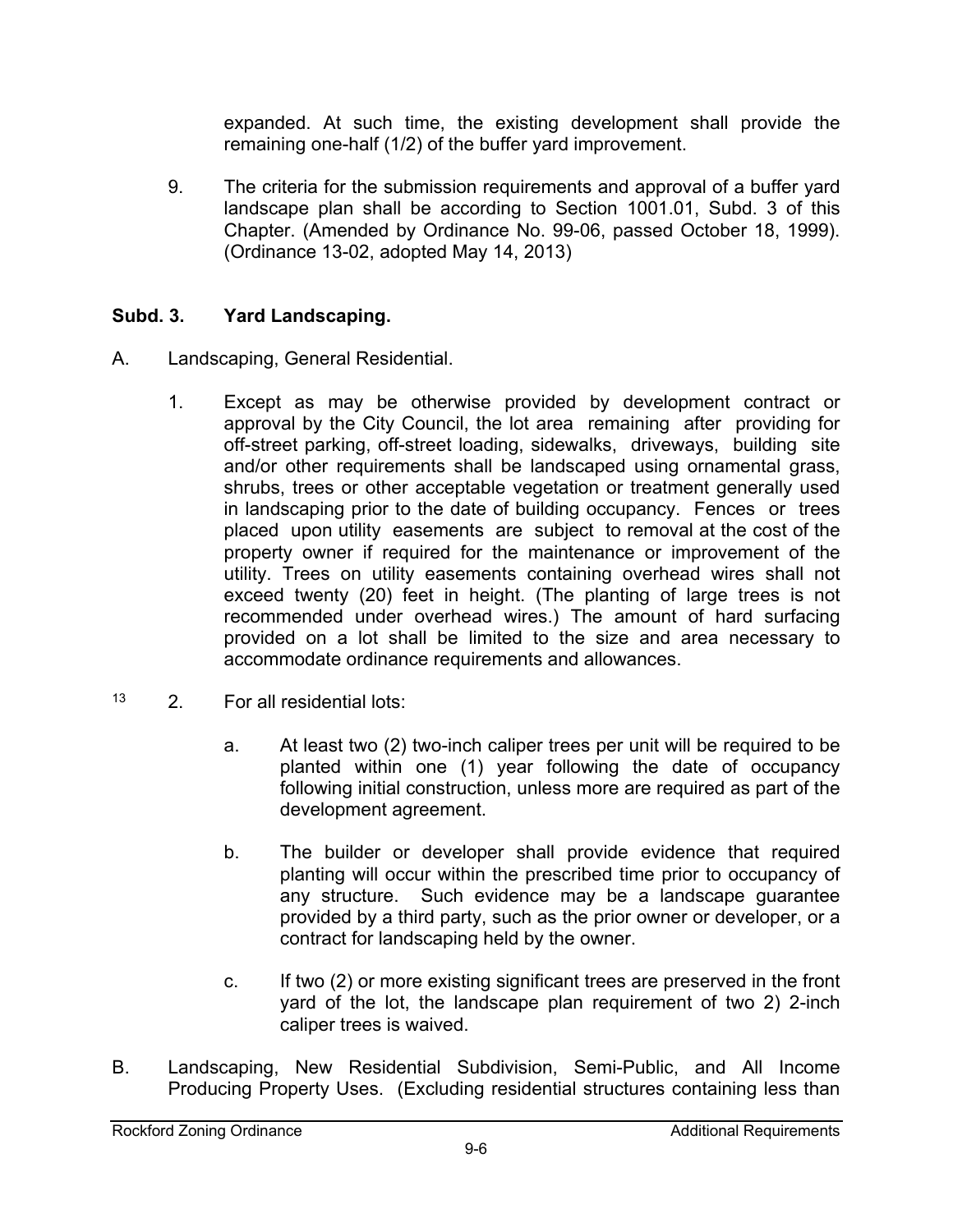expanded. At such time, the existing development shall provide the remaining one-half (1/2) of the buffer yard improvement.

9. The criteria for the submission requirements and approval of a buffer yard landscape plan shall be according to Section 1001.01, Subd. 3 of this Chapter. (Amended by Ordinance No. 99-06, passed October 18, 1999). (Ordinance 13-02, adopted May 14, 2013)

**Subd. 3. Yard Landscaping.**

A. Landscaping, General Residential.

1. Except as may be otherwise provided by development contract or approval by the City Council, the lot area remaining after providing for off-street parking, off-street loading, sidewalks, driveways, building site and/or other requirements shall be landscaped using ornamental grass, shrubs, trees or other acceptable vegetation or treatment generally used in landscaping prior to the date of building occupancy. Fences or trees placed upon utility easements are subject to removal at the cost of the property owner if required for the maintenance or improvement of the utility. Trees on utility easements containing overhead wires shall not exceed twenty (20) feet in height. (The planting of large trees is not recommended under overhead wires.) The amount of hard surfacing provided on a lot shall be limited to the size and area necessary to accommodate ordinance requirements and allowances.

[13] 2. For all residential lots:

a. At least two (2) two-inch caliper trees per unit will be required to be planted within one (1) year following the date of occupancy following initial construction, unless more are required as part of the development agreement.

b. The builder or developer shall provide evidence that required planting will occur within the prescribed time prior to occupancy of any structure. Such evidence may be a landscape guarantee provided by a third party, such as the prior owner or developer, or a contract for landscaping held by the owner.

c. If two (2) or more existing significant trees are preserved in the front yard of the lot, the landscape plan requirement of two 2) 2-inch caliper trees is waived.

B. Landscaping, New Residential Subdivision, Semi-Public, and All Income Producing Property Uses. (Excluding residential structures containing less than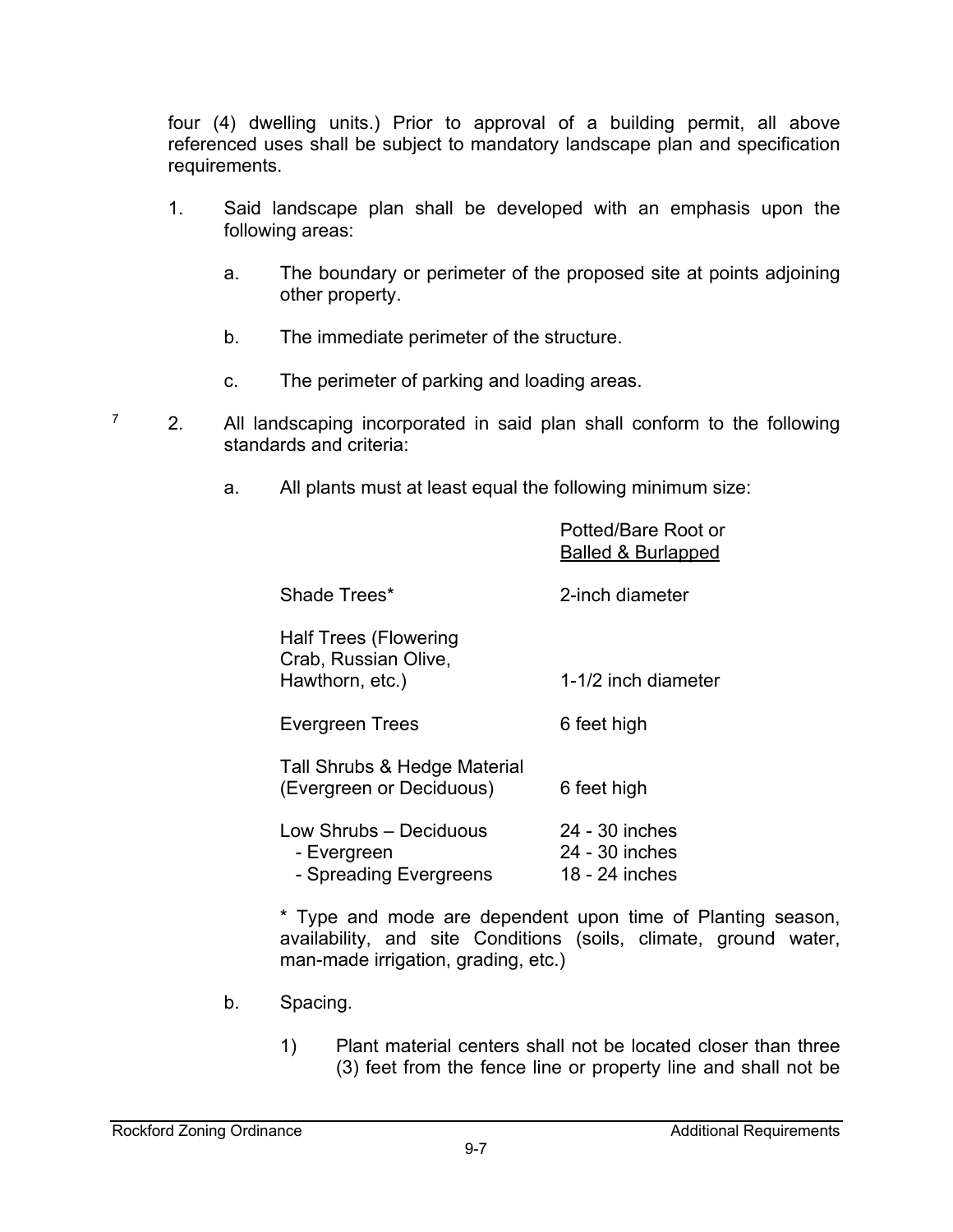four (4) dwelling units.) Prior to approval of a building permit, all above referenced uses shall be subject to mandatory landscape plan and specification requirements.

1. Said landscape plan shall be developed with an emphasis upon the following areas:

   a. The boundary or perimeter of the proposed site at points adjoining other property.

   b. The immediate perimeter of the structure.

   c. The perimeter of parking and loading areas.

[7] 2. All landscaping incorporated in said plan shall conform to the following standards and criteria:

   a. All plants must at least equal the following minimum size:

| | Potted/Bare Root or Balled & Burlapped |
|---|---|
| Shade Trees* | 2-inch diameter |
| Half Trees (Flowering Crab, Russian Olive, Hawthorn, etc.) | 1-1/2 inch diameter |
| Evergreen Trees | 6 feet high |
| Tall Shrubs & Hedge Material (Evergreen or Deciduous) | 6 feet high |
| Low Shrubs – Deciduous | 24 - 30 inches |
| - Evergreen | 24 - 30 inches |
| - Spreading Evergreens | 18 - 24 inches |

   * Type and mode are dependent upon time of Planting season, availability, and site Conditions (soils, climate, ground water, man-made irrigation, grading, etc.)

   b. Spacing.

      1) Plant material centers shall not be located closer than three (3) feet from the fence line or property line and shall not be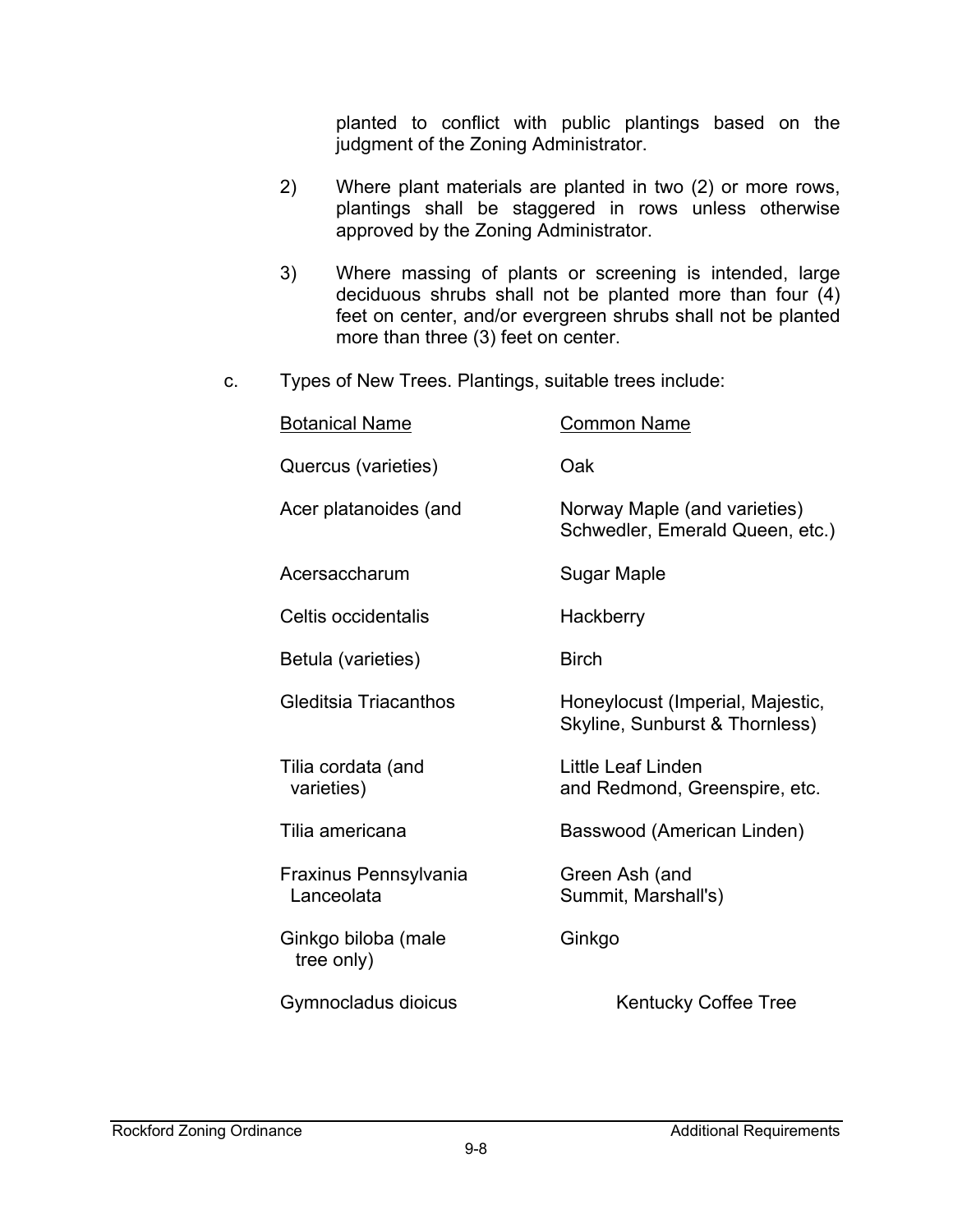planted to conflict with public plantings based on the judgment of the Zoning Administrator.

2) Where plant materials are planted in two (2) or more rows, plantings shall be staggered in rows unless otherwise approved by the Zoning Administrator.

3) Where massing of plants or screening is intended, large deciduous shrubs shall not be planted more than four (4) feet on center, and/or evergreen shrubs shall not be planted more than three (3) feet on center.

c. Types of New Trees. Plantings, suitable trees include:

| Botanical Name | Common Name |
| --- | --- |
| Quercus (varieties) | Oak |
| Acer platanoides (and | Norway Maple (and varieties) Schwedler, Emerald Queen, etc.) |
| Acersaccharum | Sugar Maple |
| Celtis occidentalis | Hackberry |
| Betula (varieties) | Birch |
| Gleditsia Triacanthos | Honeylocust (Imperial, Majestic, Skyline, Sunburst & Thornless) |
| Tilia cordata (and varieties) | Little Leaf Linden and Redmond, Greenspire, etc. |
| Tilia americana | Basswood (American Linden) |
| Fraxinus Pennsylvania Lanceolata | Green Ash (and Summit, Marshall's) |
| Ginkgo biloba (male tree only) | Ginkgo |
| Gymnocladus dioicus | Kentucky Coffee Tree |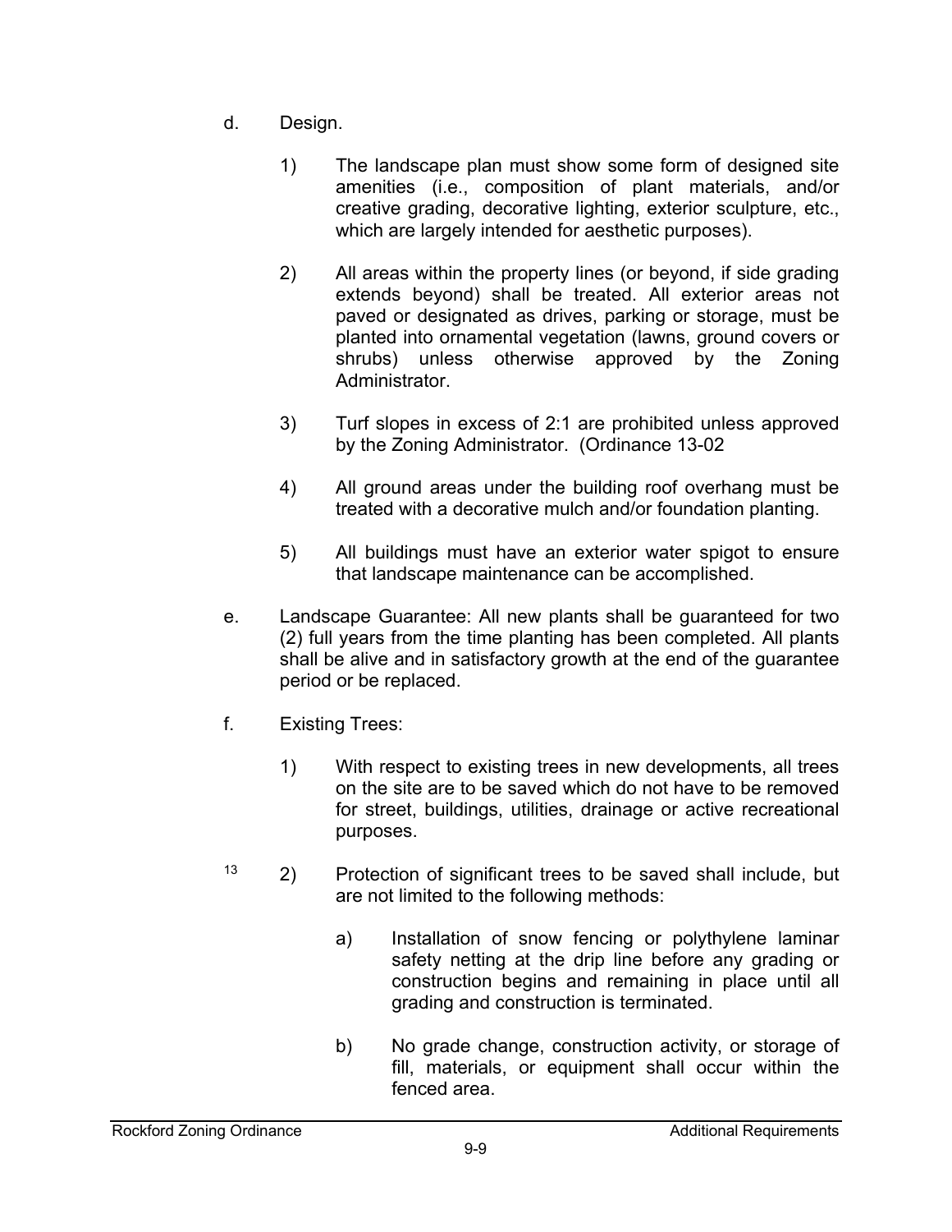d. Design.

1) The landscape plan must show some form of designed site amenities (i.e., composition of plant materials, and/or creative grading, decorative lighting, exterior sculpture, etc., which are largely intended for aesthetic purposes).

2) All areas within the property lines (or beyond, if side grading extends beyond) shall be treated. All exterior areas not paved or designated as drives, parking or storage, must be planted into ornamental vegetation (lawns, ground covers or shrubs) unless otherwise approved by the Zoning Administrator.

3) Turf slopes in excess of 2:1 are prohibited unless approved by the Zoning Administrator. (Ordinance 13-02

4) All ground areas under the building roof overhang must be treated with a decorative mulch and/or foundation planting.

5) All buildings must have an exterior water spigot to ensure that landscape maintenance can be accomplished.

e. Landscape Guarantee: All new plants shall be guaranteed for two (2) full years from the time planting has been completed. All plants shall be alive and in satisfactory growth at the end of the guarantee period or be replaced.

f. Existing Trees:

1) With respect to existing trees in new developments, all trees on the site are to be saved which do not have to be removed for street, buildings, utilities, drainage or active recreational purposes.

[13] 2) Protection of significant trees to be saved shall include, but are not limited to the following methods:

a) Installation of snow fencing or polythylene laminar safety netting at the drip line before any grading or construction begins and remaining in place until all grading and construction is terminated.

b) No grade change, construction activity, or storage of fill, materials, or equipment shall occur within the fenced area.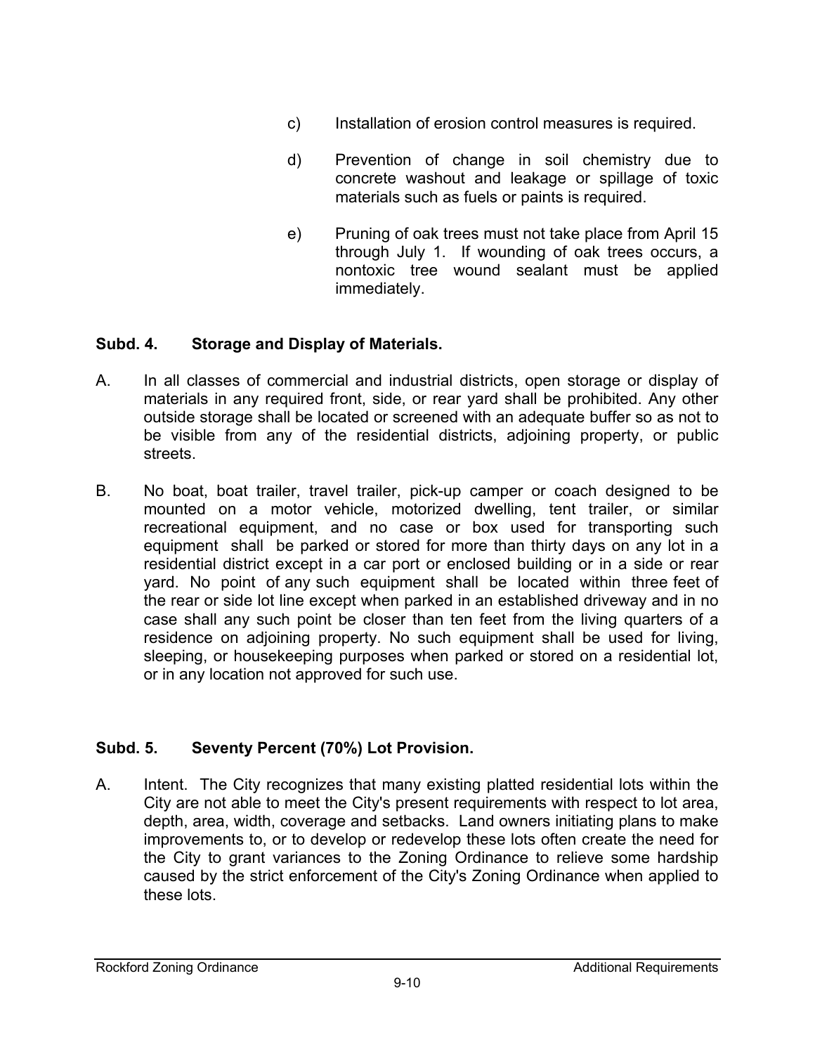c) Installation of erosion control measures is required.

d) Prevention of change in soil chemistry due to concrete washout and leakage or spillage of toxic materials such as fuels or paints is required.

e) Pruning of oak trees must not take place from April 15 through July 1. If wounding of oak trees occurs, a nontoxic tree wound sealant must be applied immediately.

**Subd. 4. Storage and Display of Materials.**

A. In all classes of commercial and industrial districts, open storage or display of materials in any required front, side, or rear yard shall be prohibited. Any other outside storage shall be located or screened with an adequate buffer so as not to be visible from any of the residential districts, adjoining property, or public streets.

B. No boat, boat trailer, travel trailer, pick-up camper or coach designed to be mounted on a motor vehicle, motorized dwelling, tent trailer, or similar recreational equipment, and no case or box used for transporting such equipment shall be parked or stored for more than thirty days on any lot in a residential district except in a car port or enclosed building or in a side or rear yard. No point of any such equipment shall be located within three feet of the rear or side lot line except when parked in an established driveway and in no case shall any such point be closer than ten feet from the living quarters of a residence on adjoining property. No such equipment shall be used for living, sleeping, or housekeeping purposes when parked or stored on a residential lot, or in any location not approved for such use.

**Subd. 5. Seventy Percent (70%) Lot Provision.**

A. Intent. The City recognizes that many existing platted residential lots within the City are not able to meet the City's present requirements with respect to lot area, depth, area, width, coverage and setbacks. Land owners initiating plans to make improvements to, or to develop or redevelop these lots often create the need for the City to grant variances to the Zoning Ordinance to relieve some hardship caused by the strict enforcement of the City's Zoning Ordinance when applied to these lots.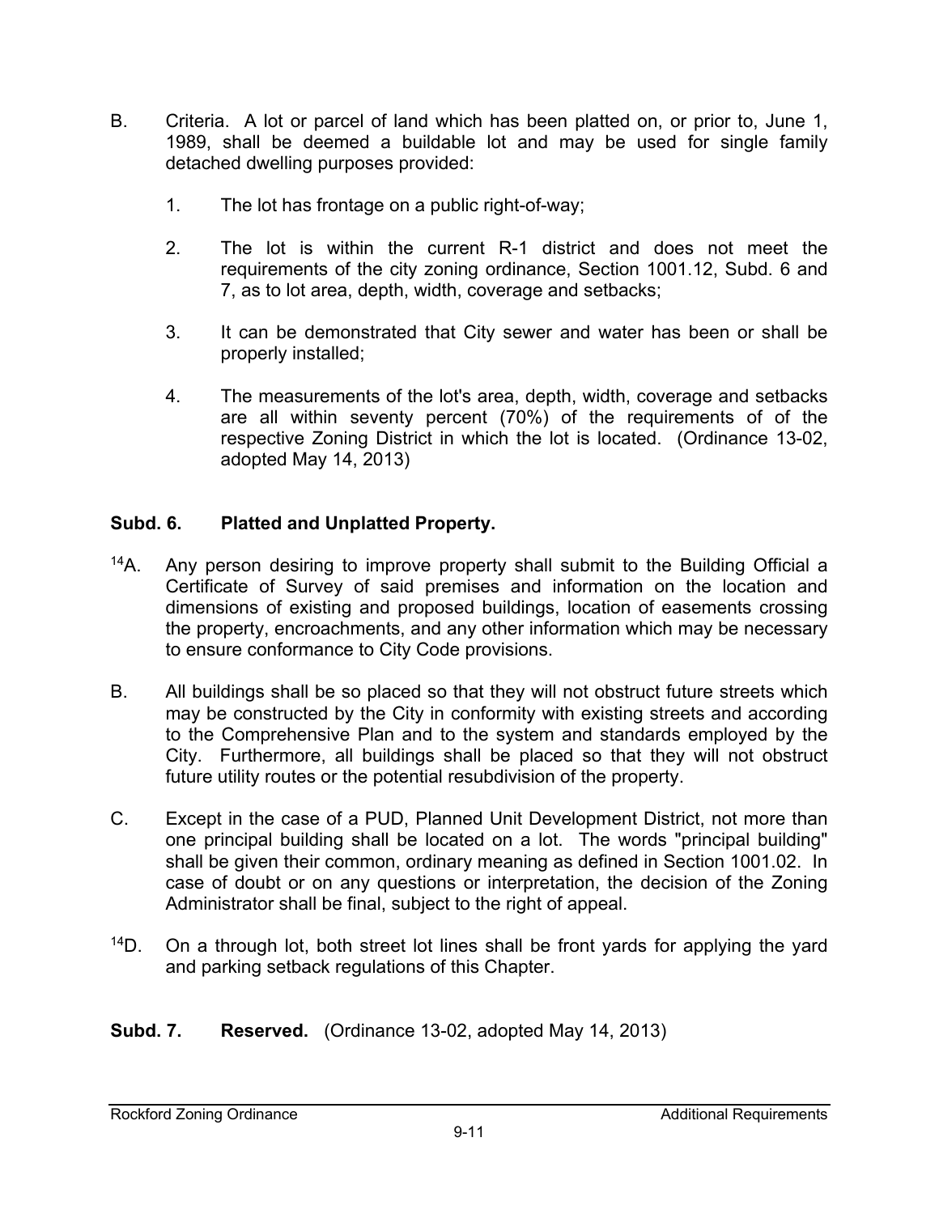B. Criteria. A lot or parcel of land which has been platted on, or prior to, June 1, 1989, shall be deemed a buildable lot and may be used for single family detached dwelling purposes provided:

1. The lot has frontage on a public right-of-way;

2. The lot is within the current R-1 district and does not meet the requirements of the city zoning ordinance, Section 1001.12, Subd. 6 and 7, as to lot area, depth, width, coverage and setbacks;

3. It can be demonstrated that City sewer and water has been or shall be properly installed;

4. The measurements of the lot's area, depth, width, coverage and setbacks are all within seventy percent (70%) of the requirements of of the respective Zoning District in which the lot is located. (Ordinance 13-02, adopted May 14, 2013)

**Subd. 6. Platted and Unplatted Property.**

[14]A. Any person desiring to improve property shall submit to the Building Official a Certificate of Survey of said premises and information on the location and dimensions of existing and proposed buildings, location of easements crossing the property, encroachments, and any other information which may be necessary to ensure conformance to City Code provisions.

B. All buildings shall be so placed so that they will not obstruct future streets which may be constructed by the City in conformity with existing streets and according to the Comprehensive Plan and to the system and standards employed by the City. Furthermore, all buildings shall be placed so that they will not obstruct future utility routes or the potential resubdivision of the property.

C. Except in the case of a PUD, Planned Unit Development District, not more than one principal building shall be located on a lot. The words "principal building" shall be given their common, ordinary meaning as defined in Section 1001.02. In case of doubt or on any questions or interpretation, the decision of the Zoning Administrator shall be final, subject to the right of appeal.

[14]D. On a through lot, both street lot lines shall be front yards for applying the yard and parking setback regulations of this Chapter.

**Subd. 7. Reserved.** (Ordinance 13-02, adopted May 14, 2013)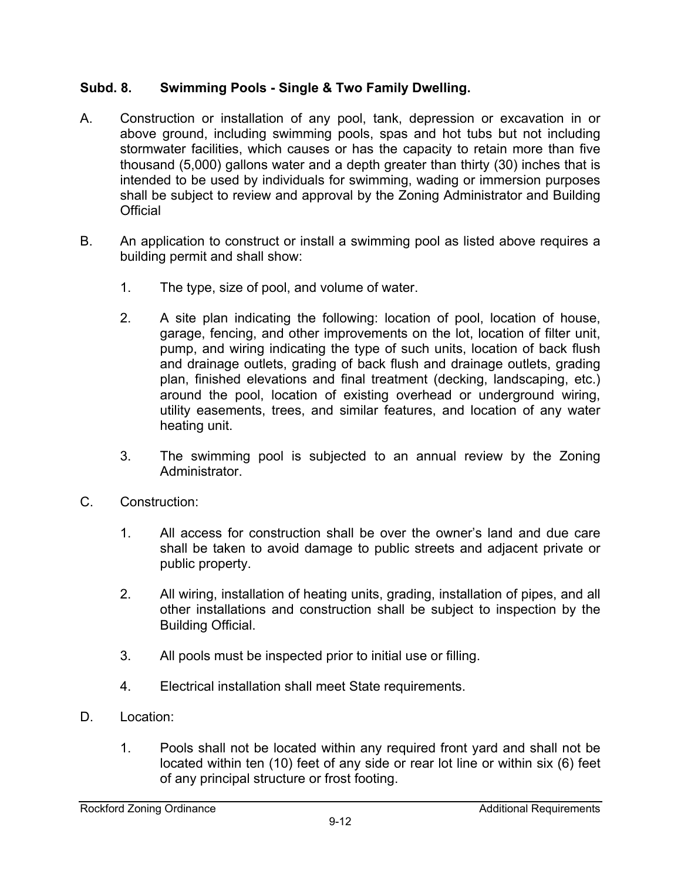### Subd. 8. Swimming Pools - Single & Two Family Dwelling.

A. Construction or installation of any pool, tank, depression or excavation in or above ground, including swimming pools, spas and hot tubs but not including stormwater facilities, which causes or has the capacity to retain more than five thousand (5,000) gallons water and a depth greater than thirty (30) inches that is intended to be used by individuals for swimming, wading or immersion purposes shall be subject to review and approval by the Zoning Administrator and Building Official

B. An application to construct or install a swimming pool as listed above requires a building permit and shall show:

   1. The type, size of pool, and volume of water.

   2. A site plan indicating the following: location of pool, location of house, garage, fencing, and other improvements on the lot, location of filter unit, pump, and wiring indicating the type of such units, location of back flush and drainage outlets, grading of back flush and drainage outlets, grading plan, finished elevations and final treatment (decking, landscaping, etc.) around the pool, location of existing overhead or underground wiring, utility easements, trees, and similar features, and location of any water heating unit.

   3. The swimming pool is subjected to an annual review by the Zoning Administrator.

C. Construction:

   1. All access for construction shall be over the owner's land and due care shall be taken to avoid damage to public streets and adjacent private or public property.

   2. All wiring, installation of heating units, grading, installation of pipes, and all other installations and construction shall be subject to inspection by the Building Official.

   3. All pools must be inspected prior to initial use or filling.

   4. Electrical installation shall meet State requirements.

D. Location:

   1. Pools shall not be located within any required front yard and shall not be located within ten (10) feet of any side or rear lot line or within six (6) feet of any principal structure or frost footing.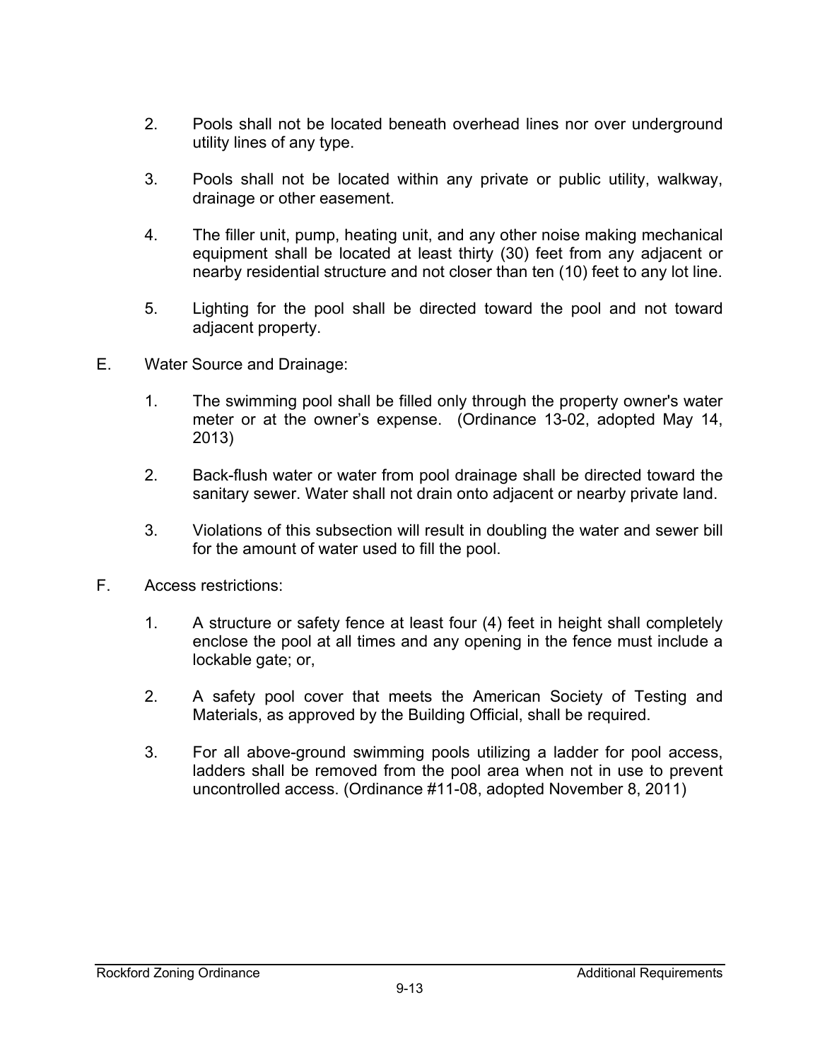2. Pools shall not be located beneath overhead lines nor over underground utility lines of any type.

3. Pools shall not be located within any private or public utility, walkway, drainage or other easement.

4. The filler unit, pump, heating unit, and any other noise making mechanical equipment shall be located at least thirty (30) feet from any adjacent or nearby residential structure and not closer than ten (10) feet to any lot line.

5. Lighting for the pool shall be directed toward the pool and not toward adjacent property.

E. Water Source and Drainage:

1. The swimming pool shall be filled only through the property owner's water meter or at the owner's expense. (Ordinance 13-02, adopted May 14, 2013)

2. Back-flush water or water from pool drainage shall be directed toward the sanitary sewer. Water shall not drain onto adjacent or nearby private land.

3. Violations of this subsection will result in doubling the water and sewer bill for the amount of water used to fill the pool.

F. Access restrictions:

1. A structure or safety fence at least four (4) feet in height shall completely enclose the pool at all times and any opening in the fence must include a lockable gate; or,

2. A safety pool cover that meets the American Society of Testing and Materials, as approved by the Building Official, shall be required.

3. For all above-ground swimming pools utilizing a ladder for pool access, ladders shall be removed from the pool area when not in use to prevent uncontrolled access. (Ordinance #11-08, adopted November 8, 2011)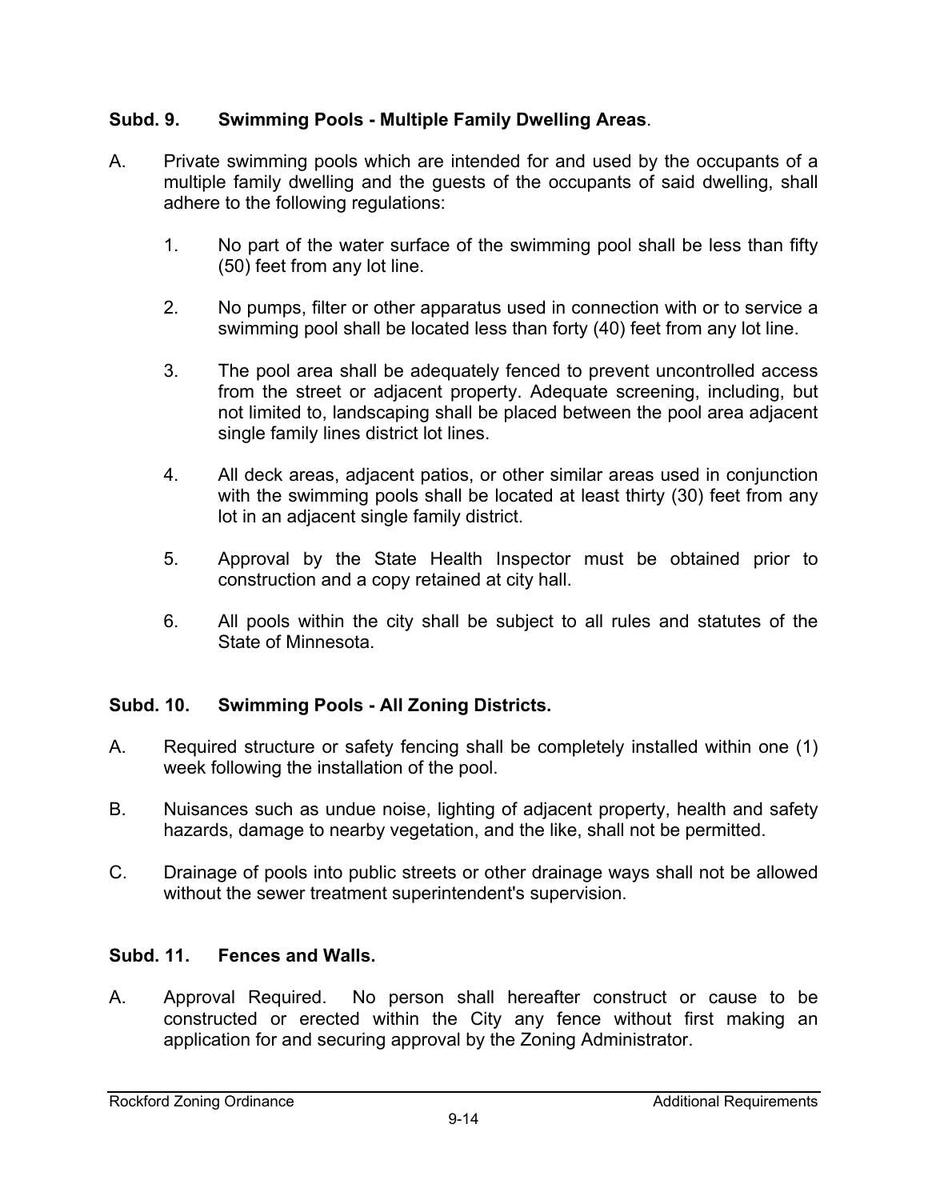## Subd. 9. Swimming Pools - Multiple Family Dwelling Areas.

A. Private swimming pools which are intended for and used by the occupants of a multiple family dwelling and the guests of the occupants of said dwelling, shall adhere to the following regulations:

   1. No part of the water surface of the swimming pool shall be less than fifty (50) feet from any lot line.

   2. No pumps, filter or other apparatus used in connection with or to service a swimming pool shall be located less than forty (40) feet from any lot line.

   3. The pool area shall be adequately fenced to prevent uncontrolled access from the street or adjacent property. Adequate screening, including, but not limited to, landscaping shall be placed between the pool area adjacent single family lines district lot lines.

   4. All deck areas, adjacent patios, or other similar areas used in conjunction with the swimming pools shall be located at least thirty (30) feet from any lot in an adjacent single family district.

   5. Approval by the State Health Inspector must be obtained prior to construction and a copy retained at city hall.

   6. All pools within the city shall be subject to all rules and statutes of the State of Minnesota.

## Subd. 10. Swimming Pools - All Zoning Districts.

A. Required structure or safety fencing shall be completely installed within one (1) week following the installation of the pool.

B. Nuisances such as undue noise, lighting of adjacent property, health and safety hazards, damage to nearby vegetation, and the like, shall not be permitted.

C. Drainage of pools into public streets or other drainage ways shall not be allowed without the sewer treatment superintendent's supervision.

## Subd. 11. Fences and Walls.

A. Approval Required. No person shall hereafter construct or cause to be constructed or erected within the City any fence without first making an application for and securing approval by the Zoning Administrator.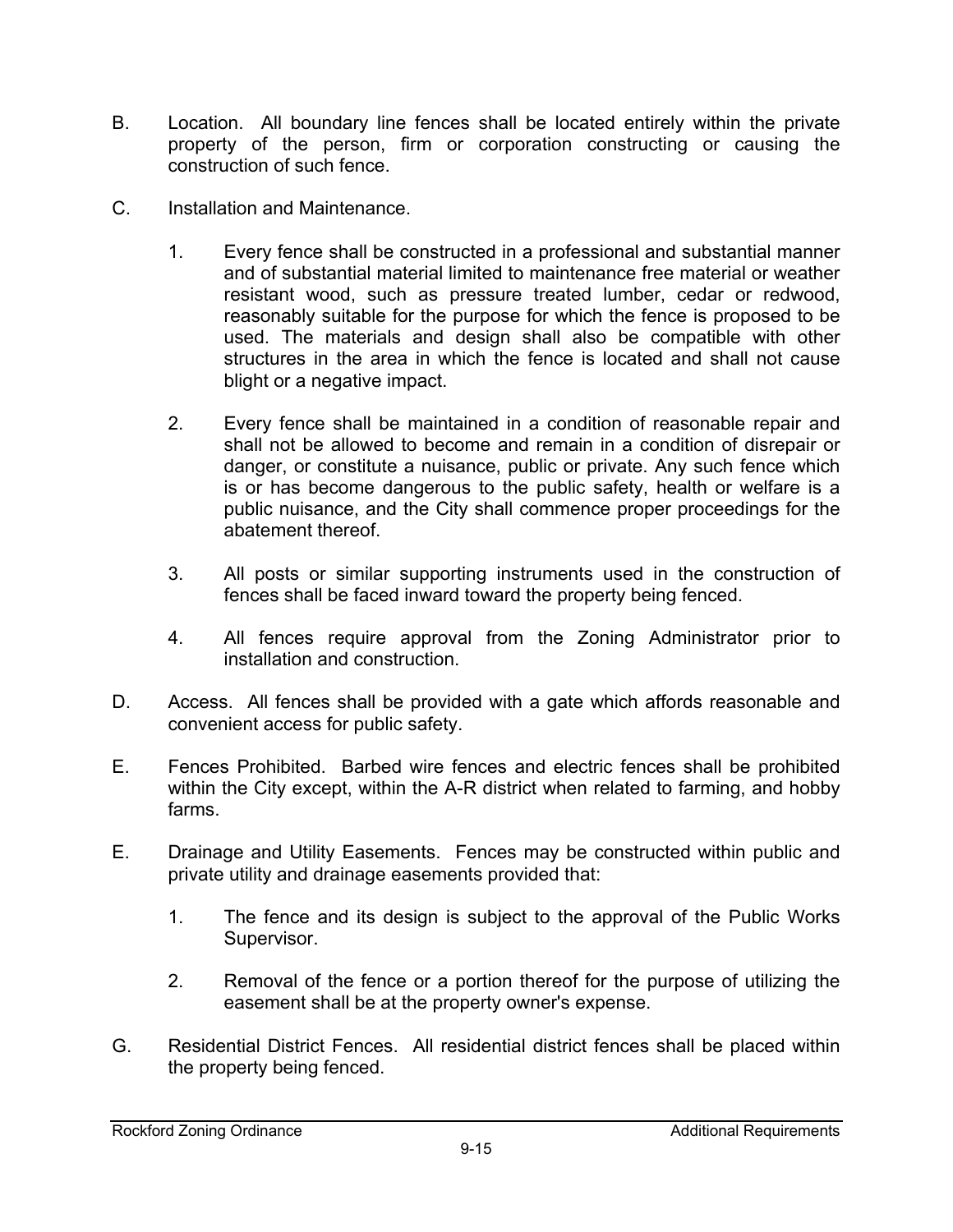B. Location. All boundary line fences shall be located entirely within the private property of the person, firm or corporation constructing or causing the construction of such fence.

C. Installation and Maintenance.

   1. Every fence shall be constructed in a professional and substantial manner and of substantial material limited to maintenance free material or weather resistant wood, such as pressure treated lumber, cedar or redwood, reasonably suitable for the purpose for which the fence is proposed to be used. The materials and design shall also be compatible with other structures in the area in which the fence is located and shall not cause blight or a negative impact.

   2. Every fence shall be maintained in a condition of reasonable repair and shall not be allowed to become and remain in a condition of disrepair or danger, or constitute a nuisance, public or private. Any such fence which is or has become dangerous to the public safety, health or welfare is a public nuisance, and the City shall commence proper proceedings for the abatement thereof.

   3. All posts or similar supporting instruments used in the construction of fences shall be faced inward toward the property being fenced.

   4. All fences require approval from the Zoning Administrator prior to installation and construction.

D. Access. All fences shall be provided with a gate which affords reasonable and convenient access for public safety.

E. Fences Prohibited. Barbed wire fences and electric fences shall be prohibited within the City except, within the A-R district when related to farming, and hobby farms.

E. Drainage and Utility Easements. Fences may be constructed within public and private utility and drainage easements provided that:

   1. The fence and its design is subject to the approval of the Public Works Supervisor.

   2. Removal of the fence or a portion thereof for the purpose of utilizing the easement shall be at the property owner's expense.

G. Residential District Fences. All residential district fences shall be placed within the property being fenced.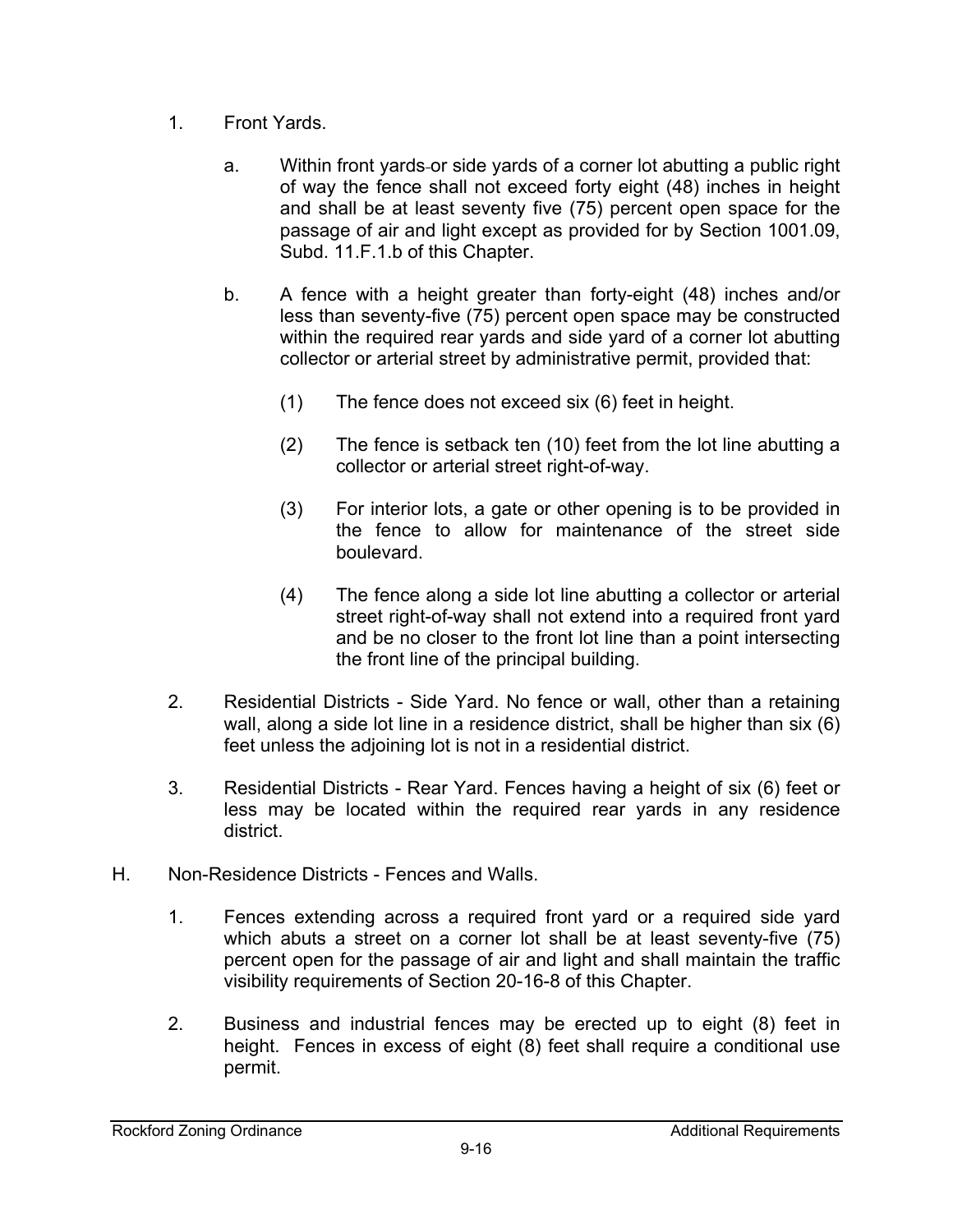1. Front Yards.

    a. Within front yards or side yards of a corner lot abutting a public right of way the fence shall not exceed forty eight (48) inches in height and shall be at least seventy five (75) percent open space for the passage of air and light except as provided for by Section 1001.09, Subd. 11.F.1.b of this Chapter.

    b. A fence with a height greater than forty-eight (48) inches and/or less than seventy-five (75) percent open space may be constructed within the required rear yards and side yard of a corner lot abutting collector or arterial street by administrative permit, provided that:

        (1) The fence does not exceed six (6) feet in height.

        (2) The fence is setback ten (10) feet from the lot line abutting a collector or arterial street right-of-way.

        (3) For interior lots, a gate or other opening is to be provided in the fence to allow for maintenance of the street side boulevard.

        (4) The fence along a side lot line abutting a collector or arterial street right-of-way shall not extend into a required front yard and be no closer to the front lot line than a point intersecting the front line of the principal building.

2. Residential Districts - Side Yard. No fence or wall, other than a retaining wall, along a side lot line in a residence district, shall be higher than six (6) feet unless the adjoining lot is not in a residential district.

3. Residential Districts - Rear Yard. Fences having a height of six (6) feet or less may be located within the required rear yards in any residence district.

H. Non-Residence Districts - Fences and Walls.

1. Fences extending across a required front yard or a required side yard which abuts a street on a corner lot shall be at least seventy-five (75) percent open for the passage of air and light and shall maintain the traffic visibility requirements of Section 20-16-8 of this Chapter.

2. Business and industrial fences may be erected up to eight (8) feet in height. Fences in excess of eight (8) feet shall require a conditional use permit.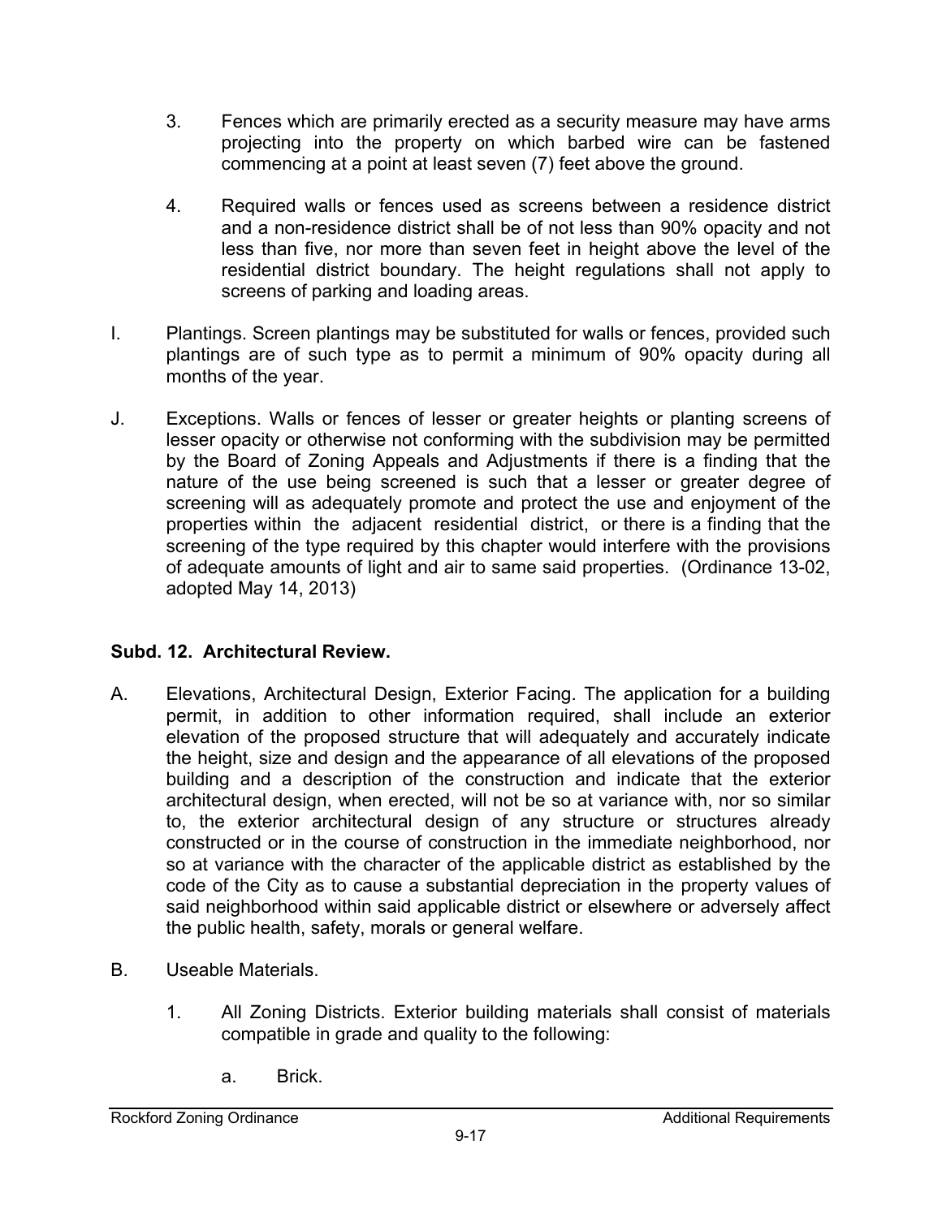3. Fences which are primarily erected as a security measure may have arms projecting into the property on which barbed wire can be fastened commencing at a point at least seven (7) feet above the ground.

4. Required walls or fences used as screens between a residence district and a non-residence district shall be of not less than 90% opacity and not less than five, nor more than seven feet in height above the level of the residential district boundary. The height regulations shall not apply to screens of parking and loading areas.

I. Plantings. Screen plantings may be substituted for walls or fences, provided such plantings are of such type as to permit a minimum of 90% opacity during all months of the year.

J. Exceptions. Walls or fences of lesser or greater heights or planting screens of lesser opacity or otherwise not conforming with the subdivision may be permitted by the Board of Zoning Appeals and Adjustments if there is a finding that the nature of the use being screened is such that a lesser or greater degree of screening will as adequately promote and protect the use and enjoyment of the properties within the adjacent residential district, or there is a finding that the screening of the type required by this chapter would interfere with the provisions of adequate amounts of light and air to same said properties. (Ordinance 13-02, adopted May 14, 2013)

**Subd. 12. Architectural Review.**

A. Elevations, Architectural Design, Exterior Facing. The application for a building permit, in addition to other information required, shall include an exterior elevation of the proposed structure that will adequately and accurately indicate the height, size and design and the appearance of all elevations of the proposed building and a description of the construction and indicate that the exterior architectural design, when erected, will not be so at variance with, nor so similar to, the exterior architectural design of any structure or structures already constructed or in the course of construction in the immediate neighborhood, nor so at variance with the character of the applicable district as established by the code of the City as to cause a substantial depreciation in the property values of said neighborhood within said applicable district or elsewhere or adversely affect the public health, safety, morals or general welfare.

B. Useable Materials.

1. All Zoning Districts. Exterior building materials shall consist of materials compatible in grade and quality to the following:

   a. Brick.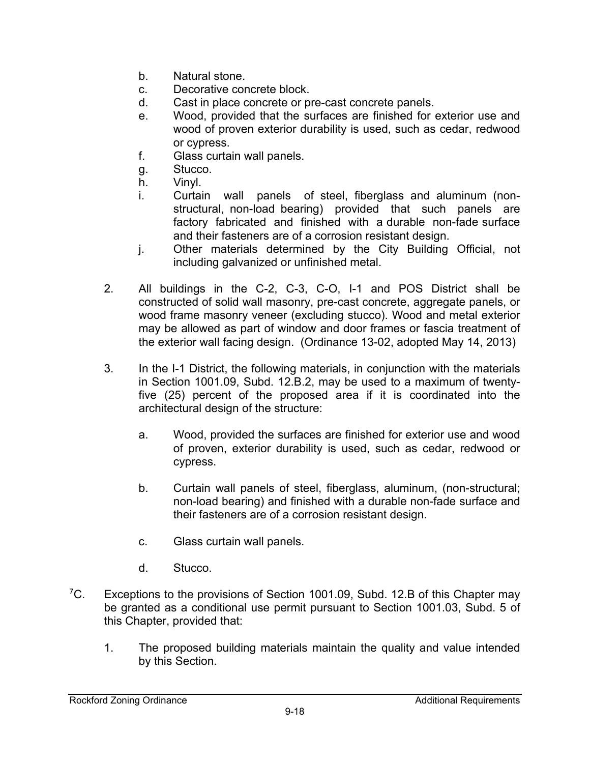b. Natural stone.
c. Decorative concrete block.
d. Cast in place concrete or pre-cast concrete panels.
e. Wood, provided that the surfaces are finished for exterior use and wood of proven exterior durability is used, such as cedar, redwood or cypress.
f. Glass curtain wall panels.
g. Stucco.
h. Vinyl.
i. Curtain wall panels of steel, fiberglass and aluminum (non-structural, non-load bearing) provided that such panels are factory fabricated and finished with a durable non-fade surface and their fasteners are of a corrosion resistant design.
j. Other materials determined by the City Building Official, not including galvanized or unfinished metal.

2. All buildings in the C-2, C-3, C-O, I-1 and POS District shall be constructed of solid wall masonry, pre-cast concrete, aggregate panels, or wood frame masonry veneer (excluding stucco). Wood and metal exterior may be allowed as part of window and door frames or fascia treatment of the exterior wall facing design. (Ordinance 13-02, adopted May 14, 2013)

3. In the I-1 District, the following materials, in conjunction with the materials in Section 1001.09, Subd. 12.B.2, may be used to a maximum of twenty-five (25) percent of the proposed area if it is coordinated into the architectural design of the structure:

   a. Wood, provided the surfaces are finished for exterior use and wood of proven, exterior durability is used, such as cedar, redwood or cypress.

   b. Curtain wall panels of steel, fiberglass, aluminum, (non-structural; non-load bearing) and finished with a durable non-fade surface and their fasteners are of a corrosion resistant design.

   c. Glass curtain wall panels.

   d. Stucco.

[7]C. Exceptions to the provisions of Section 1001.09, Subd. 12.B of this Chapter may be granted as a conditional use permit pursuant to Section 1001.03, Subd. 5 of this Chapter, provided that:

1. The proposed building materials maintain the quality and value intended by this Section.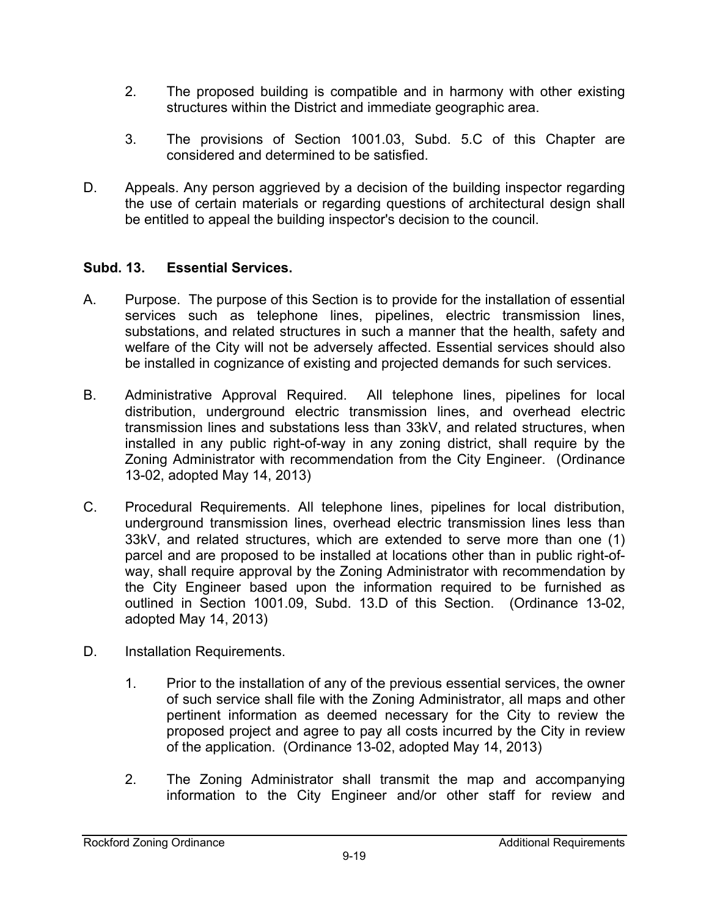2. The proposed building is compatible and in harmony with other existing structures within the District and immediate geographic area.

3. The provisions of Section 1001.03, Subd. 5.C of this Chapter are considered and determined to be satisfied.

D. Appeals. Any person aggrieved by a decision of the building inspector regarding the use of certain materials or regarding questions of architectural design shall be entitled to appeal the building inspector's decision to the council.

**Subd. 13. Essential Services.**

A. Purpose. The purpose of this Section is to provide for the installation of essential services such as telephone lines, pipelines, electric transmission lines, substations, and related structures in such a manner that the health, safety and welfare of the City will not be adversely affected. Essential services should also be installed in cognizance of existing and projected demands for such services.

B. Administrative Approval Required. All telephone lines, pipelines for local distribution, underground electric transmission lines, and overhead electric transmission lines and substations less than 33kV, and related structures, when installed in any public right-of-way in any zoning district, shall require by the Zoning Administrator with recommendation from the City Engineer. (Ordinance 13-02, adopted May 14, 2013)

C. Procedural Requirements. All telephone lines, pipelines for local distribution, underground transmission lines, overhead electric transmission lines less than 33kV, and related structures, which are extended to serve more than one (1) parcel and are proposed to be installed at locations other than in public right-of-way, shall require approval by the Zoning Administrator with recommendation by the City Engineer based upon the information required to be furnished as outlined in Section 1001.09, Subd. 13.D of this Section. (Ordinance 13-02, adopted May 14, 2013)

D. Installation Requirements.

1. Prior to the installation of any of the previous essential services, the owner of such service shall file with the Zoning Administrator, all maps and other pertinent information as deemed necessary for the City to review the proposed project and agree to pay all costs incurred by the City in review of the application. (Ordinance 13-02, adopted May 14, 2013)

2. The Zoning Administrator shall transmit the map and accompanying information to the City Engineer and/or other staff for review and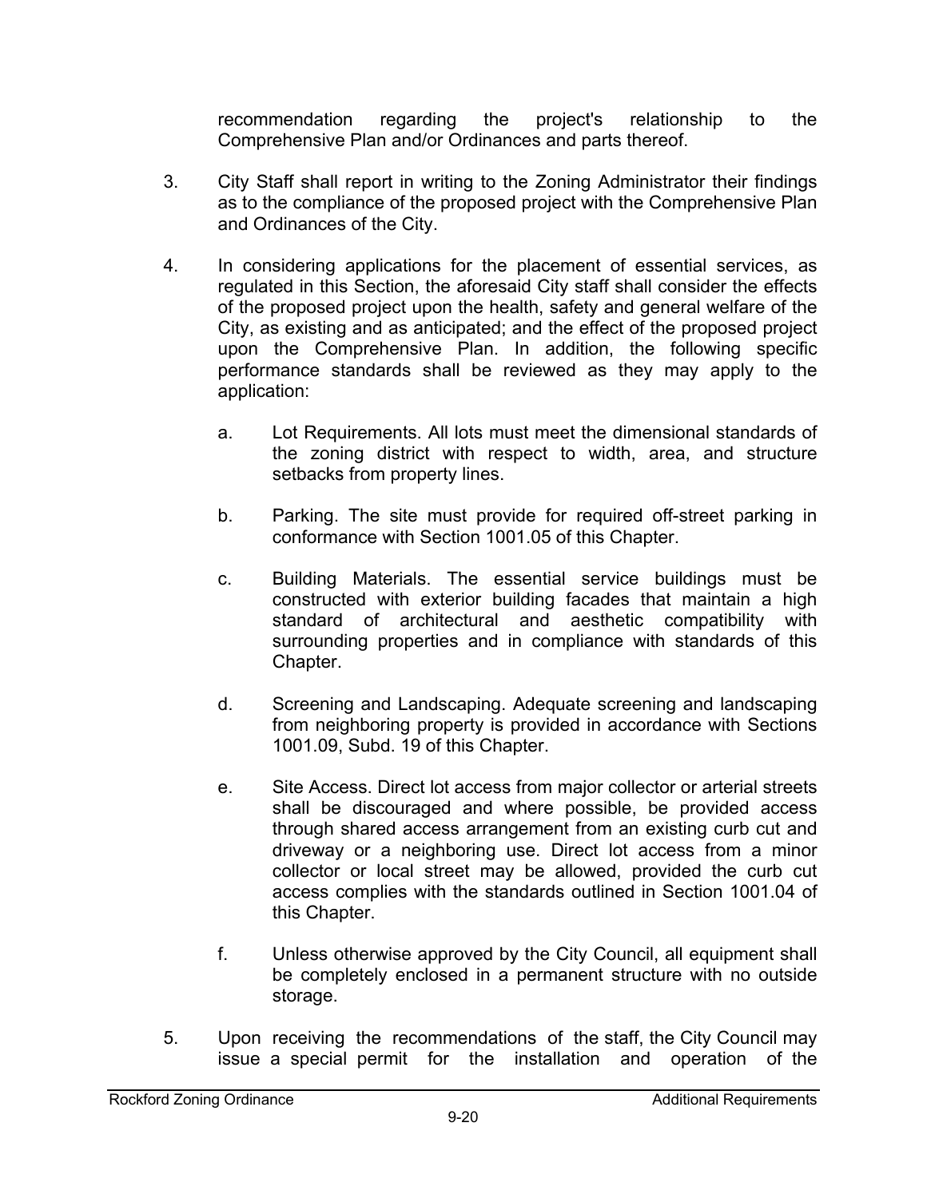recommendation regarding the project's relationship to the Comprehensive Plan and/or Ordinances and parts thereof.

3. City Staff shall report in writing to the Zoning Administrator their findings as to the compliance of the proposed project with the Comprehensive Plan and Ordinances of the City.

4. In considering applications for the placement of essential services, as regulated in this Section, the aforesaid City staff shall consider the effects of the proposed project upon the health, safety and general welfare of the City, as existing and as anticipated; and the effect of the proposed project upon the Comprehensive Plan. In addition, the following specific performance standards shall be reviewed as they may apply to the application:

   a. Lot Requirements. All lots must meet the dimensional standards of the zoning district with respect to width, area, and structure setbacks from property lines.

   b. Parking. The site must provide for required off-street parking in conformance with Section 1001.05 of this Chapter.

   c. Building Materials. The essential service buildings must be constructed with exterior building facades that maintain a high standard of architectural and aesthetic compatibility with surrounding properties and in compliance with standards of this Chapter.

   d. Screening and Landscaping. Adequate screening and landscaping from neighboring property is provided in accordance with Sections 1001.09, Subd. 19 of this Chapter.

   e. Site Access. Direct lot access from major collector or arterial streets shall be discouraged and where possible, be provided access through shared access arrangement from an existing curb cut and driveway or a neighboring use. Direct lot access from a minor collector or local street may be allowed, provided the curb cut access complies with the standards outlined in Section 1001.04 of this Chapter.

   f. Unless otherwise approved by the City Council, all equipment shall be completely enclosed in a permanent structure with no outside storage.

5. Upon receiving the recommendations of the staff, the City Council may issue a special permit for the installation and operation of the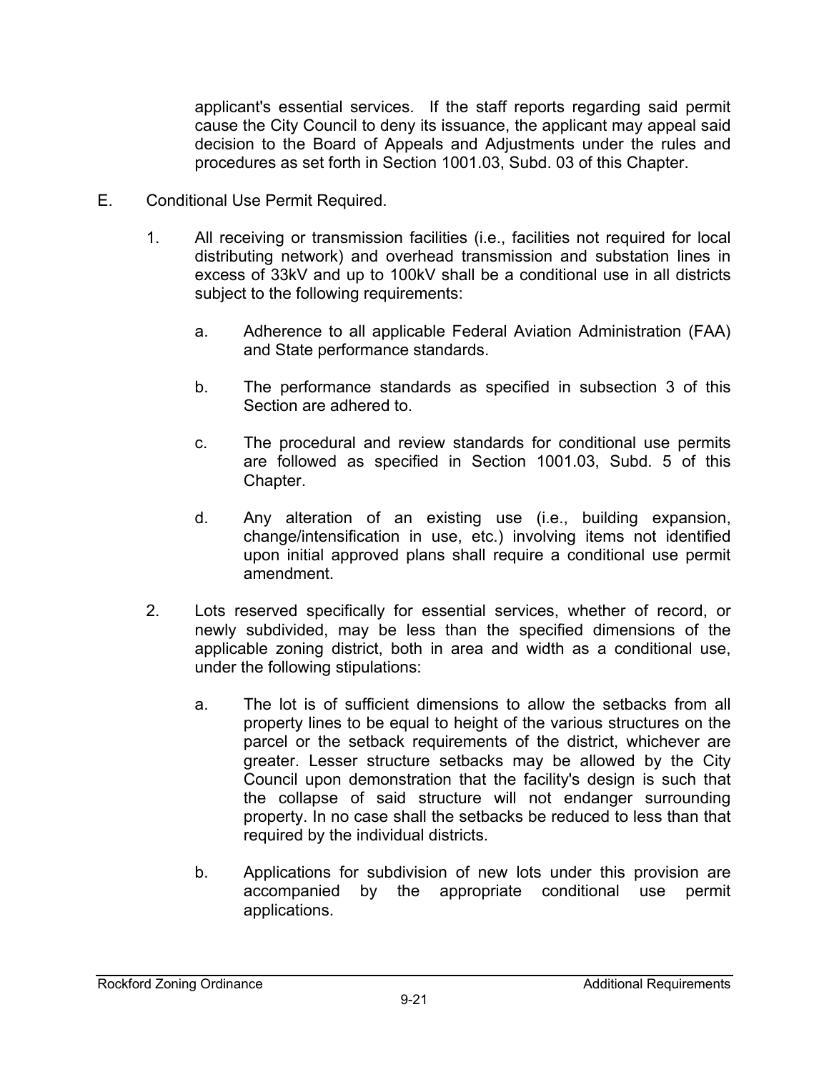applicant's essential services. If the staff reports regarding said permit cause the City Council to deny its issuance, the applicant may appeal said decision to the Board of Appeals and Adjustments under the rules and procedures as set forth in Section 1001.03, Subd. 03 of this Chapter.

E. Conditional Use Permit Required.

1. All receiving or transmission facilities (i.e., facilities not required for local distributing network) and overhead transmission and substation lines in excess of 33kV and up to 100kV shall be a conditional use in all districts subject to the following requirements:

   a. Adherence to all applicable Federal Aviation Administration (FAA) and State performance standards.

   b. The performance standards as specified in subsection 3 of this Section are adhered to.

   c. The procedural and review standards for conditional use permits are followed as specified in Section 1001.03, Subd. 5 of this Chapter.

   d. Any alteration of an existing use (i.e., building expansion, change/intensification in use, etc.) involving items not identified upon initial approved plans shall require a conditional use permit amendment.

2. Lots reserved specifically for essential services, whether of record, or newly subdivided, may be less than the specified dimensions of the applicable zoning district, both in area and width as a conditional use, under the following stipulations:

   a. The lot is of sufficient dimensions to allow the setbacks from all property lines to be equal to height of the various structures on the parcel or the setback requirements of the district, whichever are greater. Lesser structure setbacks may be allowed by the City Council upon demonstration that the facility's design is such that the collapse of said structure will not endanger surrounding property. In no case shall the setbacks be reduced to less than that required by the individual districts.

   b. Applications for subdivision of new lots under this provision are accompanied by the appropriate conditional use permit applications.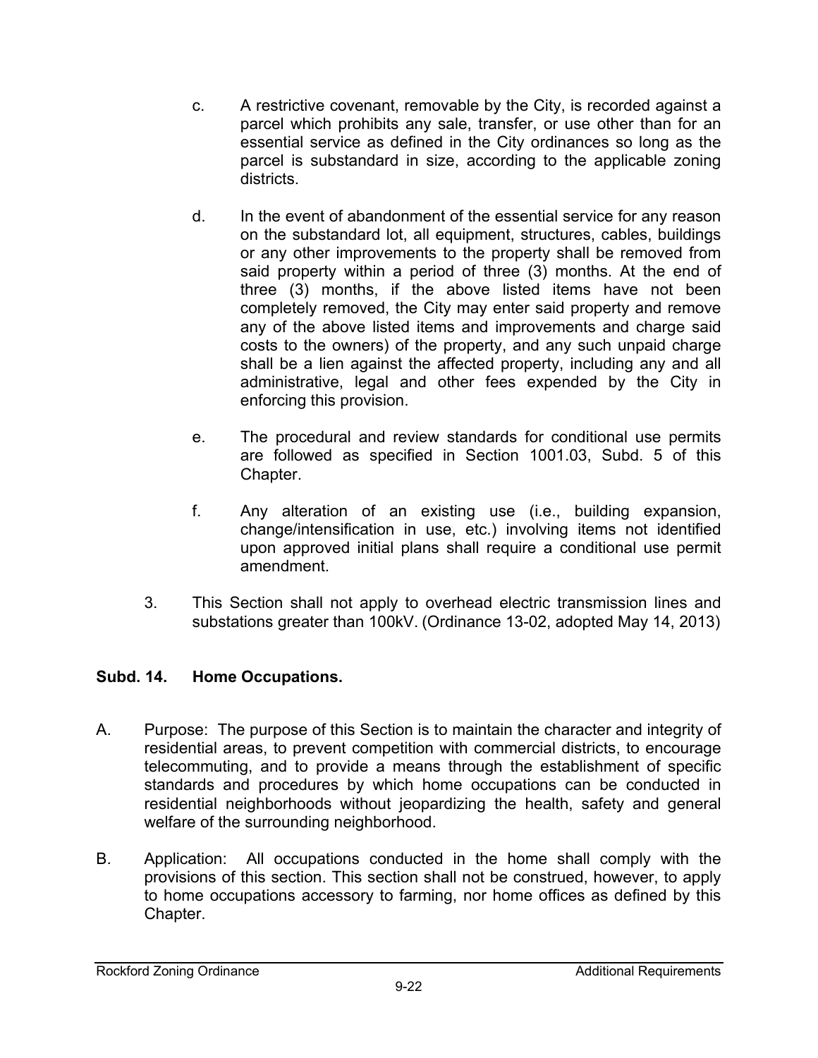c. A restrictive covenant, removable by the City, is recorded against a parcel which prohibits any sale, transfer, or use other than for an essential service as defined in the City ordinances so long as the parcel is substandard in size, according to the applicable zoning districts.

d. In the event of abandonment of the essential service for any reason on the substandard lot, all equipment, structures, cables, buildings or any other improvements to the property shall be removed from said property within a period of three (3) months. At the end of three (3) months, if the above listed items have not been completely removed, the City may enter said property and remove any of the above listed items and improvements and charge said costs to the owners) of the property, and any such unpaid charge shall be a lien against the affected property, including any and all administrative, legal and other fees expended by the City in enforcing this provision.

e. The procedural and review standards for conditional use permits are followed as specified in Section 1001.03, Subd. 5 of this Chapter.

f. Any alteration of an existing use (i.e., building expansion, change/intensification in use, etc.) involving items not identified upon approved initial plans shall require a conditional use permit amendment.

3. This Section shall not apply to overhead electric transmission lines and substations greater than 100kV. (Ordinance 13-02, adopted May 14, 2013)

**Subd. 14. Home Occupations.**

A. Purpose: The purpose of this Section is to maintain the character and integrity of residential areas, to prevent competition with commercial districts, to encourage telecommuting, and to provide a means through the establishment of specific standards and procedures by which home occupations can be conducted in residential neighborhoods without jeopardizing the health, safety and general welfare of the surrounding neighborhood.

B. Application: All occupations conducted in the home shall comply with the provisions of this section. This section shall not be construed, however, to apply to home occupations accessory to farming, nor home offices as defined by this Chapter.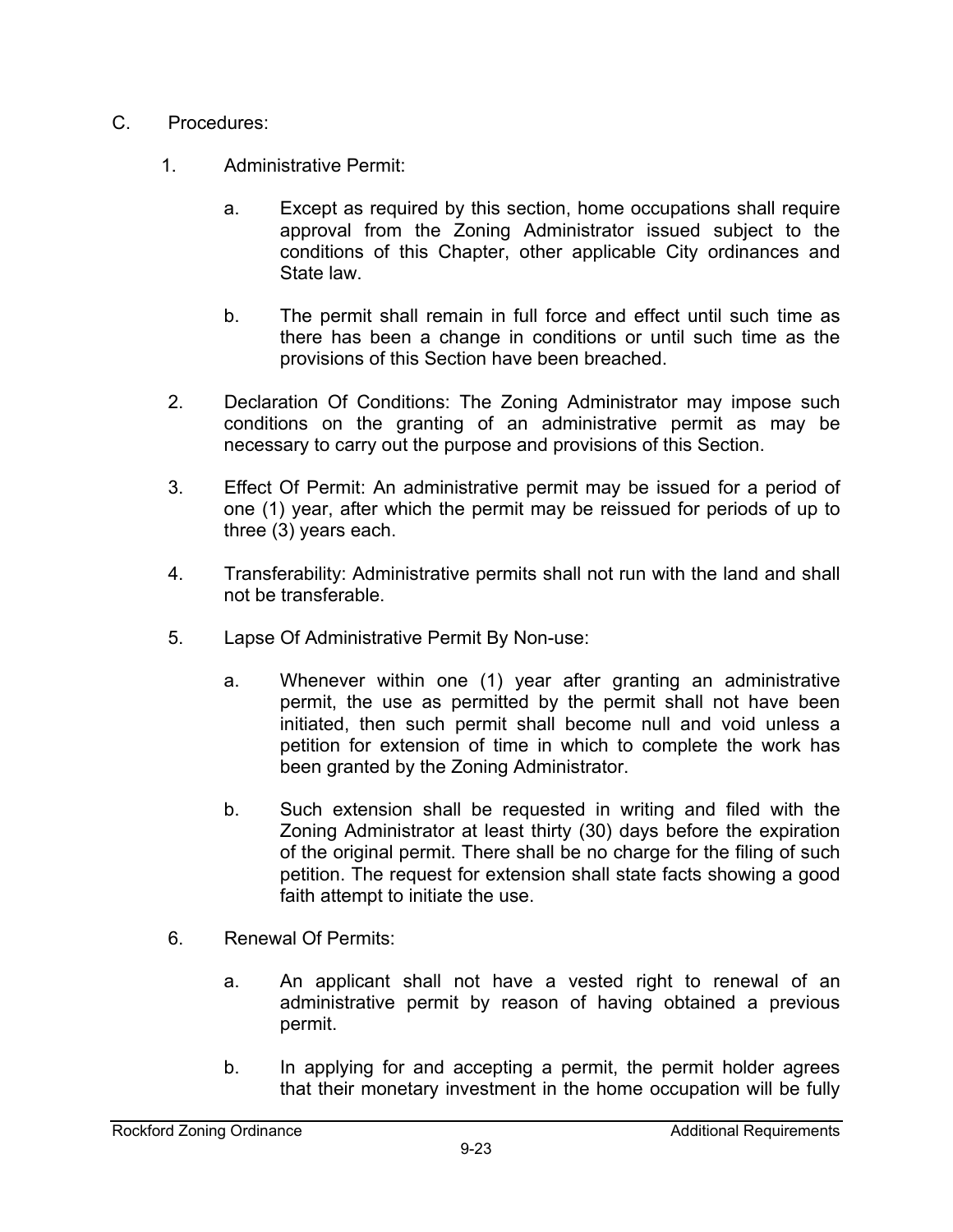C. Procedures:

1. Administrative Permit:

   a. Except as required by this section, home occupations shall require approval from the Zoning Administrator issued subject to the conditions of this Chapter, other applicable City ordinances and State law.

   b. The permit shall remain in full force and effect until such time as there has been a change in conditions or until such time as the provisions of this Section have been breached.

2. Declaration Of Conditions: The Zoning Administrator may impose such conditions on the granting of an administrative permit as may be necessary to carry out the purpose and provisions of this Section.

3. Effect Of Permit: An administrative permit may be issued for a period of one (1) year, after which the permit may be reissued for periods of up to three (3) years each.

4. Transferability: Administrative permits shall not run with the land and shall not be transferable.

5. Lapse Of Administrative Permit By Non-use:

   a. Whenever within one (1) year after granting an administrative permit, the use as permitted by the permit shall not have been initiated, then such permit shall become null and void unless a petition for extension of time in which to complete the work has been granted by the Zoning Administrator.

   b. Such extension shall be requested in writing and filed with the Zoning Administrator at least thirty (30) days before the expiration of the original permit. There shall be no charge for the filing of such petition. The request for extension shall state facts showing a good faith attempt to initiate the use.

6. Renewal Of Permits:

   a. An applicant shall not have a vested right to renewal of an administrative permit by reason of having obtained a previous permit.

   b. In applying for and accepting a permit, the permit holder agrees that their monetary investment in the home occupation will be fully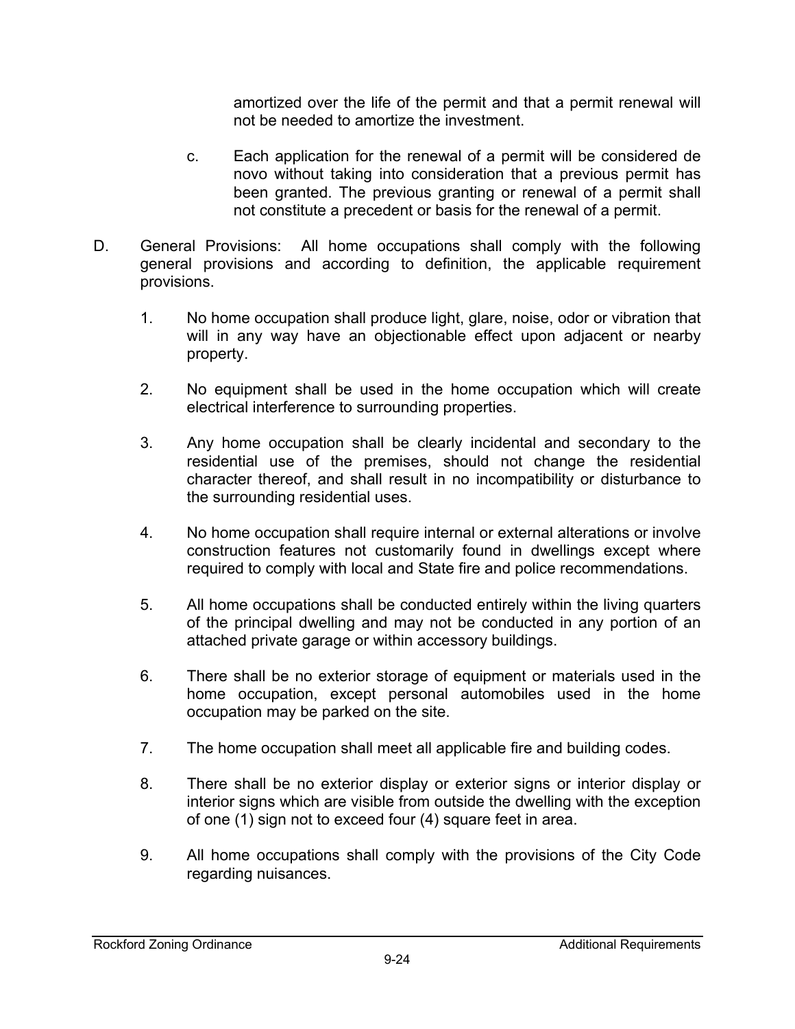amortized over the life of the permit and that a permit renewal will not be needed to amortize the investment.

c. Each application for the renewal of a permit will be considered de novo without taking into consideration that a previous permit has been granted. The previous granting or renewal of a permit shall not constitute a precedent or basis for the renewal of a permit.

D. General Provisions: All home occupations shall comply with the following general provisions and according to definition, the applicable requirement provisions.

1. No home occupation shall produce light, glare, noise, odor or vibration that will in any way have an objectionable effect upon adjacent or nearby property.

2. No equipment shall be used in the home occupation which will create electrical interference to surrounding properties.

3. Any home occupation shall be clearly incidental and secondary to the residential use of the premises, should not change the residential character thereof, and shall result in no incompatibility or disturbance to the surrounding residential uses.

4. No home occupation shall require internal or external alterations or involve construction features not customarily found in dwellings except where required to comply with local and State fire and police recommendations.

5. All home occupations shall be conducted entirely within the living quarters of the principal dwelling and may not be conducted in any portion of an attached private garage or within accessory buildings.

6. There shall be no exterior storage of equipment or materials used in the home occupation, except personal automobiles used in the home occupation may be parked on the site.

7. The home occupation shall meet all applicable fire and building codes.

8. There shall be no exterior display or exterior signs or interior display or interior signs which are visible from outside the dwelling with the exception of one (1) sign not to exceed four (4) square feet in area.

9. All home occupations shall comply with the provisions of the City Code regarding nuisances.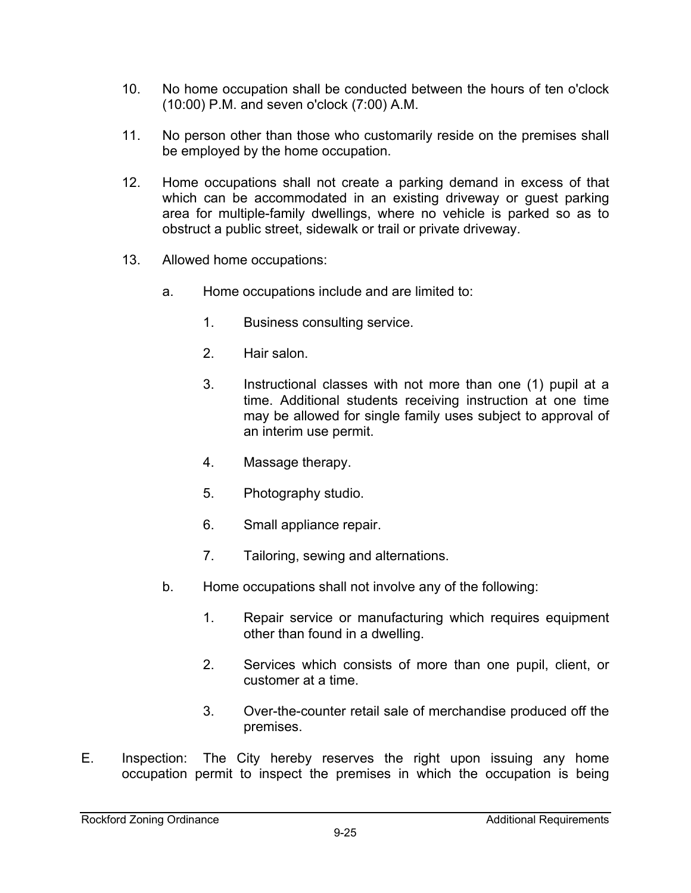10. No home occupation shall be conducted between the hours of ten o'clock (10:00) P.M. and seven o'clock (7:00) A.M.

11. No person other than those who customarily reside on the premises shall be employed by the home occupation.

12. Home occupations shall not create a parking demand in excess of that which can be accommodated in an existing driveway or guest parking area for multiple-family dwellings, where no vehicle is parked so as to obstruct a public street, sidewalk or trail or private driveway.

13. Allowed home occupations:

    a. Home occupations include and are limited to:

        1. Business consulting service.

        2. Hair salon.

        3. Instructional classes with not more than one (1) pupil at a time. Additional students receiving instruction at one time may be allowed for single family uses subject to approval of an interim use permit.

        4. Massage therapy.

        5. Photography studio.

        6. Small appliance repair.

        7. Tailoring, sewing and alternations.

    b. Home occupations shall not involve any of the following:

        1. Repair service or manufacturing which requires equipment other than found in a dwelling.

        2. Services which consists of more than one pupil, client, or customer at a time.

        3. Over-the-counter retail sale of merchandise produced off the premises.

E. Inspection: The City hereby reserves the right upon issuing any home occupation permit to inspect the premises in which the occupation is being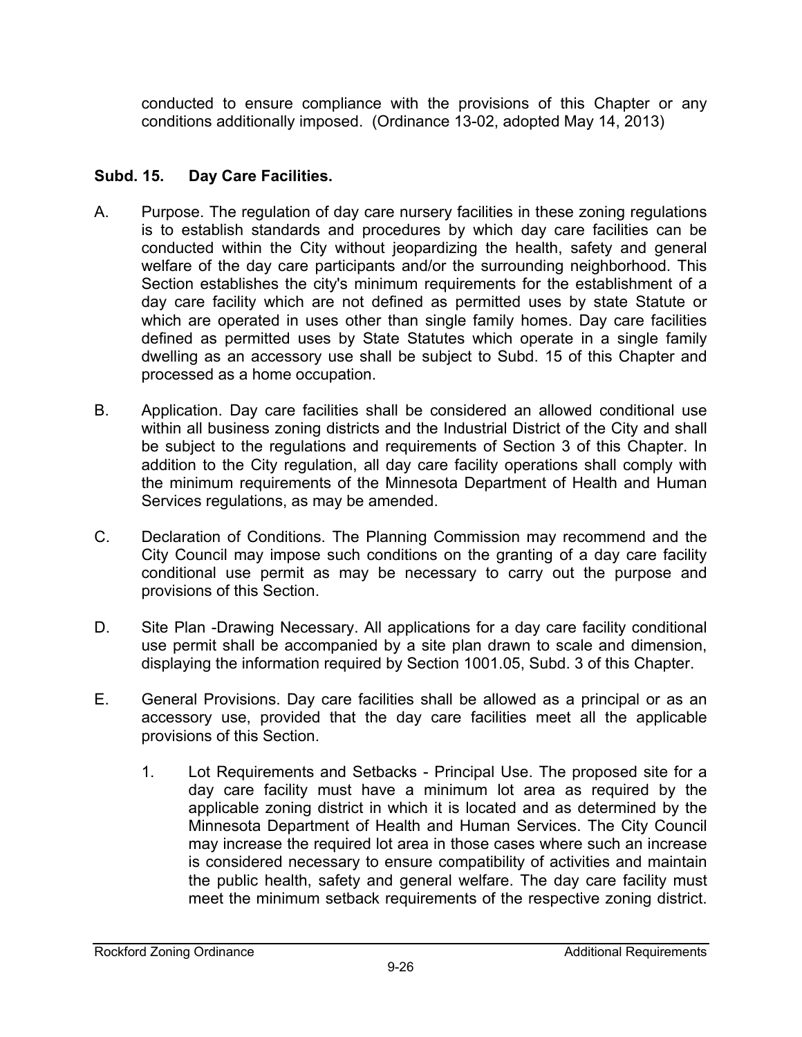conducted to ensure compliance with the provisions of this Chapter or any conditions additionally imposed. (Ordinance 13-02, adopted May 14, 2013)

**Subd. 15. Day Care Facilities.**

A. Purpose. The regulation of day care nursery facilities in these zoning regulations is to establish standards and procedures by which day care facilities can be conducted within the City without jeopardizing the health, safety and general welfare of the day care participants and/or the surrounding neighborhood. This Section establishes the city's minimum requirements for the establishment of a day care facility which are not defined as permitted uses by state Statute or which are operated in uses other than single family homes. Day care facilities defined as permitted uses by State Statutes which operate in a single family dwelling as an accessory use shall be subject to Subd. 15 of this Chapter and processed as a home occupation.

B. Application. Day care facilities shall be considered an allowed conditional use within all business zoning districts and the Industrial District of the City and shall be subject to the regulations and requirements of Section 3 of this Chapter. In addition to the City regulation, all day care facility operations shall comply with the minimum requirements of the Minnesota Department of Health and Human Services regulations, as may be amended.

C. Declaration of Conditions. The Planning Commission may recommend and the City Council may impose such conditions on the granting of a day care facility conditional use permit as may be necessary to carry out the purpose and provisions of this Section.

D. Site Plan -Drawing Necessary. All applications for a day care facility conditional use permit shall be accompanied by a site plan drawn to scale and dimension, displaying the information required by Section 1001.05, Subd. 3 of this Chapter.

E. General Provisions. Day care facilities shall be allowed as a principal or as an accessory use, provided that the day care facilities meet all the applicable provisions of this Section.

   1. Lot Requirements and Setbacks - Principal Use. The proposed site for a day care facility must have a minimum lot area as required by the applicable zoning district in which it is located and as determined by the Minnesota Department of Health and Human Services. The City Council may increase the required lot area in those cases where such an increase is considered necessary to ensure compatibility of activities and maintain the public health, safety and general welfare. The day care facility must meet the minimum setback requirements of the respective zoning district.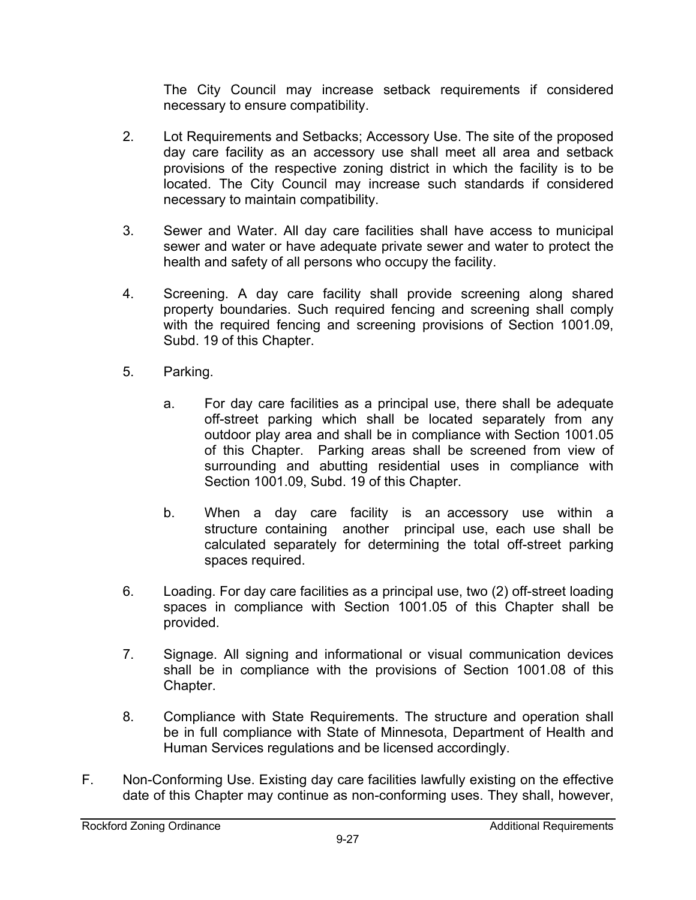The City Council may increase setback requirements if considered necessary to ensure compatibility.

2. Lot Requirements and Setbacks; Accessory Use. The site of the proposed day care facility as an accessory use shall meet all area and setback provisions of the respective zoning district in which the facility is to be located. The City Council may increase such standards if considered necessary to maintain compatibility.

3. Sewer and Water. All day care facilities shall have access to municipal sewer and water or have adequate private sewer and water to protect the health and safety of all persons who occupy the facility.

4. Screening. A day care facility shall provide screening along shared property boundaries. Such required fencing and screening shall comply with the required fencing and screening provisions of Section 1001.09, Subd. 19 of this Chapter.

5. Parking.

   a. For day care facilities as a principal use, there shall be adequate off-street parking which shall be located separately from any outdoor play area and shall be in compliance with Section 1001.05 of this Chapter. Parking areas shall be screened from view of surrounding and abutting residential uses in compliance with Section 1001.09, Subd. 19 of this Chapter.

   b. When a day care facility is an accessory use within a structure containing another principal use, each use shall be calculated separately for determining the total off-street parking spaces required.

6. Loading. For day care facilities as a principal use, two (2) off-street loading spaces in compliance with Section 1001.05 of this Chapter shall be provided.

7. Signage. All signing and informational or visual communication devices shall be in compliance with the provisions of Section 1001.08 of this Chapter.

8. Compliance with State Requirements. The structure and operation shall be in full compliance with State of Minnesota, Department of Health and Human Services regulations and be licensed accordingly.

F. Non-Conforming Use. Existing day care facilities lawfully existing on the effective date of this Chapter may continue as non-conforming uses. They shall, however,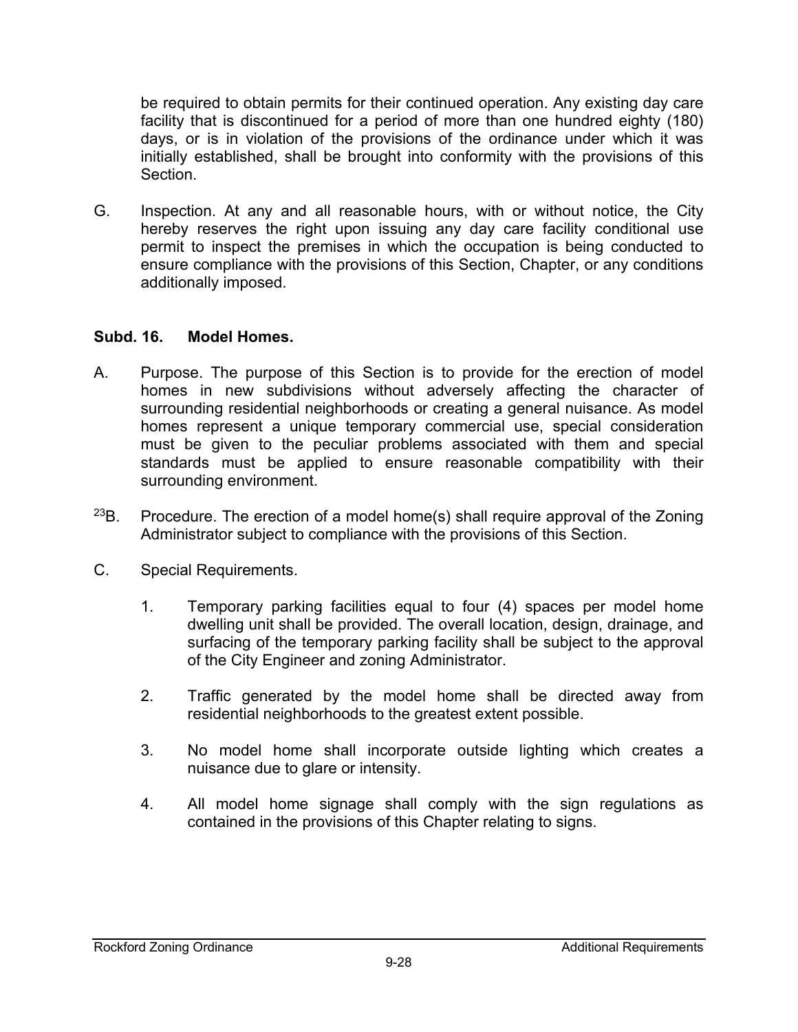be required to obtain permits for their continued operation. Any existing day care facility that is discontinued for a period of more than one hundred eighty (180) days, or is in violation of the provisions of the ordinance under which it was initially established, shall be brought into conformity with the provisions of this Section.

G. Inspection. At any and all reasonable hours, with or without notice, the City hereby reserves the right upon issuing any day care facility conditional use permit to inspect the premises in which the occupation is being conducted to ensure compliance with the provisions of this Section, Chapter, or any conditions additionally imposed.

### Subd. 16. Model Homes.

A. Purpose. The purpose of this Section is to provide for the erection of model homes in new subdivisions without adversely affecting the character of surrounding residential neighborhoods or creating a general nuisance. As model homes represent a unique temporary commercial use, special consideration must be given to the peculiar problems associated with them and special standards must be applied to ensure reasonable compatibility with their surrounding environment.

[23]B. Procedure. The erection of a model home(s) shall require approval of the Zoning Administrator subject to compliance with the provisions of this Section.

C. Special Requirements.

1. Temporary parking facilities equal to four (4) spaces per model home dwelling unit shall be provided. The overall location, design, drainage, and surfacing of the temporary parking facility shall be subject to the approval of the City Engineer and zoning Administrator.

2. Traffic generated by the model home shall be directed away from residential neighborhoods to the greatest extent possible.

3. No model home shall incorporate outside lighting which creates a nuisance due to glare or intensity.

4. All model home signage shall comply with the sign regulations as contained in the provisions of this Chapter relating to signs.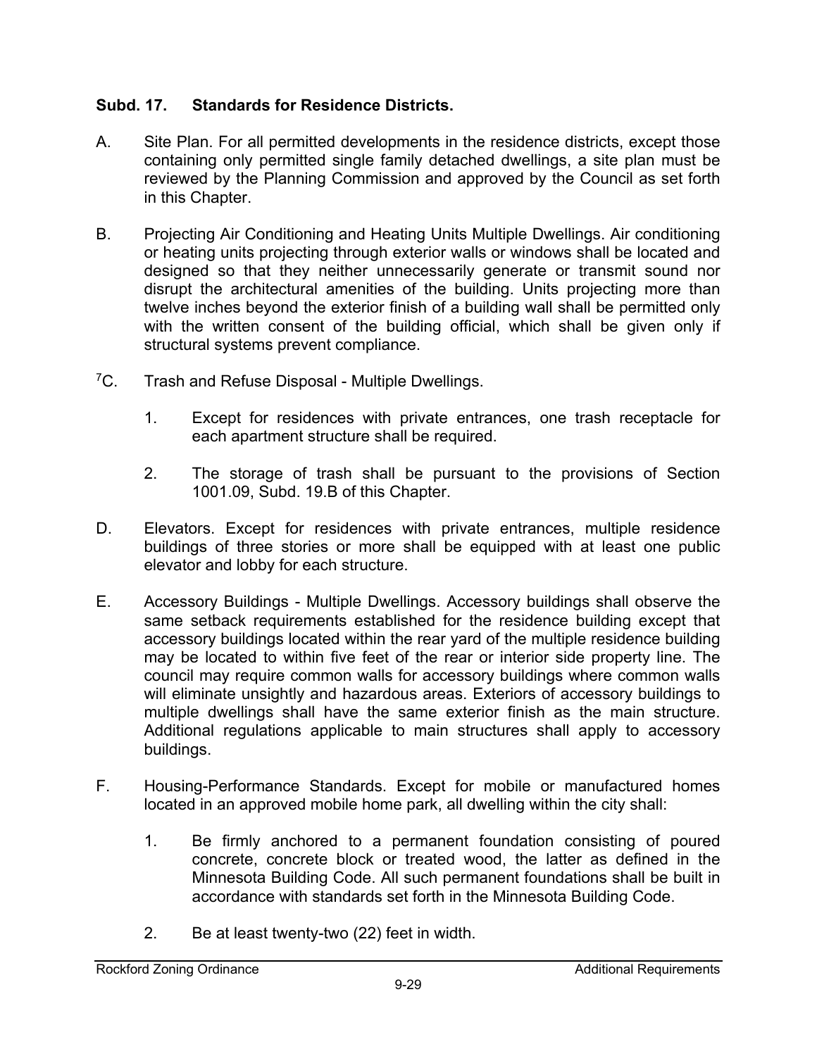**Subd. 17. Standards for Residence Districts.**

A. Site Plan. For all permitted developments in the residence districts, except those containing only permitted single family detached dwellings, a site plan must be reviewed by the Planning Commission and approved by the Council as set forth in this Chapter.

B. Projecting Air Conditioning and Heating Units Multiple Dwellings. Air conditioning or heating units projecting through exterior walls or windows shall be located and designed so that they neither unnecessarily generate or transmit sound nor disrupt the architectural amenities of the building. Units projecting more than twelve inches beyond the exterior finish of a building wall shall be permitted only with the written consent of the building official, which shall be given only if structural systems prevent compliance.

[7]C. Trash and Refuse Disposal - Multiple Dwellings.

1. Except for residences with private entrances, one trash receptacle for each apartment structure shall be required.

2. The storage of trash shall be pursuant to the provisions of Section 1001.09, Subd. 19.B of this Chapter.

D. Elevators. Except for residences with private entrances, multiple residence buildings of three stories or more shall be equipped with at least one public elevator and lobby for each structure.

E. Accessory Buildings - Multiple Dwellings. Accessory buildings shall observe the same setback requirements established for the residence building except that accessory buildings located within the rear yard of the multiple residence building may be located to within five feet of the rear or interior side property line. The council may require common walls for accessory buildings where common walls will eliminate unsightly and hazardous areas. Exteriors of accessory buildings to multiple dwellings shall have the same exterior finish as the main structure. Additional regulations applicable to main structures shall apply to accessory buildings.

F. Housing-Performance Standards. Except for mobile or manufactured homes located in an approved mobile home park, all dwelling within the city shall:

1. Be firmly anchored to a permanent foundation consisting of poured concrete, concrete block or treated wood, the latter as defined in the Minnesota Building Code. All such permanent foundations shall be built in accordance with standards set forth in the Minnesota Building Code.

2. Be at least twenty-two (22) feet in width.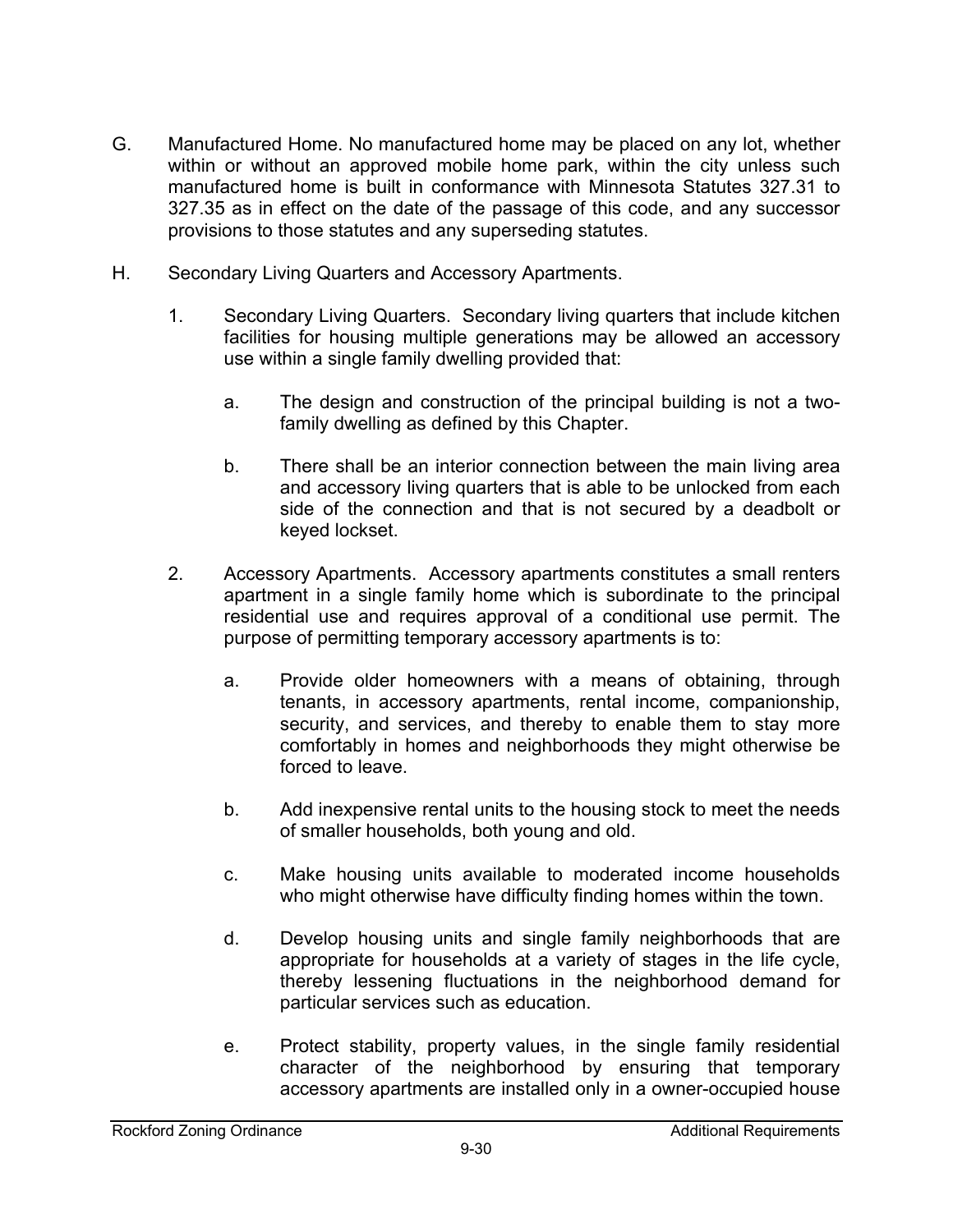G. Manufactured Home. No manufactured home may be placed on any lot, whether within or without an approved mobile home park, within the city unless such manufactured home is built in conformance with Minnesota Statutes 327.31 to 327.35 as in effect on the date of the passage of this code, and any successor provisions to those statutes and any superseding statutes.

H. Secondary Living Quarters and Accessory Apartments.

1. Secondary Living Quarters. Secondary living quarters that include kitchen facilities for housing multiple generations may be allowed an accessory use within a single family dwelling provided that:

    a. The design and construction of the principal building is not a two-family dwelling as defined by this Chapter.

    b. There shall be an interior connection between the main living area and accessory living quarters that is able to be unlocked from each side of the connection and that is not secured by a deadbolt or keyed lockset.

2. Accessory Apartments. Accessory apartments constitutes a small renters apartment in a single family home which is subordinate to the principal residential use and requires approval of a conditional use permit. The purpose of permitting temporary accessory apartments is to:

    a. Provide older homeowners with a means of obtaining, through tenants, in accessory apartments, rental income, companionship, security, and services, and thereby to enable them to stay more comfortably in homes and neighborhoods they might otherwise be forced to leave.

    b. Add inexpensive rental units to the housing stock to meet the needs of smaller households, both young and old.

    c. Make housing units available to moderated income households who might otherwise have difficulty finding homes within the town.

    d. Develop housing units and single family neighborhoods that are appropriate for households at a variety of stages in the life cycle, thereby lessening fluctuations in the neighborhood demand for particular services such as education.

    e. Protect stability, property values, in the single family residential character of the neighborhood by ensuring that temporary accessory apartments are installed only in a owner-occupied house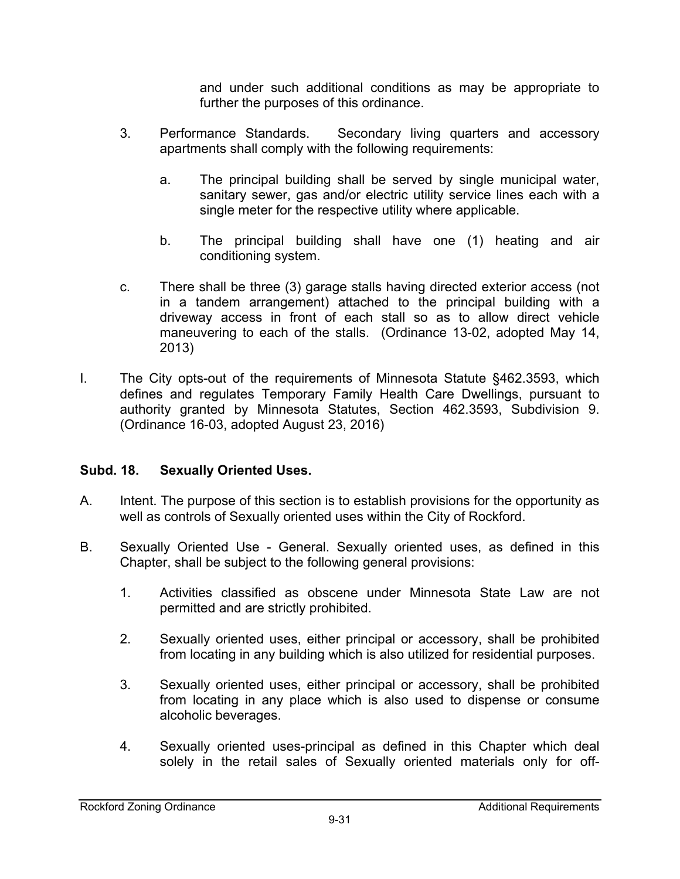and under such additional conditions as may be appropriate to further the purposes of this ordinance.

3. Performance Standards. Secondary living quarters and accessory apartments shall comply with the following requirements:

   a. The principal building shall be served by single municipal water, sanitary sewer, gas and/or electric utility service lines each with a single meter for the respective utility where applicable.

   b. The principal building shall have one (1) heating and air conditioning system.

   c. There shall be three (3) garage stalls having directed exterior access (not in a tandem arrangement) attached to the principal building with a driveway access in front of each stall so as to allow direct vehicle maneuvering to each of the stalls. (Ordinance 13-02, adopted May 14, 2013)

I. The City opts-out of the requirements of Minnesota Statute §462.3593, which defines and regulates Temporary Family Health Care Dwellings, pursuant to authority granted by Minnesota Statutes, Section 462.3593, Subdivision 9. (Ordinance 16-03, adopted August 23, 2016)

**Subd. 18. Sexually Oriented Uses.**

A. Intent. The purpose of this section is to establish provisions for the opportunity as well as controls of Sexually oriented uses within the City of Rockford.

B. Sexually Oriented Use - General. Sexually oriented uses, as defined in this Chapter, shall be subject to the following general provisions:

1. Activities classified as obscene under Minnesota State Law are not permitted and are strictly prohibited.

2. Sexually oriented uses, either principal or accessory, shall be prohibited from locating in any building which is also utilized for residential purposes.

3. Sexually oriented uses, either principal or accessory, shall be prohibited from locating in any place which is also used to dispense or consume alcoholic beverages.

4. Sexually oriented uses-principal as defined in this Chapter which deal solely in the retail sales of Sexually oriented materials only for off-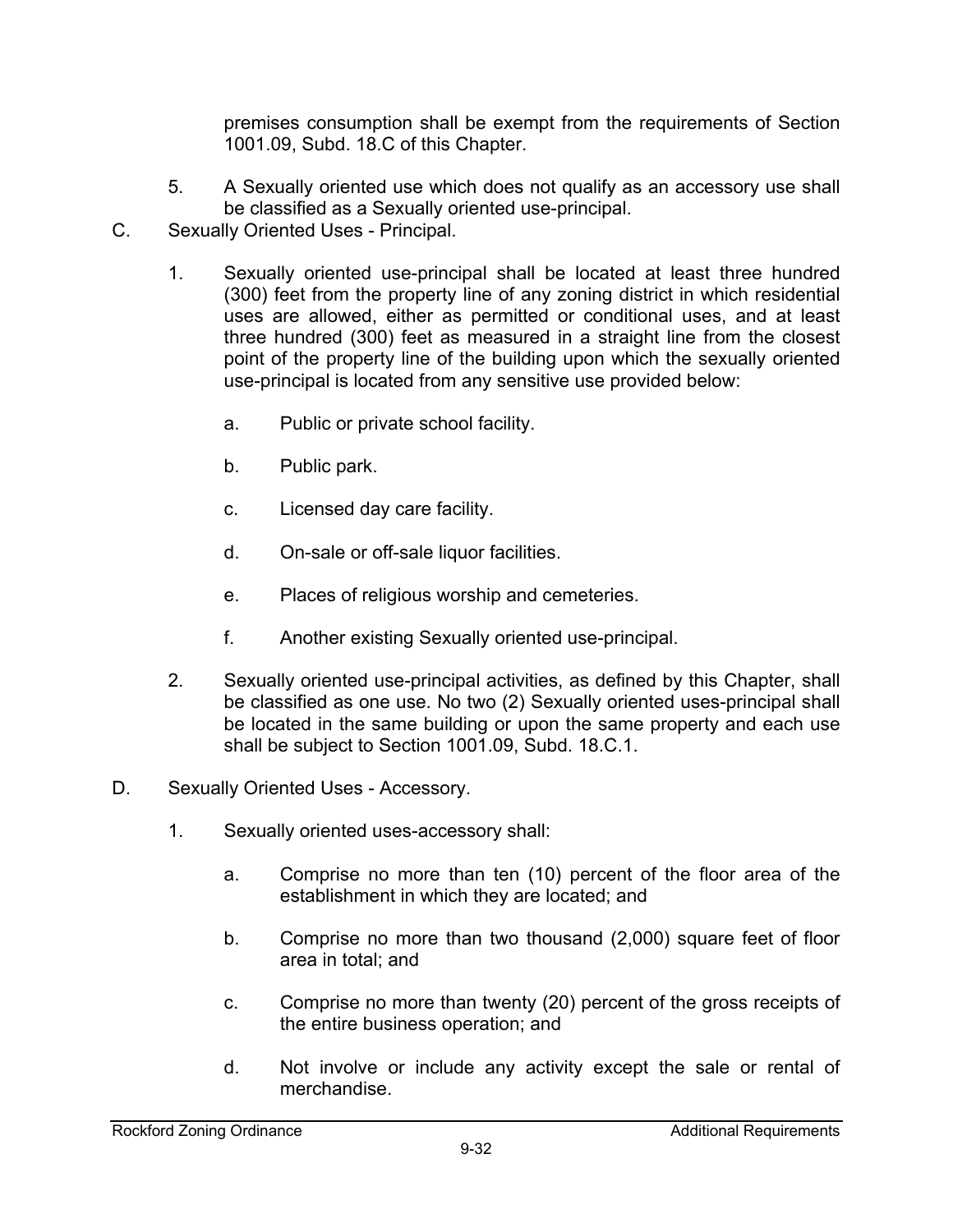premises consumption shall be exempt from the requirements of Section 1001.09, Subd. 18.C of this Chapter.

5. A Sexually oriented use which does not qualify as an accessory use shall be classified as a Sexually oriented use-principal.

C. Sexually Oriented Uses - Principal.

1. Sexually oriented use-principal shall be located at least three hundred (300) feet from the property line of any zoning district in which residential uses are allowed, either as permitted or conditional uses, and at least three hundred (300) feet as measured in a straight line from the closest point of the property line of the building upon which the sexually oriented use-principal is located from any sensitive use provided below:

   a. Public or private school facility.

   b. Public park.

   c. Licensed day care facility.

   d. On-sale or off-sale liquor facilities.

   e. Places of religious worship and cemeteries.

   f. Another existing Sexually oriented use-principal.

2. Sexually oriented use-principal activities, as defined by this Chapter, shall be classified as one use. No two (2) Sexually oriented uses-principal shall be located in the same building or upon the same property and each use shall be subject to Section 1001.09, Subd. 18.C.1.

D. Sexually Oriented Uses - Accessory.

1. Sexually oriented uses-accessory shall:

   a. Comprise no more than ten (10) percent of the floor area of the establishment in which they are located; and

   b. Comprise no more than two thousand (2,000) square feet of floor area in total; and

   c. Comprise no more than twenty (20) percent of the gross receipts of the entire business operation; and

   d. Not involve or include any activity except the sale or rental of merchandise.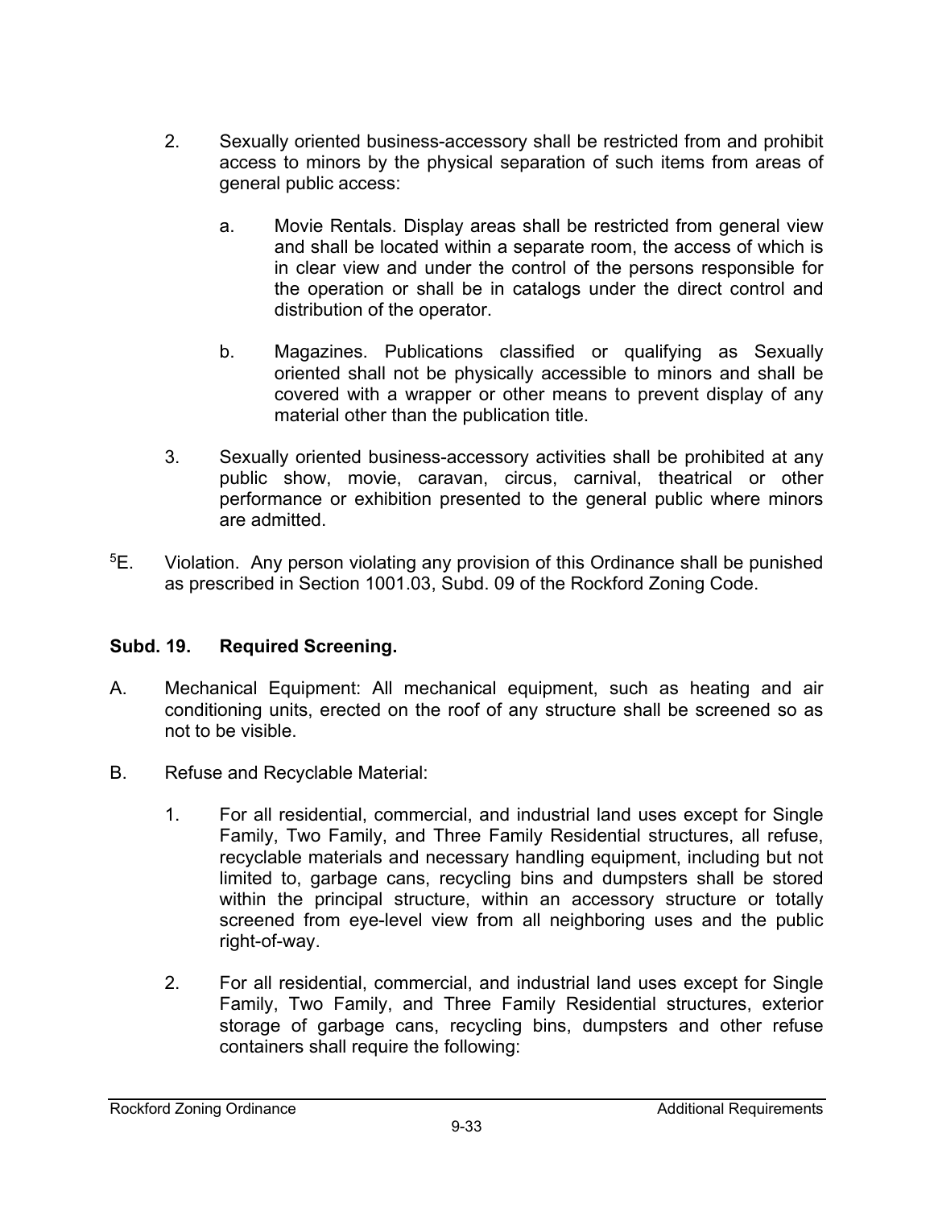2. Sexually oriented business-accessory shall be restricted from and prohibit access to minors by the physical separation of such items from areas of general public access:

   a. Movie Rentals. Display areas shall be restricted from general view and shall be located within a separate room, the access of which is in clear view and under the control of the persons responsible for the operation or shall be in catalogs under the direct control and distribution of the operator.

   b. Magazines. Publications classified or qualifying as Sexually oriented shall not be physically accessible to minors and shall be covered with a wrapper or other means to prevent display of any material other than the publication title.

3. Sexually oriented business-accessory activities shall be prohibited at any public show, movie, caravan, circus, carnival, theatrical or other performance or exhibition presented to the general public where minors are admitted.

[5]E. Violation. Any person violating any provision of this Ordinance shall be punished as prescribed in Section 1001.03, Subd. 09 of the Rockford Zoning Code.

**Subd. 19. Required Screening.**

A. Mechanical Equipment: All mechanical equipment, such as heating and air conditioning units, erected on the roof of any structure shall be screened so as not to be visible.

B. Refuse and Recyclable Material:

1. For all residential, commercial, and industrial land uses except for Single Family, Two Family, and Three Family Residential structures, all refuse, recyclable materials and necessary handling equipment, including but not limited to, garbage cans, recycling bins and dumpsters shall be stored within the principal structure, within an accessory structure or totally screened from eye-level view from all neighboring uses and the public right-of-way.

2. For all residential, commercial, and industrial land uses except for Single Family, Two Family, and Three Family Residential structures, exterior storage of garbage cans, recycling bins, dumpsters and other refuse containers shall require the following: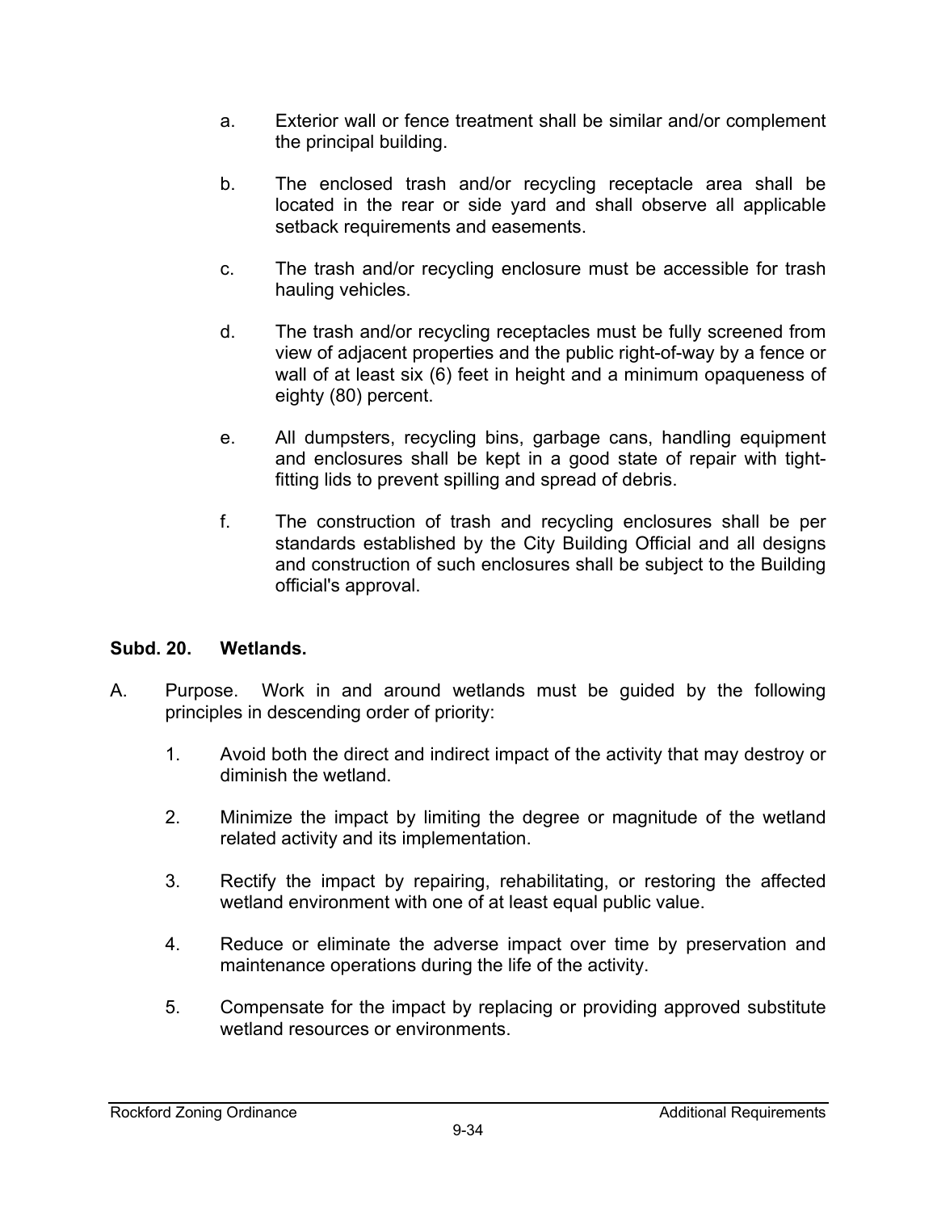a. Exterior wall or fence treatment shall be similar and/or complement the principal building.

b. The enclosed trash and/or recycling receptacle area shall be located in the rear or side yard and shall observe all applicable setback requirements and easements.

c. The trash and/or recycling enclosure must be accessible for trash hauling vehicles.

d. The trash and/or recycling receptacles must be fully screened from view of adjacent properties and the public right-of-way by a fence or wall of at least six (6) feet in height and a minimum opaqueness of eighty (80) percent.

e. All dumpsters, recycling bins, garbage cans, handling equipment and enclosures shall be kept in a good state of repair with tight-fitting lids to prevent spilling and spread of debris.

f. The construction of trash and recycling enclosures shall be per standards established by the City Building Official and all designs and construction of such enclosures shall be subject to the Building official's approval.

**Subd. 20. Wetlands.**

A. Purpose. Work in and around wetlands must be guided by the following principles in descending order of priority:

1. Avoid both the direct and indirect impact of the activity that may destroy or diminish the wetland.

2. Minimize the impact by limiting the degree or magnitude of the wetland related activity and its implementation.

3. Rectify the impact by repairing, rehabilitating, or restoring the affected wetland environment with one of at least equal public value.

4. Reduce or eliminate the adverse impact over time by preservation and maintenance operations during the life of the activity.

5. Compensate for the impact by replacing or providing approved substitute wetland resources or environments.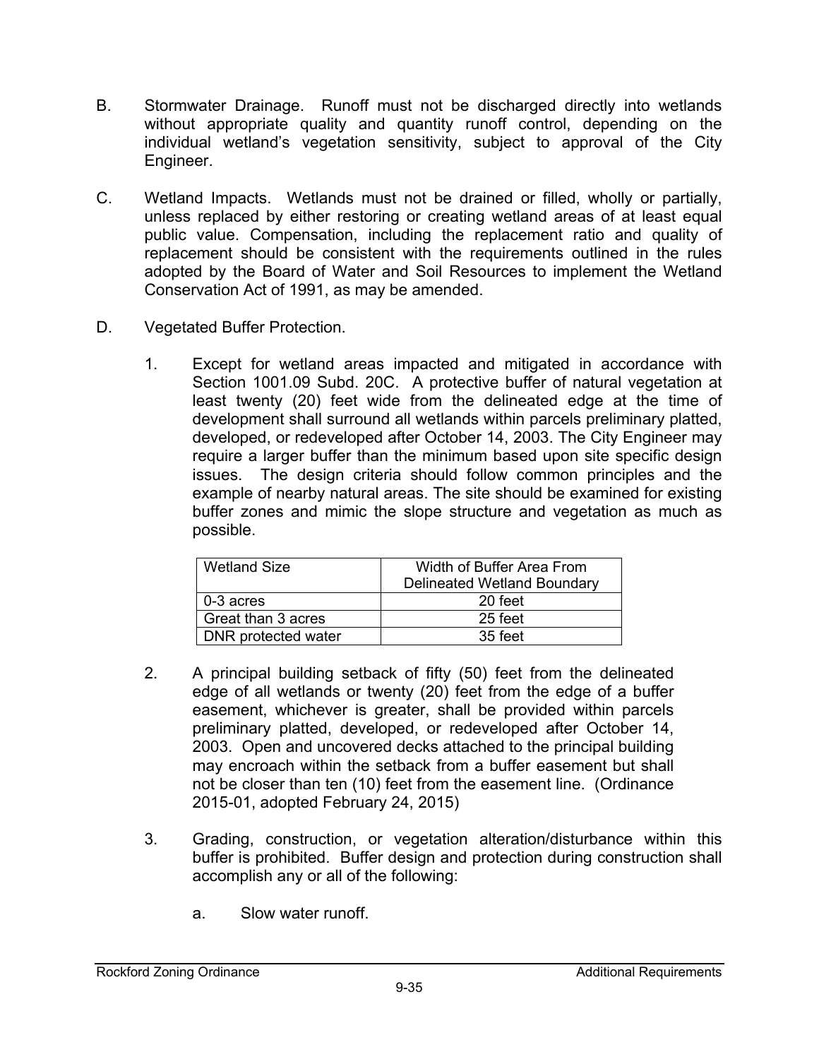B. Stormwater Drainage. Runoff must not be discharged directly into wetlands without appropriate quality and quantity runoff control, depending on the individual wetland's vegetation sensitivity, subject to approval of the City Engineer.

C. Wetland Impacts. Wetlands must not be drained or filled, wholly or partially, unless replaced by either restoring or creating wetland areas of at least equal public value. Compensation, including the replacement ratio and quality of replacement should be consistent with the requirements outlined in the rules adopted by the Board of Water and Soil Resources to implement the Wetland Conservation Act of 1991, as may be amended.

D. Vegetated Buffer Protection.

1. Except for wetland areas impacted and mitigated in accordance with Section 1001.09 Subd. 20C. A protective buffer of natural vegetation at least twenty (20) feet wide from the delineated edge at the time of development shall surround all wetlands within parcels preliminary platted, developed, or redeveloped after October 14, 2003. The City Engineer may require a larger buffer than the minimum based upon site specific design issues. The design criteria should follow common principles and the example of nearby natural areas. The site should be examined for existing buffer zones and mimic the slope structure and vegetation as much as possible.

| Wetland Size | Width of Buffer Area From Delineated Wetland Boundary |
|---|---|
| 0-3 acres | 20 feet |
| Great than 3 acres | 25 feet |
| DNR protected water | 35 feet |

2. A principal building setback of fifty (50) feet from the delineated edge of all wetlands or twenty (20) feet from the edge of a buffer easement, whichever is greater, shall be provided within parcels preliminary platted, developed, or redeveloped after October 14, 2003. Open and uncovered decks attached to the principal building may encroach within the setback from a buffer easement but shall not be closer than ten (10) feet from the easement line. (Ordinance 2015-01, adopted February 24, 2015)

3. Grading, construction, or vegetation alteration/disturbance within this buffer is prohibited. Buffer design and protection during construction shall accomplish any or all of the following:

   a. Slow water runoff.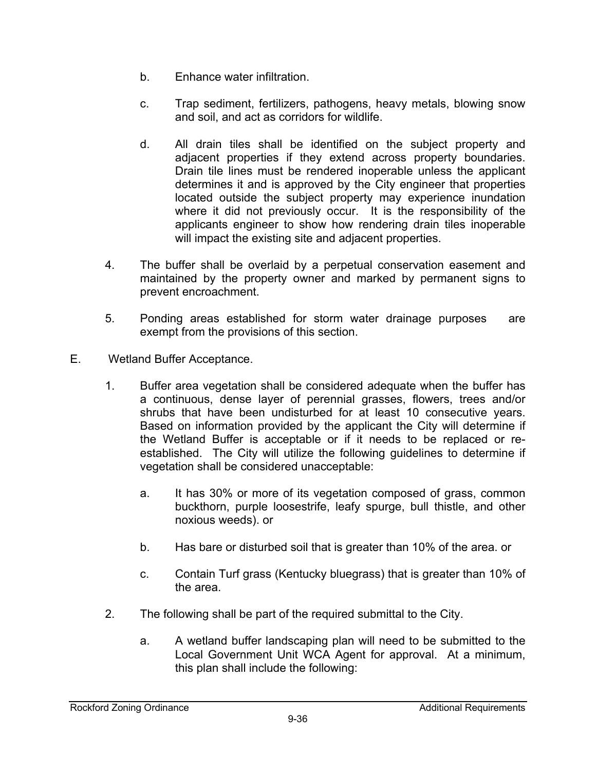b. Enhance water infiltration.

c. Trap sediment, fertilizers, pathogens, heavy metals, blowing snow and soil, and act as corridors for wildlife.

d. All drain tiles shall be identified on the subject property and adjacent properties if they extend across property boundaries. Drain tile lines must be rendered inoperable unless the applicant determines it and is approved by the City engineer that properties located outside the subject property may experience inundation where it did not previously occur. It is the responsibility of the applicants engineer to show how rendering drain tiles inoperable will impact the existing site and adjacent properties.

4. The buffer shall be overlaid by a perpetual conservation easement and maintained by the property owner and marked by permanent signs to prevent encroachment.

5. Ponding areas established for storm water drainage purposes are exempt from the provisions of this section.

E. Wetland Buffer Acceptance.

1. Buffer area vegetation shall be considered adequate when the buffer has a continuous, dense layer of perennial grasses, flowers, trees and/or shrubs that have been undisturbed for at least 10 consecutive years. Based on information provided by the applicant the City will determine if the Wetland Buffer is acceptable or if it needs to be replaced or re-established. The City will utilize the following guidelines to determine if vegetation shall be considered unacceptable:

   a. It has 30% or more of its vegetation composed of grass, common buckthorn, purple loosestrife, leafy spurge, bull thistle, and other noxious weeds). or

   b. Has bare or disturbed soil that is greater than 10% of the area. or

   c. Contain Turf grass (Kentucky bluegrass) that is greater than 10% of the area.

2. The following shall be part of the required submittal to the City.

   a. A wetland buffer landscaping plan will need to be submitted to the Local Government Unit WCA Agent for approval. At a minimum, this plan shall include the following: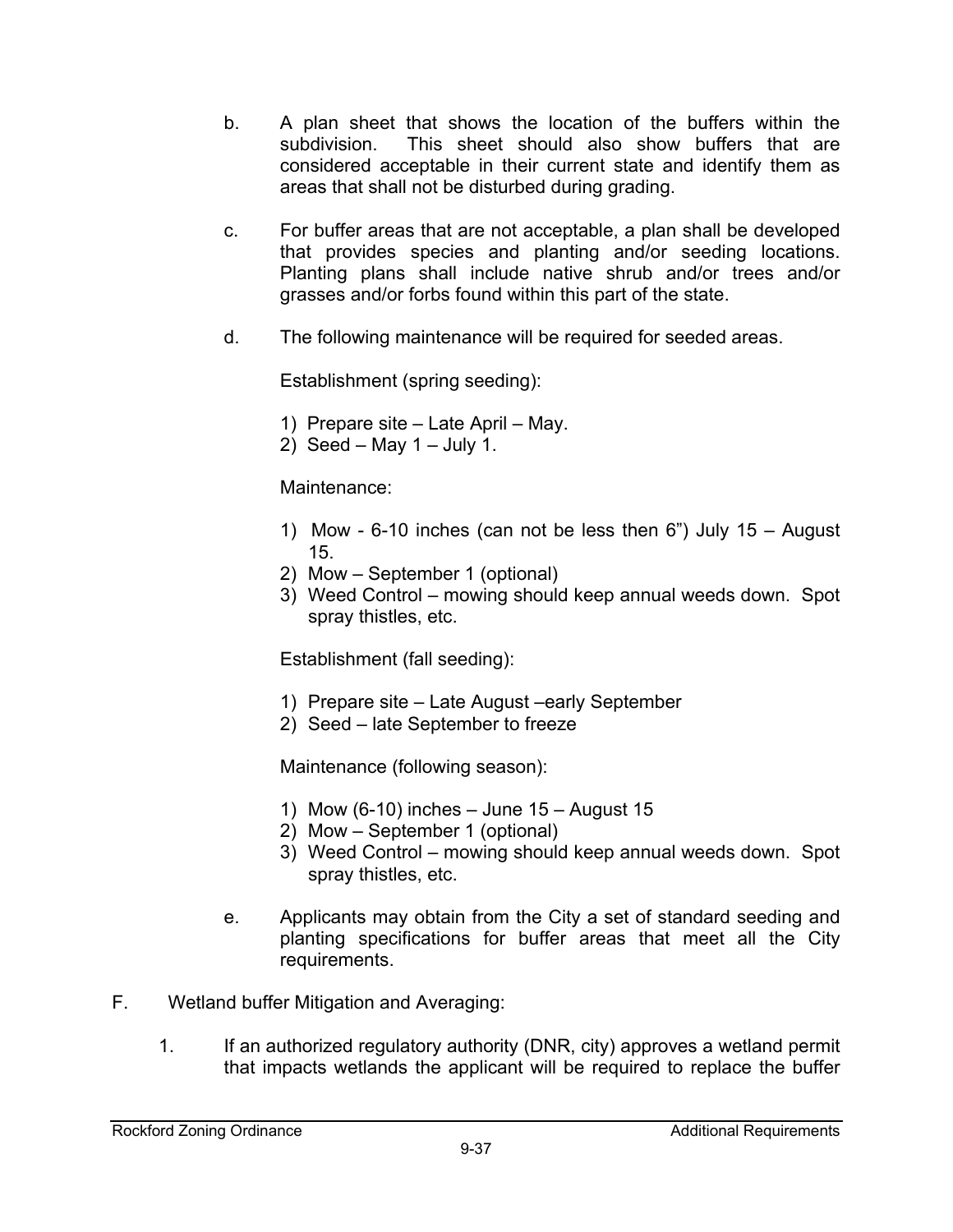b. A plan sheet that shows the location of the buffers within the subdivision. This sheet should also show buffers that are considered acceptable in their current state and identify them as areas that shall not be disturbed during grading.

c. For buffer areas that are not acceptable, a plan shall be developed that provides species and planting and/or seeding locations. Planting plans shall include native shrub and/or trees and/or grasses and/or forbs found within this part of the state.

d. The following maintenance will be required for seeded areas.

   Establishment (spring seeding):

   1) Prepare site – Late April – May.
   2) Seed – May 1 – July 1.

   Maintenance:

   1) Mow - 6-10 inches (can not be less then 6") July 15 – August 15.
   2) Mow – September 1 (optional)
   3) Weed Control – mowing should keep annual weeds down. Spot spray thistles, etc.

   Establishment (fall seeding):

   1) Prepare site – Late August –early September
   2) Seed – late September to freeze

   Maintenance (following season):

   1) Mow (6-10) inches – June 15 – August 15
   2) Mow – September 1 (optional)
   3) Weed Control – mowing should keep annual weeds down. Spot spray thistles, etc.

e. Applicants may obtain from the City a set of standard seeding and planting specifications for buffer areas that meet all the City requirements.

F. Wetland buffer Mitigation and Averaging:

   1. If an authorized regulatory authority (DNR, city) approves a wetland permit that impacts wetlands the applicant will be required to replace the buffer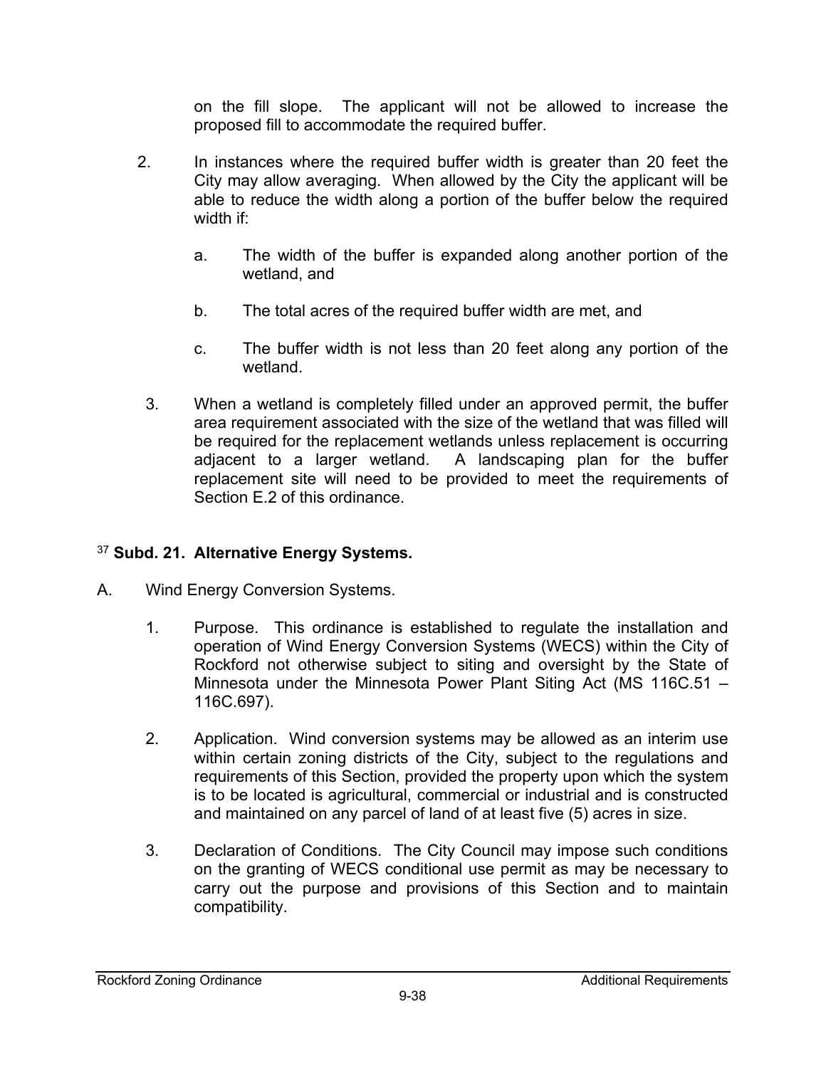on the fill slope. The applicant will not be allowed to increase the proposed fill to accommodate the required buffer.

2. In instances where the required buffer width is greater than 20 feet the City may allow averaging. When allowed by the City the applicant will be able to reduce the width along a portion of the buffer below the required width if:

   a. The width of the buffer is expanded along another portion of the wetland, and

   b. The total acres of the required buffer width are met, and

   c. The buffer width is not less than 20 feet along any portion of the wetland.

3. When a wetland is completely filled under an approved permit, the buffer area requirement associated with the size of the wetland that was filled will be required for the replacement wetlands unless replacement is occurring adjacent to a larger wetland. A landscaping plan for the buffer replacement site will need to be provided to meet the requirements of Section E.2 of this ordinance.

### [37] Subd. 21. Alternative Energy Systems.

A. Wind Energy Conversion Systems.

1. Purpose. This ordinance is established to regulate the installation and operation of Wind Energy Conversion Systems (WECS) within the City of Rockford not otherwise subject to siting and oversight by the State of Minnesota under the Minnesota Power Plant Siting Act (MS 116C.51 – 116C.697).

2. Application. Wind conversion systems may be allowed as an interim use within certain zoning districts of the City, subject to the regulations and requirements of this Section, provided the property upon which the system is to be located is agricultural, commercial or industrial and is constructed and maintained on any parcel of land of at least five (5) acres in size.

3. Declaration of Conditions. The City Council may impose such conditions on the granting of WECS conditional use permit as may be necessary to carry out the purpose and provisions of this Section and to maintain compatibility.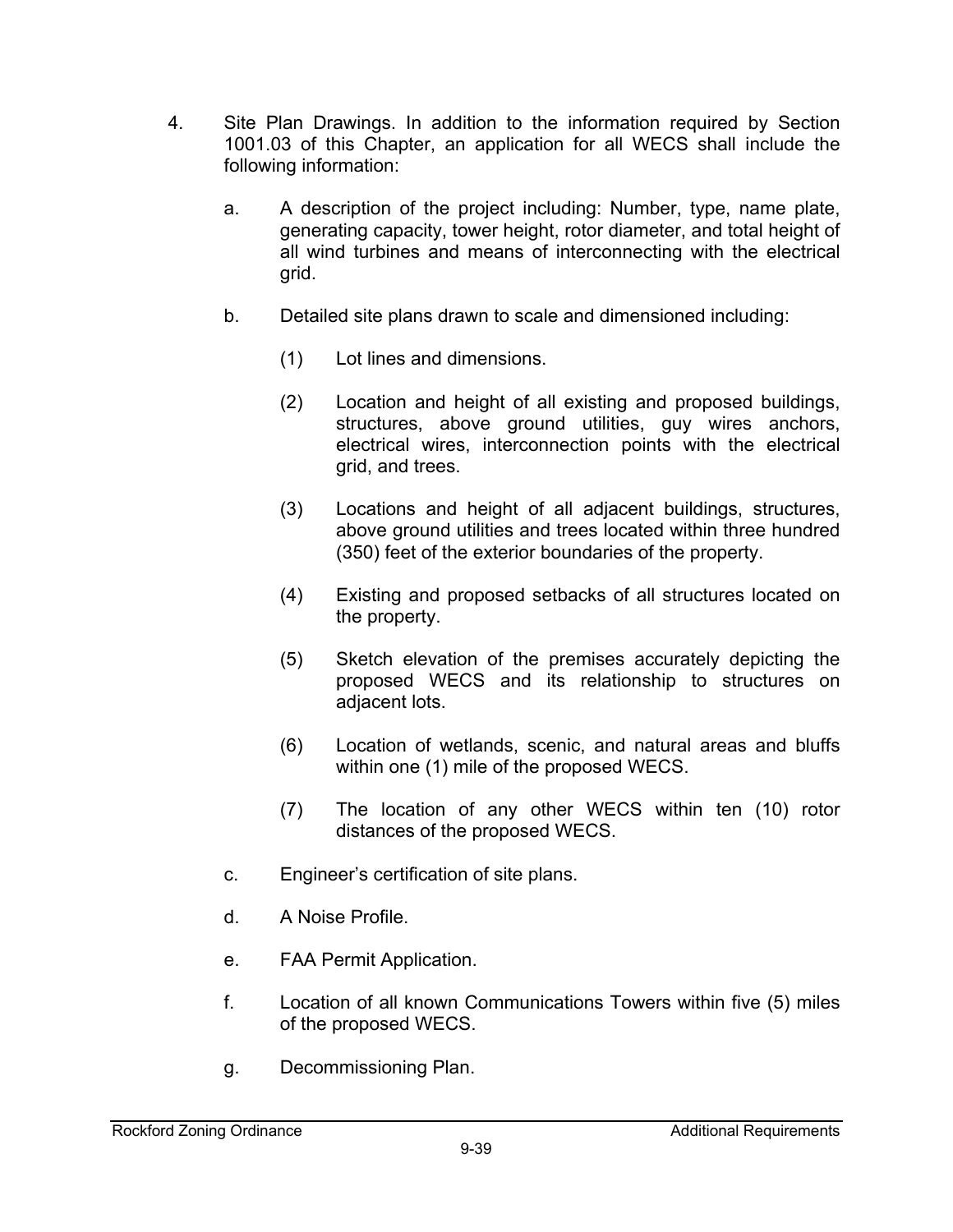4. Site Plan Drawings. In addition to the information required by Section 1001.03 of this Chapter, an application for all WECS shall include the following information:

   a. A description of the project including: Number, type, name plate, generating capacity, tower height, rotor diameter, and total height of all wind turbines and means of interconnecting with the electrical grid.

   b. Detailed site plans drawn to scale and dimensioned including:

      (1) Lot lines and dimensions.

      (2) Location and height of all existing and proposed buildings, structures, above ground utilities, guy wires anchors, electrical wires, interconnection points with the electrical grid, and trees.

      (3) Locations and height of all adjacent buildings, structures, above ground utilities and trees located within three hundred (350) feet of the exterior boundaries of the property.

      (4) Existing and proposed setbacks of all structures located on the property.

      (5) Sketch elevation of the premises accurately depicting the proposed WECS and its relationship to structures on adjacent lots.

      (6) Location of wetlands, scenic, and natural areas and bluffs within one (1) mile of the proposed WECS.

      (7) The location of any other WECS within ten (10) rotor distances of the proposed WECS.

   c. Engineer's certification of site plans.

   d. A Noise Profile.

   e. FAA Permit Application.

   f. Location of all known Communications Towers within five (5) miles of the proposed WECS.

   g. Decommissioning Plan.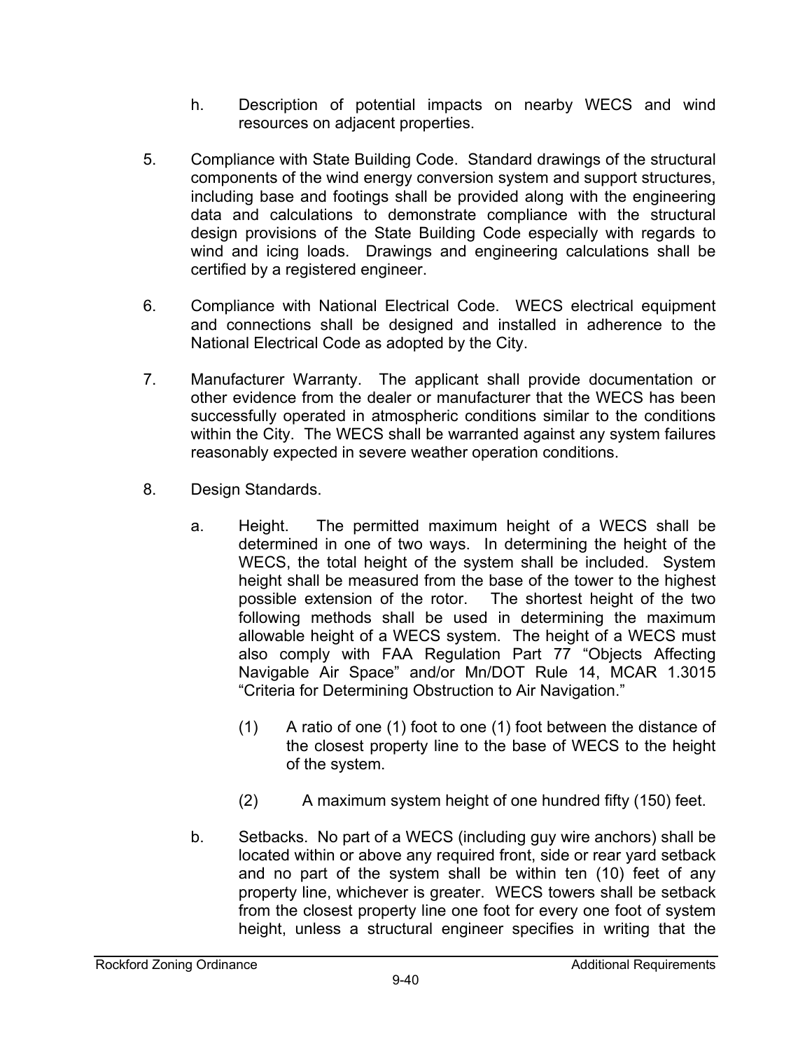h. Description of potential impacts on nearby WECS and wind resources on adjacent properties.

5. Compliance with State Building Code. Standard drawings of the structural components of the wind energy conversion system and support structures, including base and footings shall be provided along with the engineering data and calculations to demonstrate compliance with the structural design provisions of the State Building Code especially with regards to wind and icing loads. Drawings and engineering calculations shall be certified by a registered engineer.

6. Compliance with National Electrical Code. WECS electrical equipment and connections shall be designed and installed in adherence to the National Electrical Code as adopted by the City.

7. Manufacturer Warranty. The applicant shall provide documentation or other evidence from the dealer or manufacturer that the WECS has been successfully operated in atmospheric conditions similar to the conditions within the City. The WECS shall be warranted against any system failures reasonably expected in severe weather operation conditions.

8. Design Standards.

   a. Height. The permitted maximum height of a WECS shall be determined in one of two ways. In determining the height of the WECS, the total height of the system shall be included. System height shall be measured from the base of the tower to the highest possible extension of the rotor. The shortest height of the two following methods shall be used in determining the maximum allowable height of a WECS system. The height of a WECS must also comply with FAA Regulation Part 77 "Objects Affecting Navigable Air Space" and/or Mn/DOT Rule 14, MCAR 1.3015 "Criteria for Determining Obstruction to Air Navigation."

      (1) A ratio of one (1) foot to one (1) foot between the distance of the closest property line to the base of WECS to the height of the system.

      (2) A maximum system height of one hundred fifty (150) feet.

   b. Setbacks. No part of a WECS (including guy wire anchors) shall be located within or above any required front, side or rear yard setback and no part of the system shall be within ten (10) feet of any property line, whichever is greater. WECS towers shall be setback from the closest property line one foot for every one foot of system height, unless a structural engineer specifies in writing that the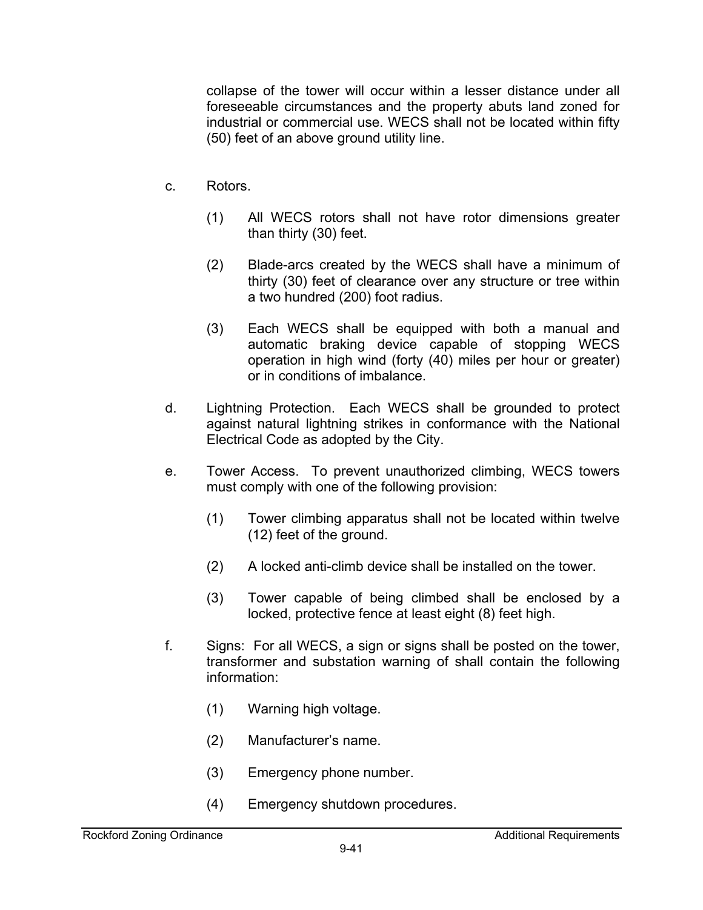collapse of the tower will occur within a lesser distance under all foreseeable circumstances and the property abuts land zoned for industrial or commercial use. WECS shall not be located within fifty (50) feet of an above ground utility line.

c. Rotors.

   (1) All WECS rotors shall not have rotor dimensions greater than thirty (30) feet.

   (2) Blade-arcs created by the WECS shall have a minimum of thirty (30) feet of clearance over any structure or tree within a two hundred (200) foot radius.

   (3) Each WECS shall be equipped with both a manual and automatic braking device capable of stopping WECS operation in high wind (forty (40) miles per hour or greater) or in conditions of imbalance.

d. Lightning Protection. Each WECS shall be grounded to protect against natural lightning strikes in conformance with the National Electrical Code as adopted by the City.

e. Tower Access. To prevent unauthorized climbing, WECS towers must comply with one of the following provision:

   (1) Tower climbing apparatus shall not be located within twelve (12) feet of the ground.

   (2) A locked anti-climb device shall be installed on the tower.

   (3) Tower capable of being climbed shall be enclosed by a locked, protective fence at least eight (8) feet high.

f. Signs: For all WECS, a sign or signs shall be posted on the tower, transformer and substation warning of shall contain the following information:

   (1) Warning high voltage.

   (2) Manufacturer's name.

   (3) Emergency phone number.

   (4) Emergency shutdown procedures.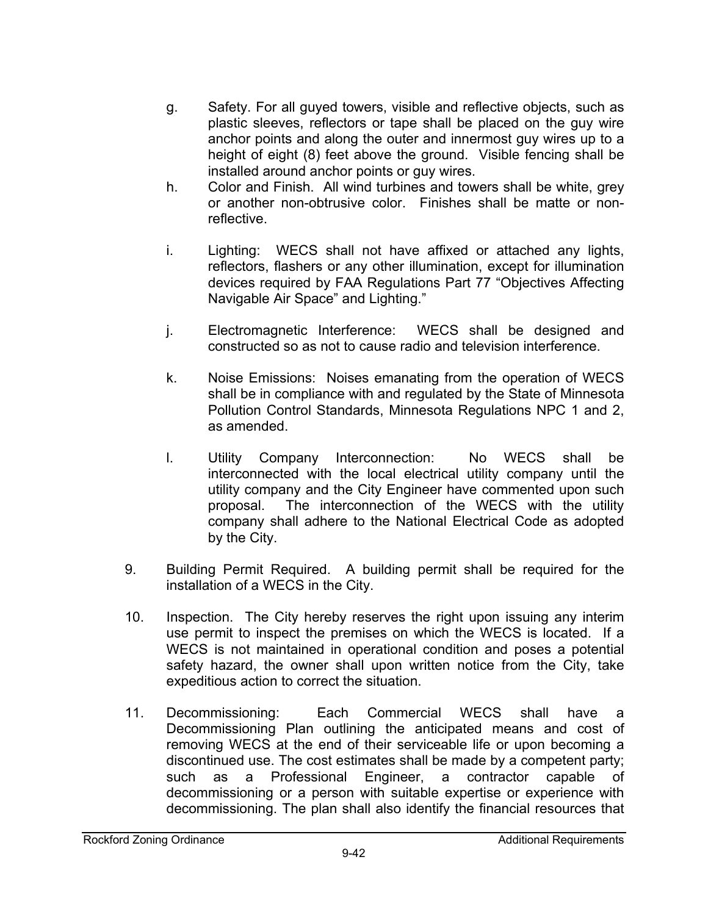g. Safety. For all guyed towers, visible and reflective objects, such as plastic sleeves, reflectors or tape shall be placed on the guy wire anchor points and along the outer and innermost guy wires up to a height of eight (8) feet above the ground. Visible fencing shall be installed around anchor points or guy wires.

h. Color and Finish. All wind turbines and towers shall be white, grey or another non-obtrusive color. Finishes shall be matte or non-reflective.

i. Lighting: WECS shall not have affixed or attached any lights, reflectors, flashers or any other illumination, except for illumination devices required by FAA Regulations Part 77 "Objectives Affecting Navigable Air Space" and Lighting."

j. Electromagnetic Interference: WECS shall be designed and constructed so as not to cause radio and television interference.

k. Noise Emissions: Noises emanating from the operation of WECS shall be in compliance with and regulated by the State of Minnesota Pollution Control Standards, Minnesota Regulations NPC 1 and 2, as amended.

l. Utility Company Interconnection: No WECS shall be interconnected with the local electrical utility company until the utility company and the City Engineer have commented upon such proposal. The interconnection of the WECS with the utility company shall adhere to the National Electrical Code as adopted by the City.

9. Building Permit Required. A building permit shall be required for the installation of a WECS in the City.

10. Inspection. The City hereby reserves the right upon issuing any interim use permit to inspect the premises on which the WECS is located. If a WECS is not maintained in operational condition and poses a potential safety hazard, the owner shall upon written notice from the City, take expeditious action to correct the situation.

11. Decommissioning: Each Commercial WECS shall have a Decommissioning Plan outlining the anticipated means and cost of removing WECS at the end of their serviceable life or upon becoming a discontinued use. The cost estimates shall be made by a competent party; such as a Professional Engineer, a contractor capable of decommissioning or a person with suitable expertise or experience with decommissioning. The plan shall also identify the financial resources that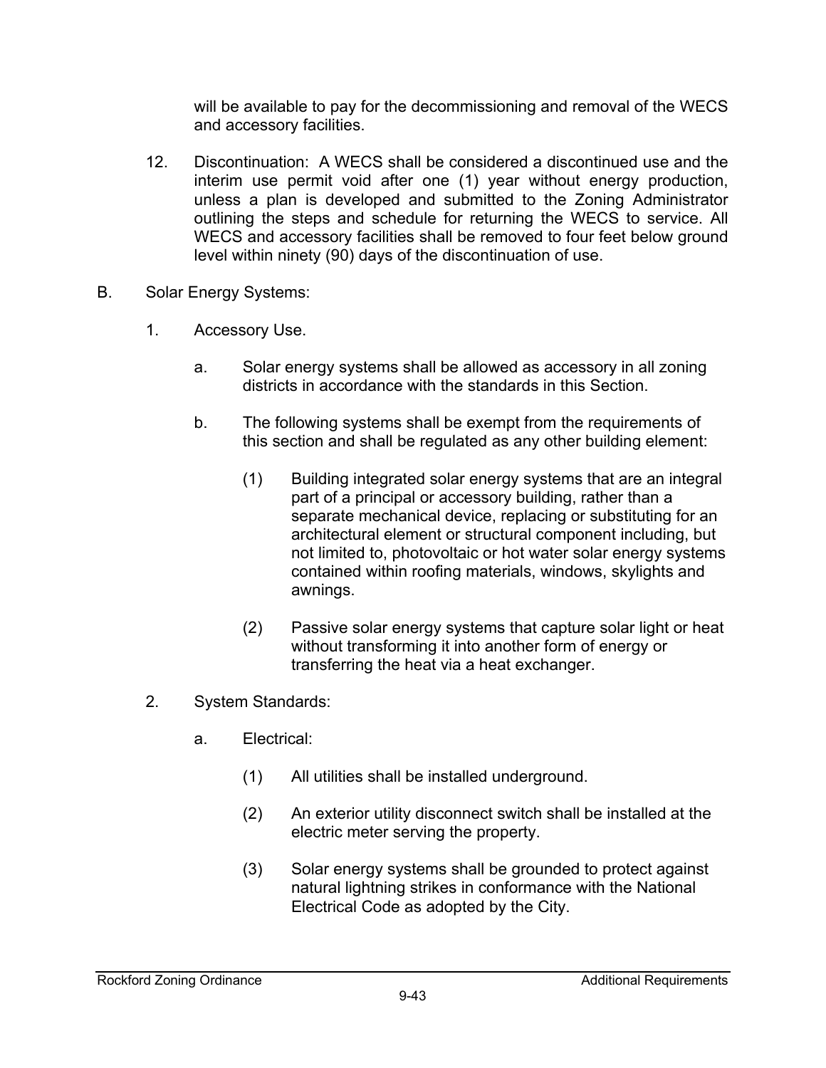will be available to pay for the decommissioning and removal of the WECS and accessory facilities.

12. Discontinuation: A WECS shall be considered a discontinued use and the interim use permit void after one (1) year without energy production, unless a plan is developed and submitted to the Zoning Administrator outlining the steps and schedule for returning the WECS to service. All WECS and accessory facilities shall be removed to four feet below ground level within ninety (90) days of the discontinuation of use.

B. Solar Energy Systems:

1. Accessory Use.

   a. Solar energy systems shall be allowed as accessory in all zoning districts in accordance with the standards in this Section.

   b. The following systems shall be exempt from the requirements of this section and shall be regulated as any other building element:

      (1) Building integrated solar energy systems that are an integral part of a principal or accessory building, rather than a separate mechanical device, replacing or substituting for an architectural element or structural component including, but not limited to, photovoltaic or hot water solar energy systems contained within roofing materials, windows, skylights and awnings.

      (2) Passive solar energy systems that capture solar light or heat without transforming it into another form of energy or transferring the heat via a heat exchanger.

2. System Standards:

   a. Electrical:

      (1) All utilities shall be installed underground.

      (2) An exterior utility disconnect switch shall be installed at the electric meter serving the property.

      (3) Solar energy systems shall be grounded to protect against natural lightning strikes in conformance with the National Electrical Code as adopted by the City.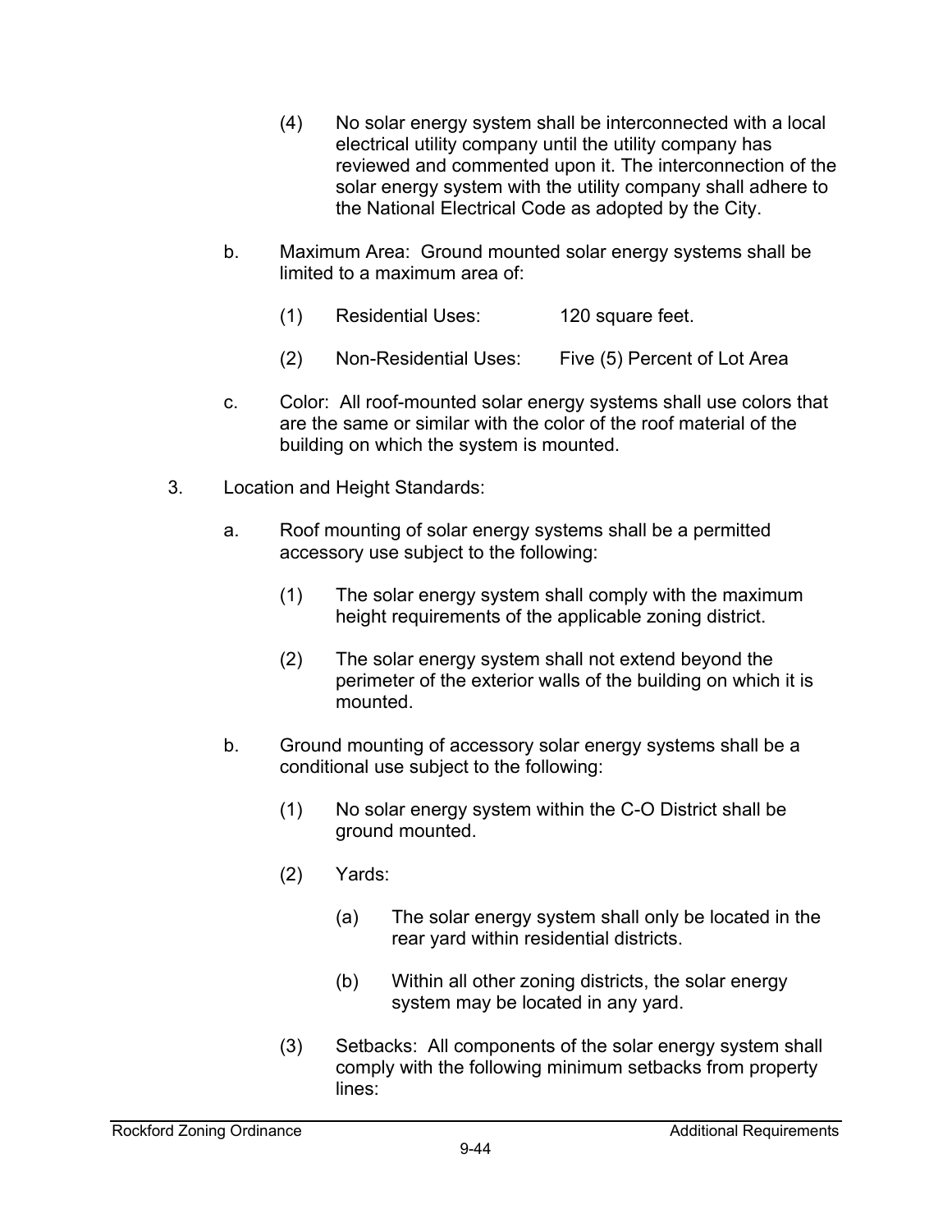(4) No solar energy system shall be interconnected with a local electrical utility company until the utility company has reviewed and commented upon it. The interconnection of the solar energy system with the utility company shall adhere to the National Electrical Code as adopted by the City.

b. Maximum Area: Ground mounted solar energy systems shall be limited to a maximum area of:

(1) Residential Uses: 120 square feet.

(2) Non-Residential Uses: Five (5) Percent of Lot Area

c. Color: All roof-mounted solar energy systems shall use colors that are the same or similar with the color of the roof material of the building on which the system is mounted.

3. Location and Height Standards:

a. Roof mounting of solar energy systems shall be a permitted accessory use subject to the following:

(1) The solar energy system shall comply with the maximum height requirements of the applicable zoning district.

(2) The solar energy system shall not extend beyond the perimeter of the exterior walls of the building on which it is mounted.

b. Ground mounting of accessory solar energy systems shall be a conditional use subject to the following:

(1) No solar energy system within the C-O District shall be ground mounted.

(2) Yards:

(a) The solar energy system shall only be located in the rear yard within residential districts.

(b) Within all other zoning districts, the solar energy system may be located in any yard.

(3) Setbacks: All components of the solar energy system shall comply with the following minimum setbacks from property lines: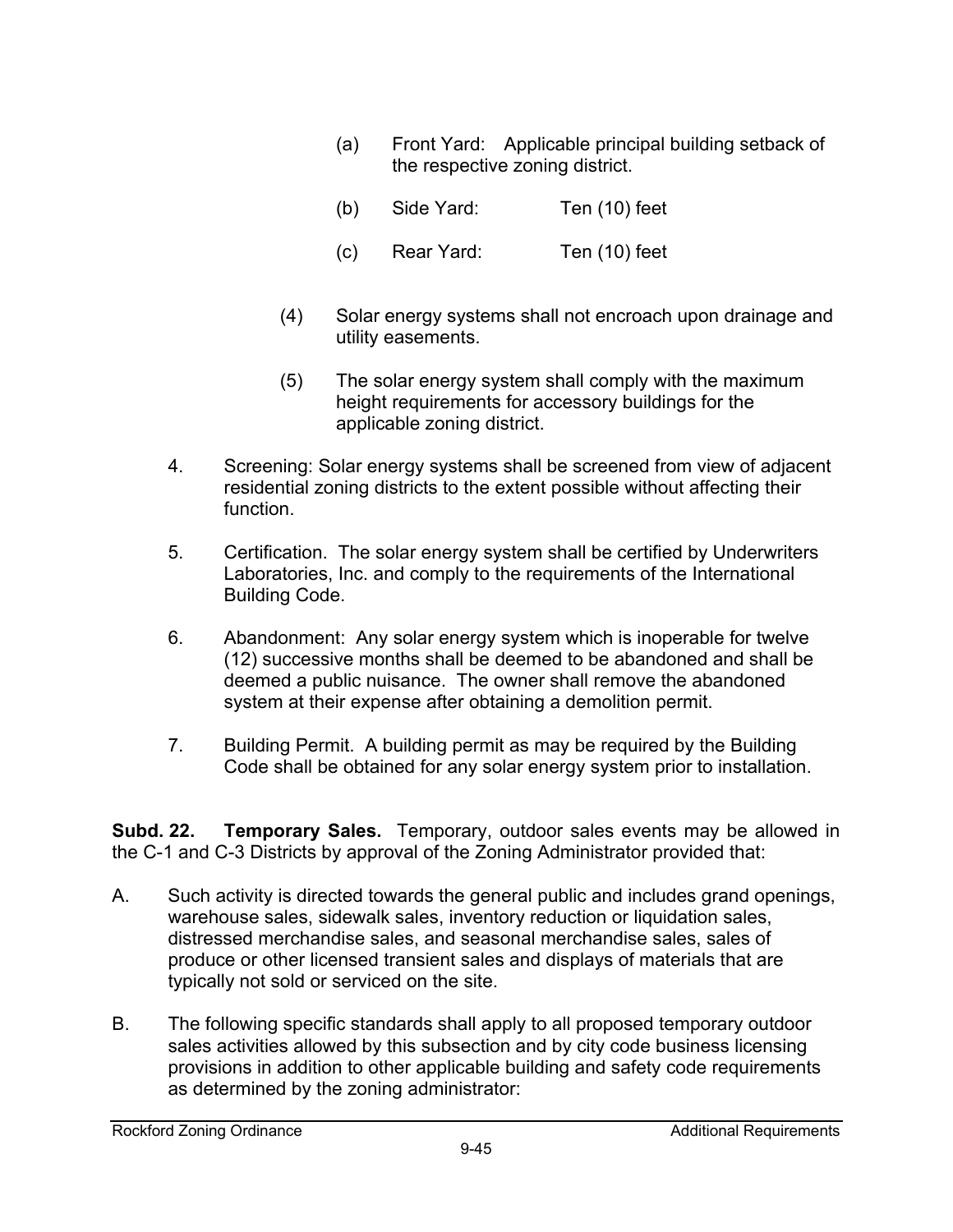(a) Front Yard: Applicable principal building setback of the respective zoning district.

(b) Side Yard: Ten (10) feet

(c) Rear Yard: Ten (10) feet

(4) Solar energy systems shall not encroach upon drainage and utility easements.

(5) The solar energy system shall comply with the maximum height requirements for accessory buildings for the applicable zoning district.

4. Screening: Solar energy systems shall be screened from view of adjacent residential zoning districts to the extent possible without affecting their function.

5. Certification. The solar energy system shall be certified by Underwriters Laboratories, Inc. and comply to the requirements of the International Building Code.

6. Abandonment: Any solar energy system which is inoperable for twelve (12) successive months shall be deemed to be abandoned and shall be deemed a public nuisance. The owner shall remove the abandoned system at their expense after obtaining a demolition permit.

7. Building Permit. A building permit as may be required by the Building Code shall be obtained for any solar energy system prior to installation.

**Subd. 22. Temporary Sales.** Temporary, outdoor sales events may be allowed in the C-1 and C-3 Districts by approval of the Zoning Administrator provided that:

A. Such activity is directed towards the general public and includes grand openings, warehouse sales, sidewalk sales, inventory reduction or liquidation sales, distressed merchandise sales, and seasonal merchandise sales, sales of produce or other licensed transient sales and displays of materials that are typically not sold or serviced on the site.

B. The following specific standards shall apply to all proposed temporary outdoor sales activities allowed by this subsection and by city code business licensing provisions in addition to other applicable building and safety code requirements as determined by the zoning administrator: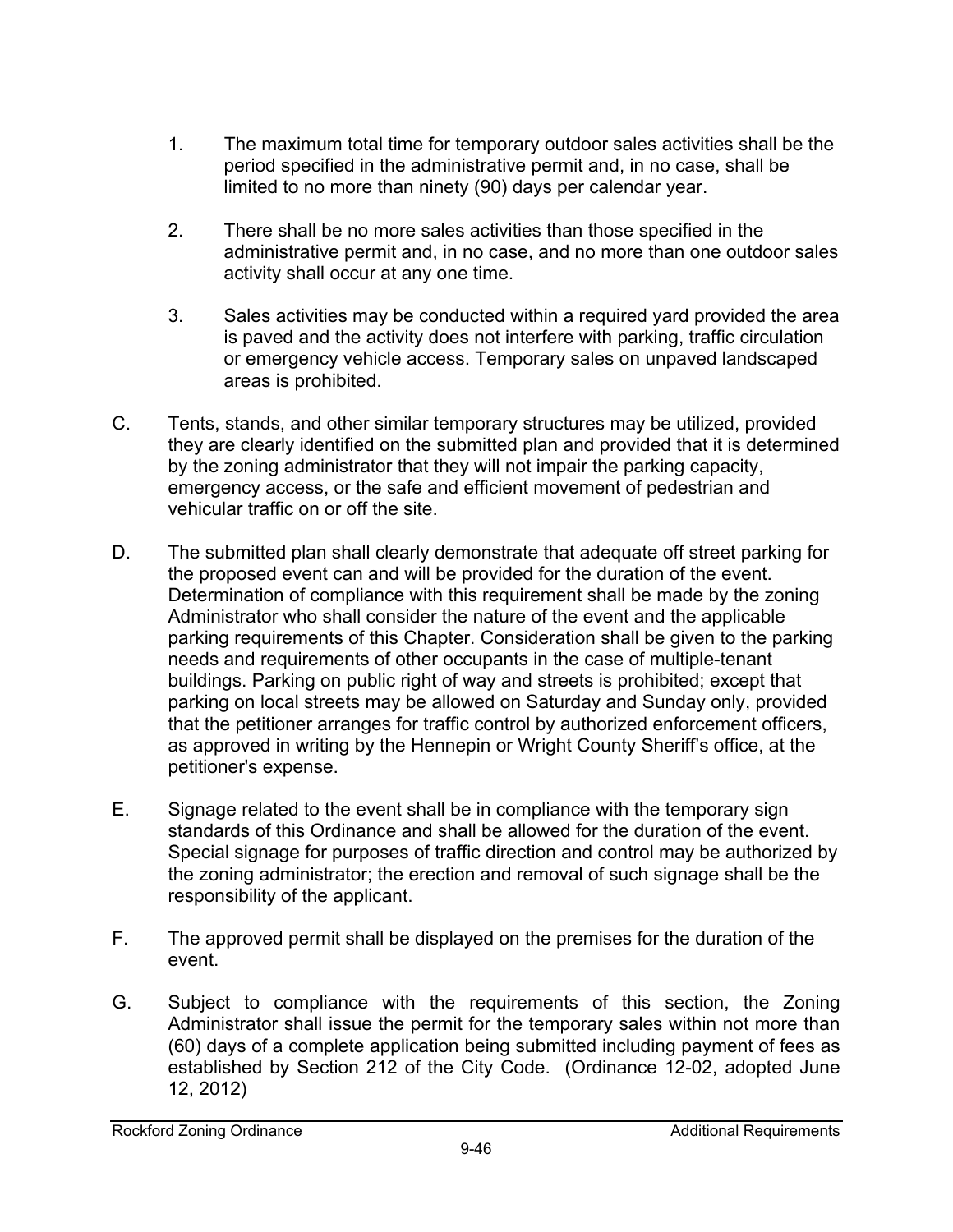1. The maximum total time for temporary outdoor sales activities shall be the period specified in the administrative permit and, in no case, shall be limited to no more than ninety (90) days per calendar year.

2. There shall be no more sales activities than those specified in the administrative permit and, in no case, and no more than one outdoor sales activity shall occur at any one time.

3. Sales activities may be conducted within a required yard provided the area is paved and the activity does not interfere with parking, traffic circulation or emergency vehicle access. Temporary sales on unpaved landscaped areas is prohibited.

C. Tents, stands, and other similar temporary structures may be utilized, provided they are clearly identified on the submitted plan and provided that it is determined by the zoning administrator that they will not impair the parking capacity, emergency access, or the safe and efficient movement of pedestrian and vehicular traffic on or off the site.

D. The submitted plan shall clearly demonstrate that adequate off street parking for the proposed event can and will be provided for the duration of the event. Determination of compliance with this requirement shall be made by the zoning Administrator who shall consider the nature of the event and the applicable parking requirements of this Chapter. Consideration shall be given to the parking needs and requirements of other occupants in the case of multiple-tenant buildings. Parking on public right of way and streets is prohibited; except that parking on local streets may be allowed on Saturday and Sunday only, provided that the petitioner arranges for traffic control by authorized enforcement officers, as approved in writing by the Hennepin or Wright County Sheriff's office, at the petitioner's expense.

E. Signage related to the event shall be in compliance with the temporary sign standards of this Ordinance and shall be allowed for the duration of the event. Special signage for purposes of traffic direction and control may be authorized by the zoning administrator; the erection and removal of such signage shall be the responsibility of the applicant.

F. The approved permit shall be displayed on the premises for the duration of the event.

G. Subject to compliance with the requirements of this section, the Zoning Administrator shall issue the permit for the temporary sales within not more than (60) days of a complete application being submitted including payment of fees as established by Section 212 of the City Code. (Ordinance 12-02, adopted June 12, 2012)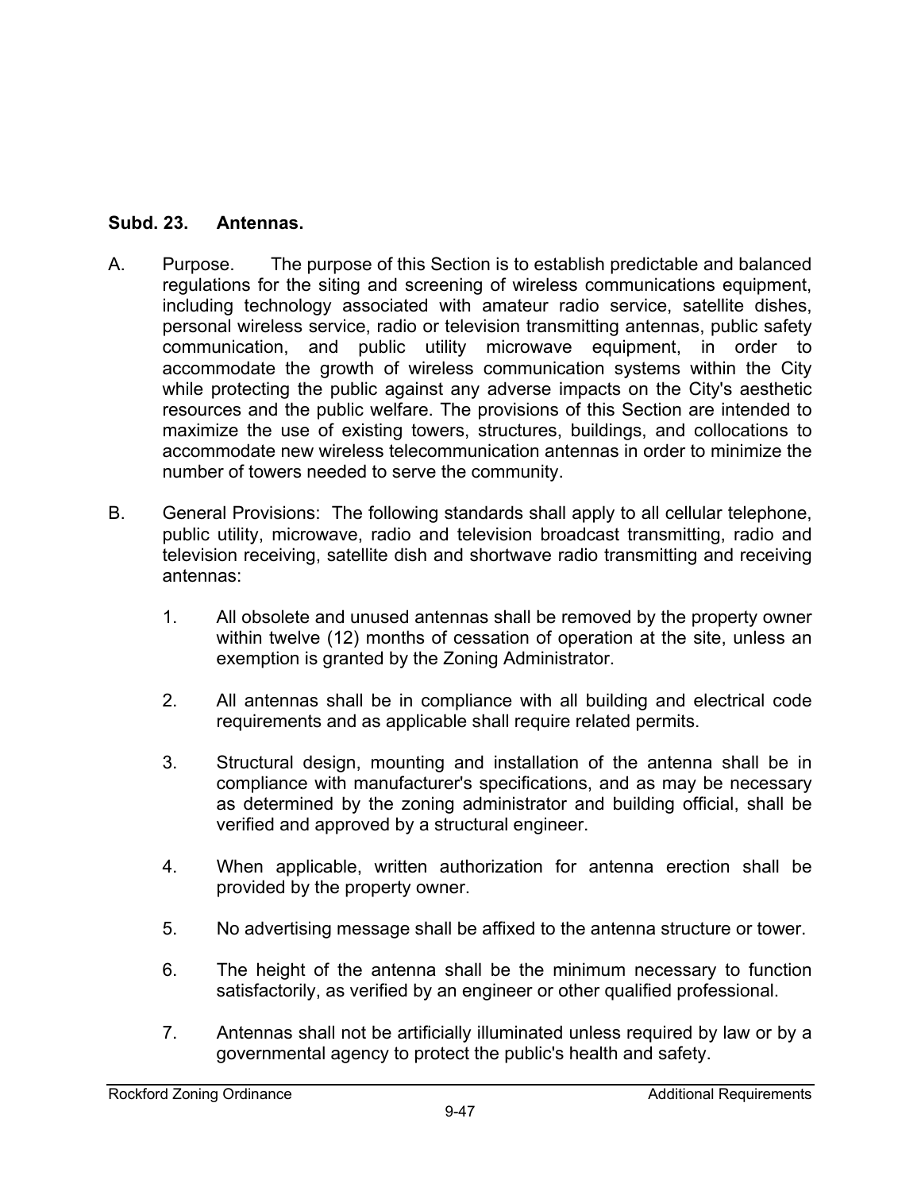**Subd. 23. Antennas.**

A. Purpose. The purpose of this Section is to establish predictable and balanced regulations for the siting and screening of wireless communications equipment, including technology associated with amateur radio service, satellite dishes, personal wireless service, radio or television transmitting antennas, public safety communication, and public utility microwave equipment, in order to accommodate the growth of wireless communication systems within the City while protecting the public against any adverse impacts on the City's aesthetic resources and the public welfare. The provisions of this Section are intended to maximize the use of existing towers, structures, buildings, and collocations to accommodate new wireless telecommunication antennas in order to minimize the number of towers needed to serve the community.

B. General Provisions: The following standards shall apply to all cellular telephone, public utility, microwave, radio and television broadcast transmitting, radio and television receiving, satellite dish and shortwave radio transmitting and receiving antennas:

1. All obsolete and unused antennas shall be removed by the property owner within twelve (12) months of cessation of operation at the site, unless an exemption is granted by the Zoning Administrator.

2. All antennas shall be in compliance with all building and electrical code requirements and as applicable shall require related permits.

3. Structural design, mounting and installation of the antenna shall be in compliance with manufacturer's specifications, and as may be necessary as determined by the zoning administrator and building official, shall be verified and approved by a structural engineer.

4. When applicable, written authorization for antenna erection shall be provided by the property owner.

5. No advertising message shall be affixed to the antenna structure or tower.

6. The height of the antenna shall be the minimum necessary to function satisfactorily, as verified by an engineer or other qualified professional.

7. Antennas shall not be artificially illuminated unless required by law or by a governmental agency to protect the public's health and safety.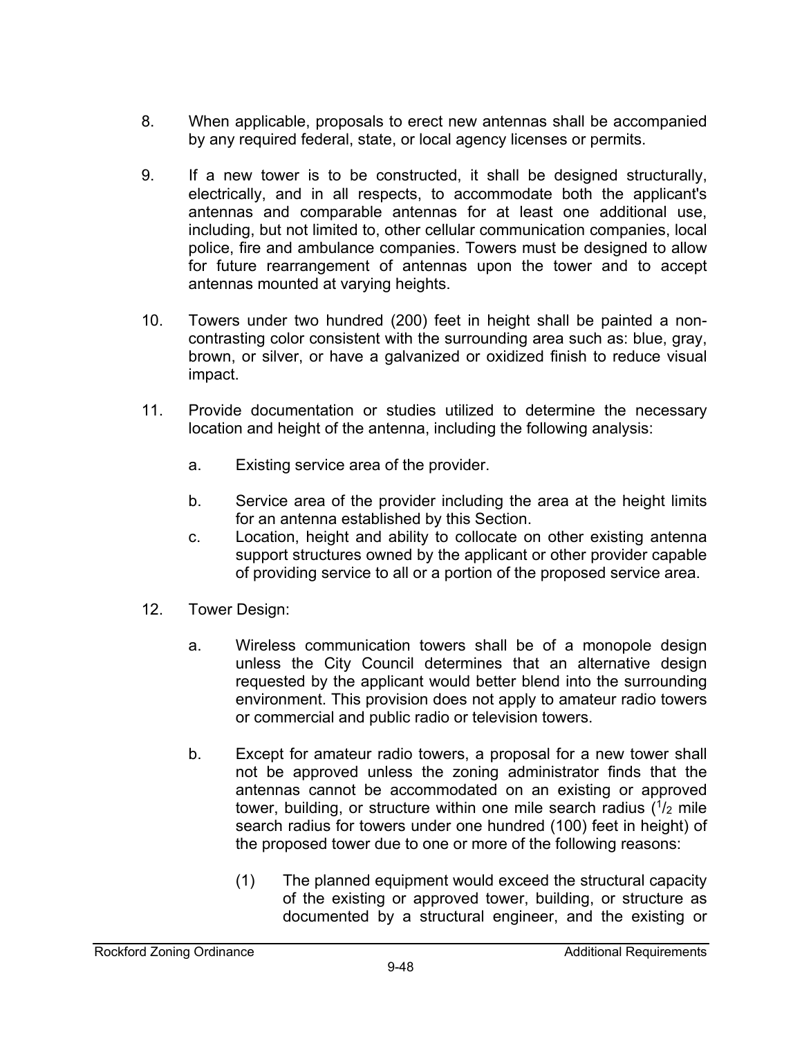8. When applicable, proposals to erect new antennas shall be accompanied by any required federal, state, or local agency licenses or permits.

9. If a new tower is to be constructed, it shall be designed structurally, electrically, and in all respects, to accommodate both the applicant's antennas and comparable antennas for at least one additional use, including, but not limited to, other cellular communication companies, local police, fire and ambulance companies. Towers must be designed to allow for future rearrangement of antennas upon the tower and to accept antennas mounted at varying heights.

10. Towers under two hundred (200) feet in height shall be painted a non-contrasting color consistent with the surrounding area such as: blue, gray, brown, or silver, or have a galvanized or oxidized finish to reduce visual impact.

11. Provide documentation or studies utilized to determine the necessary location and height of the antenna, including the following analysis:

    a. Existing service area of the provider.

    b. Service area of the provider including the area at the height limits for an antenna established by this Section.

    c. Location, height and ability to collocate on other existing antenna support structures owned by the applicant or other provider capable of providing service to all or a portion of the proposed service area.

12. Tower Design:

    a. Wireless communication towers shall be of a monopole design unless the City Council determines that an alternative design requested by the applicant would better blend into the surrounding environment. This provision does not apply to amateur radio towers or commercial and public radio or television towers.

    b. Except for amateur radio towers, a proposal for a new tower shall not be approved unless the zoning administrator finds that the antennas cannot be accommodated on an existing or approved tower, building, or structure within one mile search radius (1/2 mile search radius for towers under one hundred (100) feet in height) of the proposed tower due to one or more of the following reasons:

        (1) The planned equipment would exceed the structural capacity of the existing or approved tower, building, or structure as documented by a structural engineer, and the existing or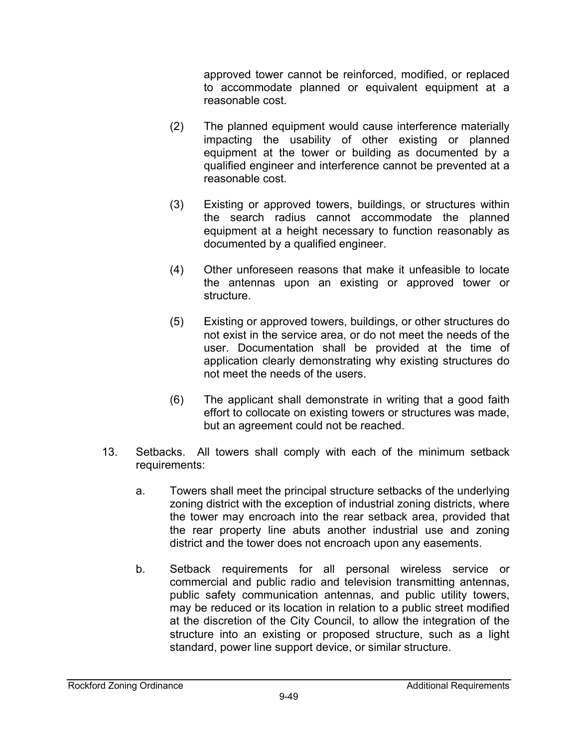approved tower cannot be reinforced, modified, or replaced to accommodate planned or equivalent equipment at a reasonable cost.

(2) The planned equipment would cause interference materially impacting the usability of other existing or planned equipment at the tower or building as documented by a qualified engineer and interference cannot be prevented at a reasonable cost.

(3) Existing or approved towers, buildings, or structures within the search radius cannot accommodate the planned equipment at a height necessary to function reasonably as documented by a qualified engineer.

(4) Other unforeseen reasons that make it unfeasible to locate the antennas upon an existing or approved tower or structure.

(5) Existing or approved towers, buildings, or other structures do not exist in the service area, or do not meet the needs of the user. Documentation shall be provided at the time of application clearly demonstrating why existing structures do not meet the needs of the users.

(6) The applicant shall demonstrate in writing that a good faith effort to collocate on existing towers or structures was made, but an agreement could not be reached.

13. Setbacks. All towers shall comply with each of the minimum setback requirements:

a. Towers shall meet the principal structure setbacks of the underlying zoning district with the exception of industrial zoning districts, where the tower may encroach into the rear setback area, provided that the rear property line abuts another industrial use and zoning district and the tower does not encroach upon any easements.

b. Setback requirements for all personal wireless service or commercial and public radio and television transmitting antennas, public safety communication antennas, and public utility towers, may be reduced or its location in relation to a public street modified at the discretion of the City Council, to allow the integration of the structure into an existing or proposed structure, such as a light standard, power line support device, or similar structure.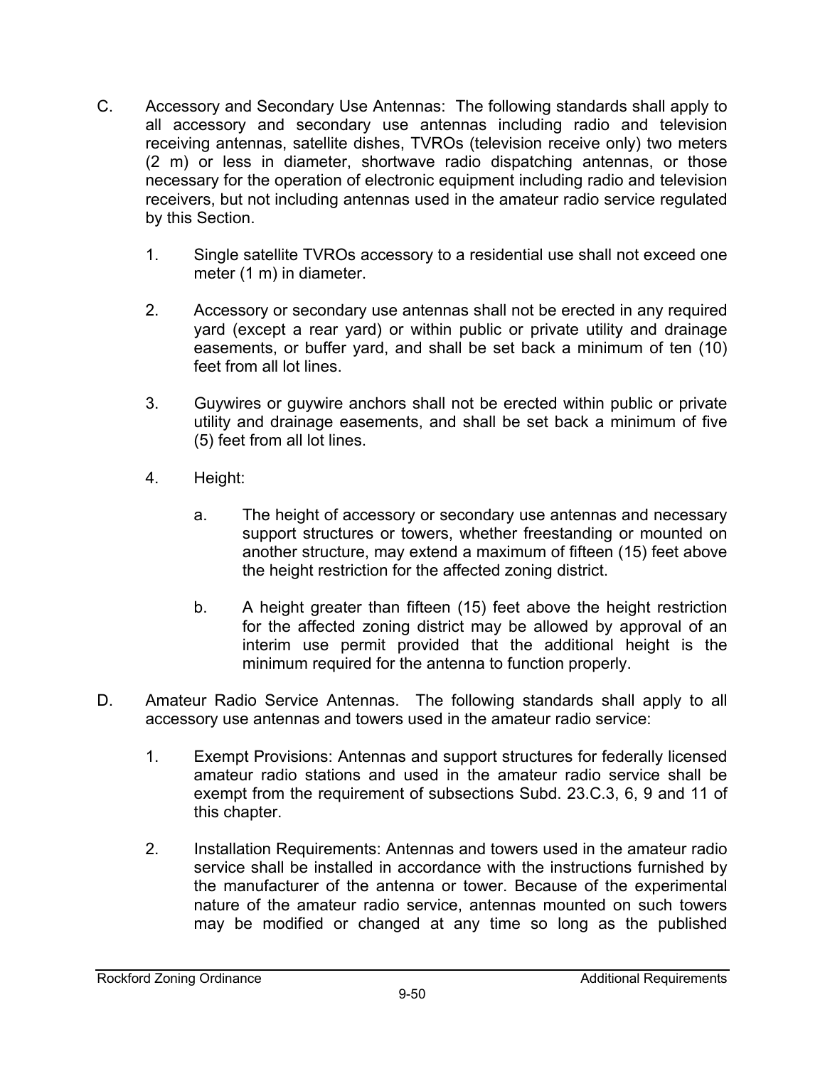C. Accessory and Secondary Use Antennas: The following standards shall apply to all accessory and secondary use antennas including radio and television receiving antennas, satellite dishes, TVROs (television receive only) two meters (2 m) or less in diameter, shortwave radio dispatching antennas, or those necessary for the operation of electronic equipment including radio and television receivers, but not including antennas used in the amateur radio service regulated by this Section.

   1. Single satellite TVROs accessory to a residential use shall not exceed one meter (1 m) in diameter.

   2. Accessory or secondary use antennas shall not be erected in any required yard (except a rear yard) or within public or private utility and drainage easements, or buffer yard, and shall be set back a minimum of ten (10) feet from all lot lines.

   3. Guywires or guywire anchors shall not be erected within public or private utility and drainage easements, and shall be set back a minimum of five (5) feet from all lot lines.

   4. Height:

      a. The height of accessory or secondary use antennas and necessary support structures or towers, whether freestanding or mounted on another structure, may extend a maximum of fifteen (15) feet above the height restriction for the affected zoning district.

      b. A height greater than fifteen (15) feet above the height restriction for the affected zoning district may be allowed by approval of an interim use permit provided that the additional height is the minimum required for the antenna to function properly.

D. Amateur Radio Service Antennas. The following standards shall apply to all accessory use antennas and towers used in the amateur radio service:

   1. Exempt Provisions: Antennas and support structures for federally licensed amateur radio stations and used in the amateur radio service shall be exempt from the requirement of subsections Subd. 23.C.3, 6, 9 and 11 of this chapter.

   2. Installation Requirements: Antennas and towers used in the amateur radio service shall be installed in accordance with the instructions furnished by the manufacturer of the antenna or tower. Because of the experimental nature of the amateur radio service, antennas mounted on such towers may be modified or changed at any time so long as the published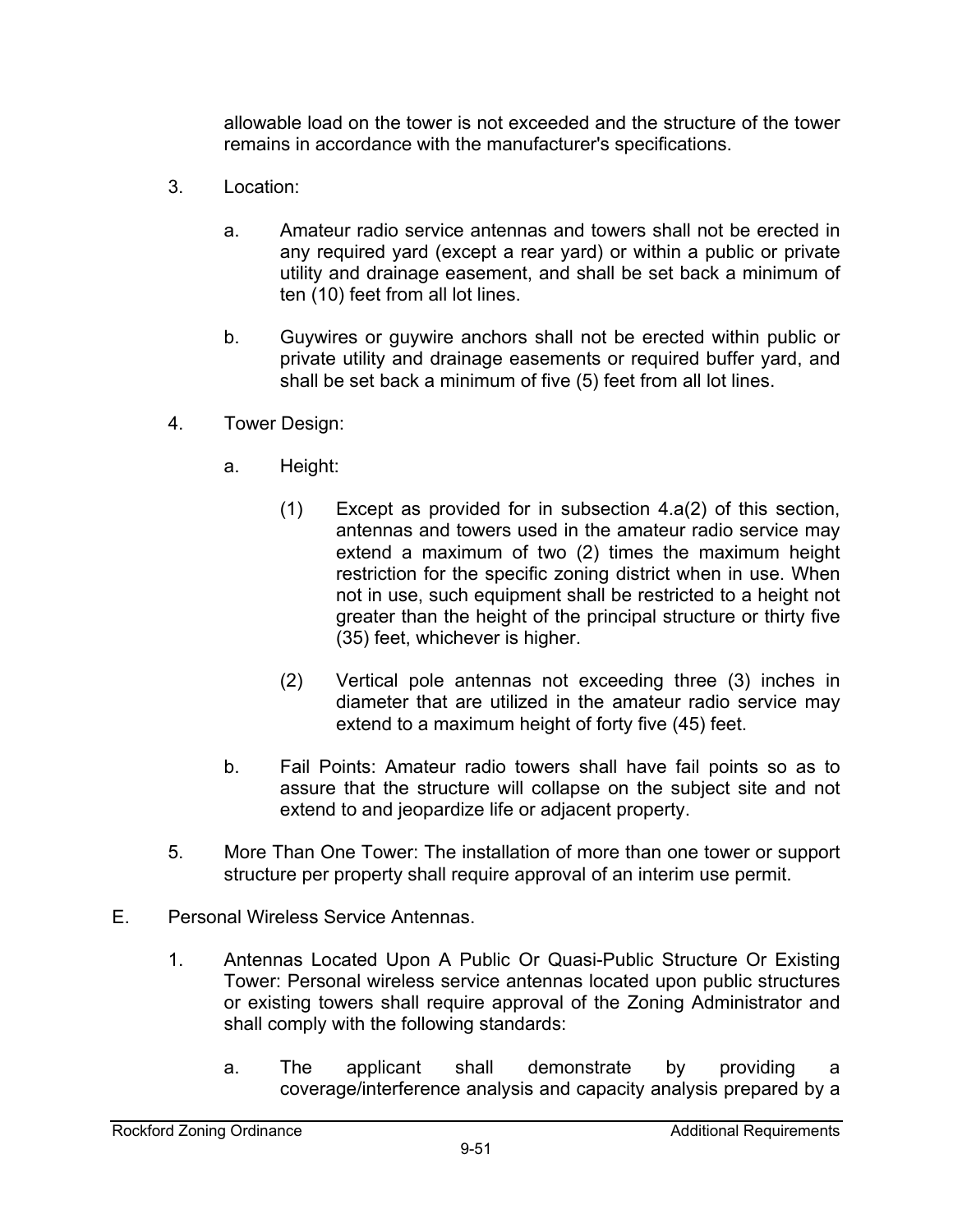allowable load on the tower is not exceeded and the structure of the tower remains in accordance with the manufacturer's specifications.

3. Location:

   a. Amateur radio service antennas and towers shall not be erected in any required yard (except a rear yard) or within a public or private utility and drainage easement, and shall be set back a minimum of ten (10) feet from all lot lines.

   b. Guywires or guywire anchors shall not be erected within public or private utility and drainage easements or required buffer yard, and shall be set back a minimum of five (5) feet from all lot lines.

4. Tower Design:

   a. Height:

      (1) Except as provided for in subsection 4.a(2) of this section, antennas and towers used in the amateur radio service may extend a maximum of two (2) times the maximum height restriction for the specific zoning district when in use. When not in use, such equipment shall be restricted to a height not greater than the height of the principal structure or thirty five (35) feet, whichever is higher.

      (2) Vertical pole antennas not exceeding three (3) inches in diameter that are utilized in the amateur radio service may extend to a maximum height of forty five (45) feet.

   b. Fail Points: Amateur radio towers shall have fail points so as to assure that the structure will collapse on the subject site and not extend to and jeopardize life or adjacent property.

5. More Than One Tower: The installation of more than one tower or support structure per property shall require approval of an interim use permit.

E. Personal Wireless Service Antennas.

1. Antennas Located Upon A Public Or Quasi-Public Structure Or Existing Tower: Personal wireless service antennas located upon public structures or existing towers shall require approval of the Zoning Administrator and shall comply with the following standards:

   a. The applicant shall demonstrate by providing a coverage/interference analysis and capacity analysis prepared by a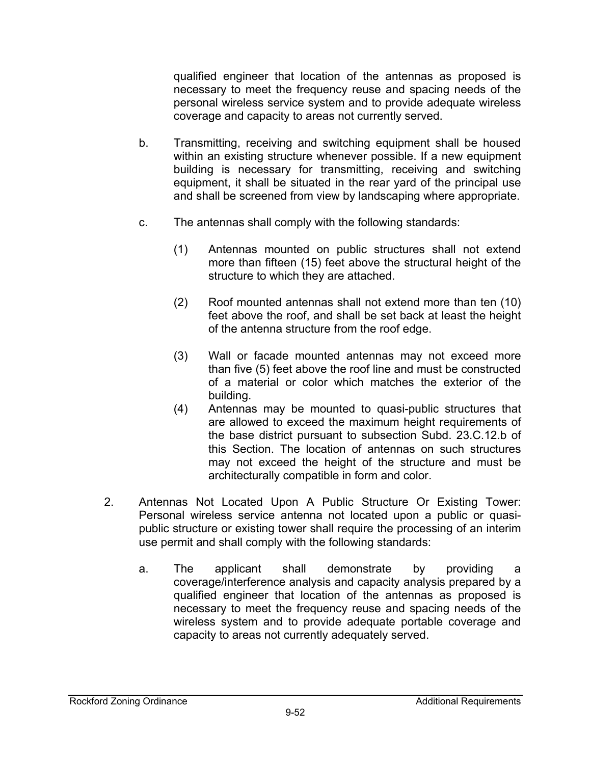qualified engineer that location of the antennas as proposed is necessary to meet the frequency reuse and spacing needs of the personal wireless service system and to provide adequate wireless coverage and capacity to areas not currently served.

b. Transmitting, receiving and switching equipment shall be housed within an existing structure whenever possible. If a new equipment building is necessary for transmitting, receiving and switching equipment, it shall be situated in the rear yard of the principal use and shall be screened from view by landscaping where appropriate.

c. The antennas shall comply with the following standards:

(1) Antennas mounted on public structures shall not extend more than fifteen (15) feet above the structural height of the structure to which they are attached.

(2) Roof mounted antennas shall not extend more than ten (10) feet above the roof, and shall be set back at least the height of the antenna structure from the roof edge.

(3) Wall or facade mounted antennas may not exceed more than five (5) feet above the roof line and must be constructed of a material or color which matches the exterior of the building.

(4) Antennas may be mounted to quasi-public structures that are allowed to exceed the maximum height requirements of the base district pursuant to subsection Subd. 23.C.12.b of this Section. The location of antennas on such structures may not exceed the height of the structure and must be architecturally compatible in form and color.

2. Antennas Not Located Upon A Public Structure Or Existing Tower: Personal wireless service antenna not located upon a public or quasi-public structure or existing tower shall require the processing of an interim use permit and shall comply with the following standards:

a. The applicant shall demonstrate by providing a coverage/interference analysis and capacity analysis prepared by a qualified engineer that location of the antennas as proposed is necessary to meet the frequency reuse and spacing needs of the wireless system and to provide adequate portable coverage and capacity to areas not currently adequately served.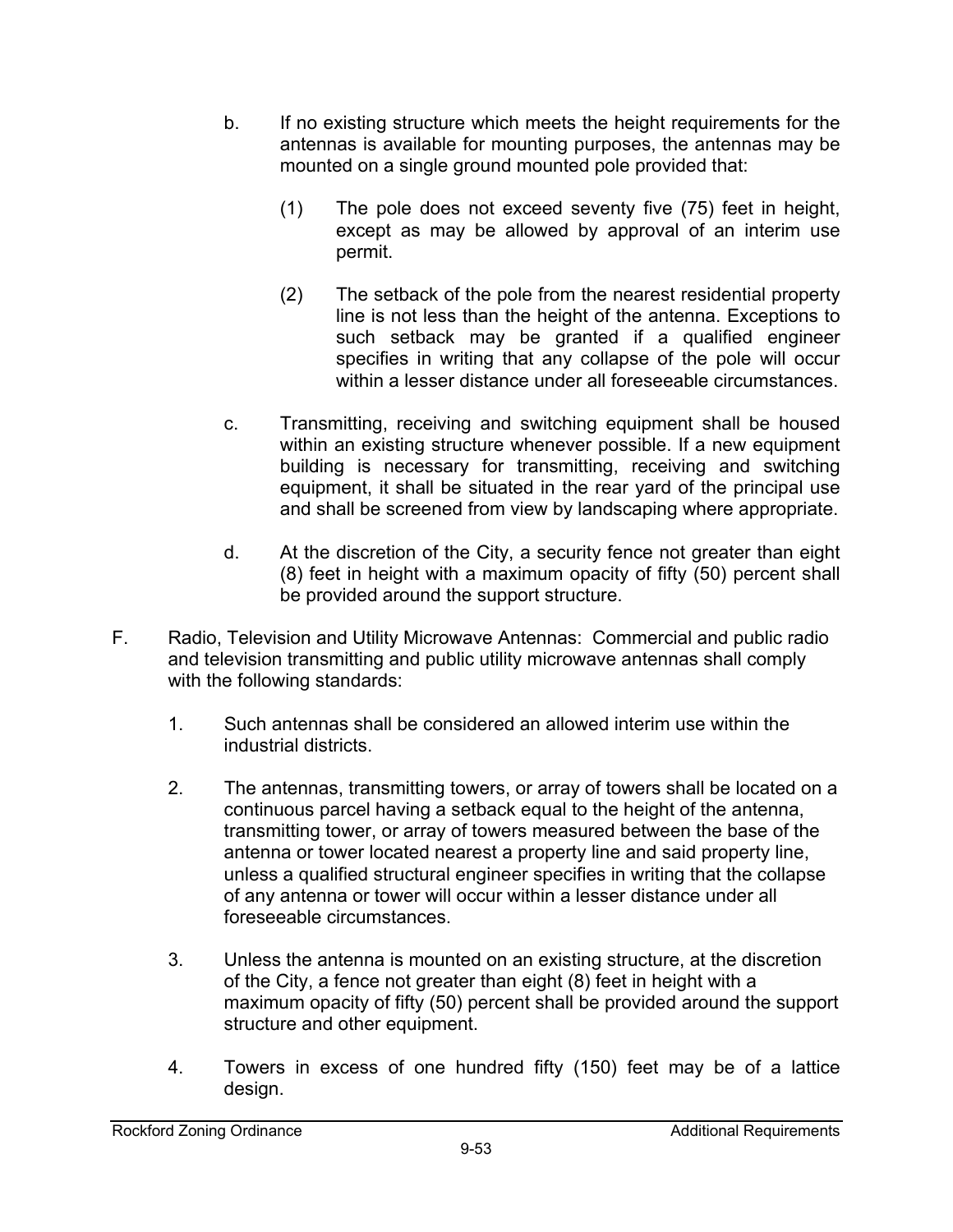b. If no existing structure which meets the height requirements for the antennas is available for mounting purposes, the antennas may be mounted on a single ground mounted pole provided that:

   (1) The pole does not exceed seventy five (75) feet in height, except as may be allowed by approval of an interim use permit.

   (2) The setback of the pole from the nearest residential property line is not less than the height of the antenna. Exceptions to such setback may be granted if a qualified engineer specifies in writing that any collapse of the pole will occur within a lesser distance under all foreseeable circumstances.

c. Transmitting, receiving and switching equipment shall be housed within an existing structure whenever possible. If a new equipment building is necessary for transmitting, receiving and switching equipment, it shall be situated in the rear yard of the principal use and shall be screened from view by landscaping where appropriate.

d. At the discretion of the City, a security fence not greater than eight (8) feet in height with a maximum opacity of fifty (50) percent shall be provided around the support structure.

F. Radio, Television and Utility Microwave Antennas: Commercial and public radio and television transmitting and public utility microwave antennas shall comply with the following standards:

1. Such antennas shall be considered an allowed interim use within the industrial districts.

2. The antennas, transmitting towers, or array of towers shall be located on a continuous parcel having a setback equal to the height of the antenna, transmitting tower, or array of towers measured between the base of the antenna or tower located nearest a property line and said property line, unless a qualified structural engineer specifies in writing that the collapse of any antenna or tower will occur within a lesser distance under all foreseeable circumstances.

3. Unless the antenna is mounted on an existing structure, at the discretion of the City, a fence not greater than eight (8) feet in height with a maximum opacity of fifty (50) percent shall be provided around the support structure and other equipment.

4. Towers in excess of one hundred fifty (150) feet may be of a lattice design.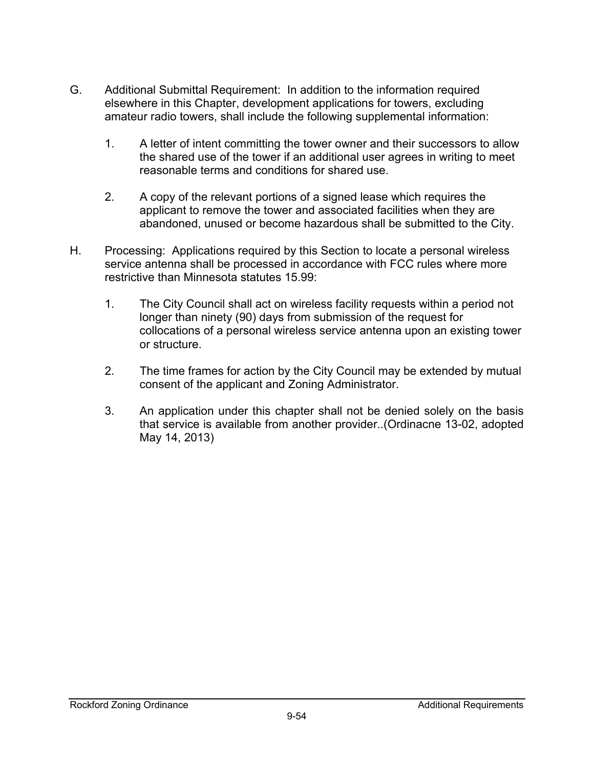G. Additional Submittal Requirement: In addition to the information required elsewhere in this Chapter, development applications for towers, excluding amateur radio towers, shall include the following supplemental information:

  1. A letter of intent committing the tower owner and their successors to allow the shared use of the tower if an additional user agrees in writing to meet reasonable terms and conditions for shared use.

  2. A copy of the relevant portions of a signed lease which requires the applicant to remove the tower and associated facilities when they are abandoned, unused or become hazardous shall be submitted to the City.

H. Processing: Applications required by this Section to locate a personal wireless service antenna shall be processed in accordance with FCC rules where more restrictive than Minnesota statutes 15.99:

  1. The City Council shall act on wireless facility requests within a period not longer than ninety (90) days from submission of the request for collocations of a personal wireless service antenna upon an existing tower or structure.

  2. The time frames for action by the City Council may be extended by mutual consent of the applicant and Zoning Administrator.

  3. An application under this chapter shall not be denied solely on the basis that service is available from another provider..(Ordinacne 13-02, adopted May 14, 2013)